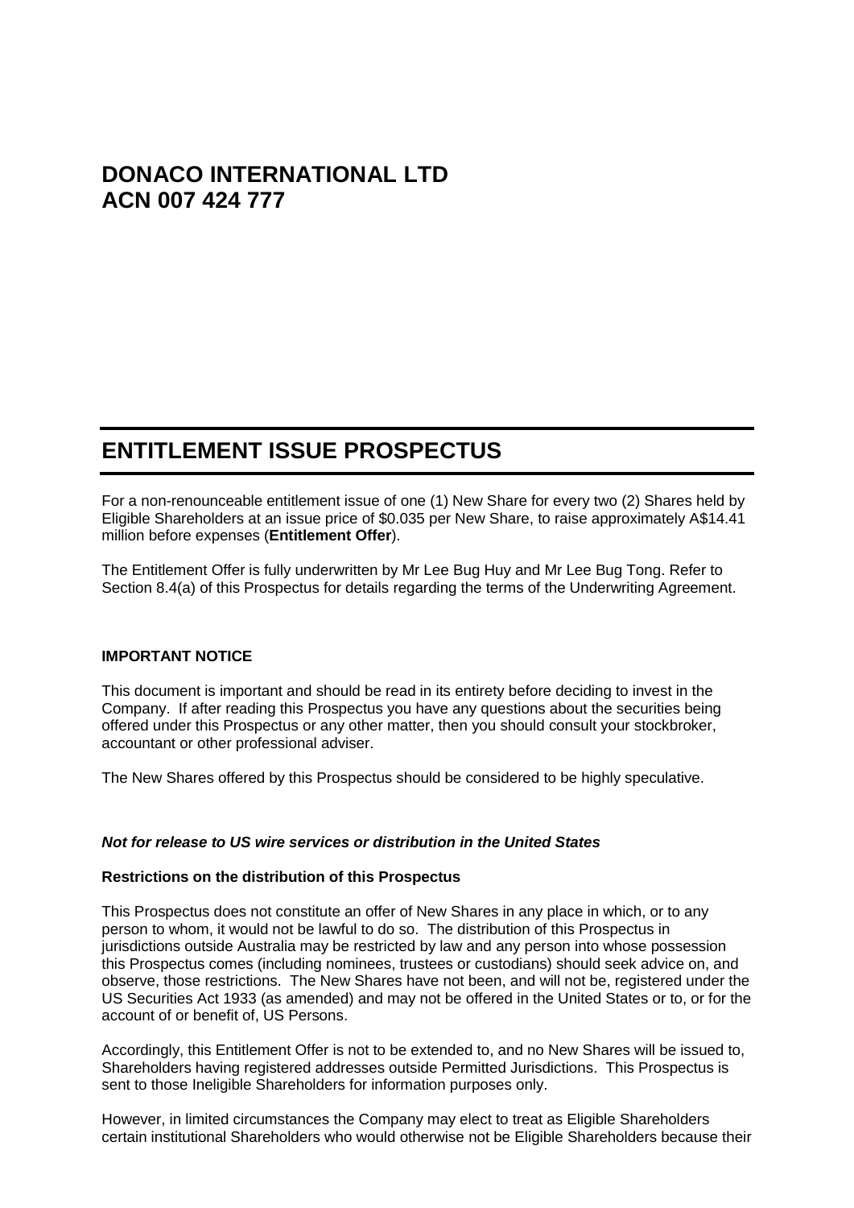# DONACO INTERNATIONAL LTD
# ACN 007 424 777

## ENTITLEMENT ISSUE PROSPECTUS

For a non-renounceable entitlement issue of one (1) New Share for every two (2) Shares held by Eligible Shareholders at an issue price of $0.035 per New Share, to raise approximately A$14.41 million before expenses (**Entitlement Offer**).

The Entitlement Offer is fully underwritten by Mr Lee Bug Huy and Mr Lee Bug Tong. Refer to Section 8.4(a) of this Prospectus for details regarding the terms of the Underwriting Agreement.

**IMPORTANT NOTICE**

This document is important and should be read in its entirety before deciding to invest in the Company. If after reading this Prospectus you have any questions about the securities being offered under this Prospectus or any other matter, then you should consult your stockbroker, accountant or other professional adviser.

The New Shares offered by this Prospectus should be considered to be highly speculative.

***Not for release to US wire services or distribution in the United States***

**Restrictions on the distribution of this Prospectus**

This Prospectus does not constitute an offer of New Shares in any place in which, or to any person to whom, it would not be lawful to do so. The distribution of this Prospectus in jurisdictions outside Australia may be restricted by law and any person into whose possession this Prospectus comes (including nominees, trustees or custodians) should seek advice on, and observe, those restrictions. The New Shares have not been, and will not be, registered under the US Securities Act 1933 (as amended) and may not be offered in the United States or to, or for the account of or benefit of, US Persons.

Accordingly, this Entitlement Offer is not to be extended to, and no New Shares will be issued to, Shareholders having registered addresses outside Permitted Jurisdictions. This Prospectus is sent to those Ineligible Shareholders for information purposes only.

However, in limited circumstances the Company may elect to treat as Eligible Shareholders certain institutional Shareholders who would otherwise not be Eligible Shareholders because their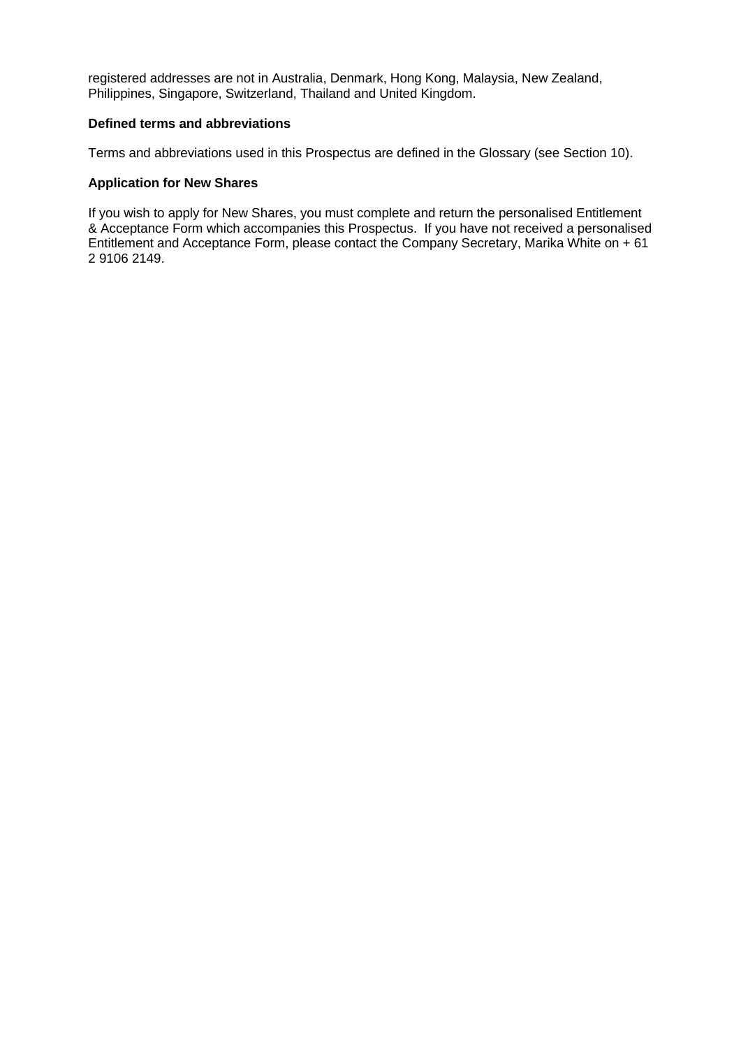registered addresses are not in Australia, Denmark, Hong Kong, Malaysia, New Zealand, Philippines, Singapore, Switzerland, Thailand and United Kingdom.

**Defined terms and abbreviations**

Terms and abbreviations used in this Prospectus are defined in the Glossary (see Section 10).

**Application for New Shares**

If you wish to apply for New Shares, you must complete and return the personalised Entitlement & Acceptance Form which accompanies this Prospectus. If you have not received a personalised Entitlement and Acceptance Form, please contact the Company Secretary, Marika White on + 61 2 9106 2149.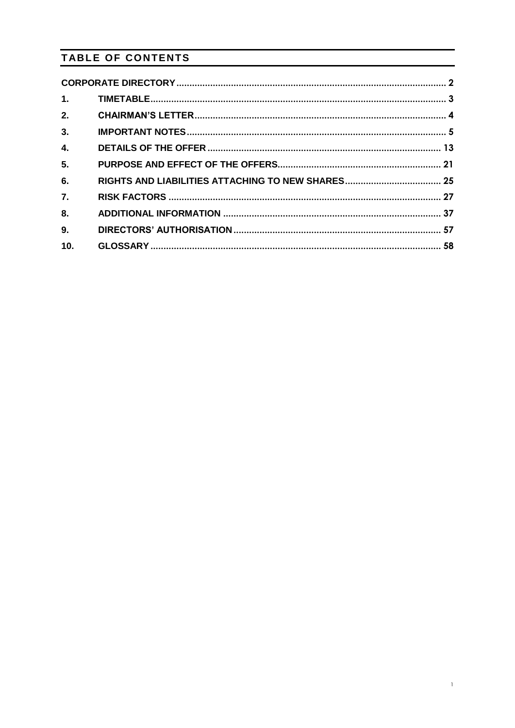## TABLE OF CONTENTS

| | | |
|---|---|---|
| CORPORATE DIRECTORY | | 2 |
| 1. | TIMETABLE | 3 |
| 2. | CHAIRMAN'S LETTER | 4 |
| 3. | IMPORTANT NOTES | 5 |
| 4. | DETAILS OF THE OFFER | 13 |
| 5. | PURPOSE AND EFFECT OF THE OFFERS | 21 |
| 6. | RIGHTS AND LIABILITIES ATTACHING TO NEW SHARES | 25 |
| 7. | RISK FACTORS | 27 |
| 8. | ADDITIONAL INFORMATION | 37 |
| 9. | DIRECTORS' AUTHORISATION | 57 |
| 10. | GLOSSARY | 58 |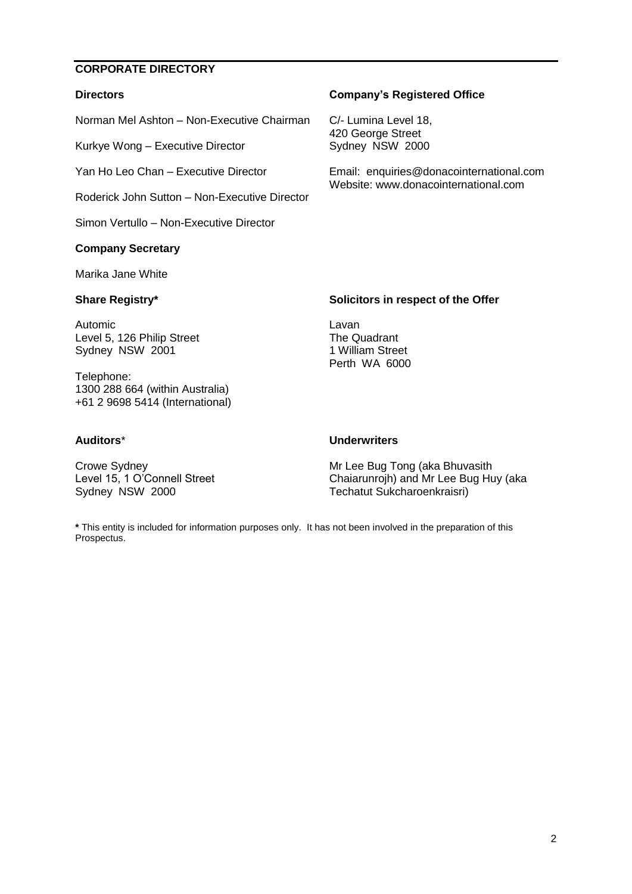## CORPORATE DIRECTORY

### Directors

Norman Mel Ashton – Non-Executive Chairman

Kurkye Wong – Executive Director

Yan Ho Leo Chan – Executive Director

Roderick John Sutton – Non-Executive Director

Simon Vertullo – Non-Executive Director

### Company's Registered Office

C/- Lumina Level 18,
420 George Street
Sydney NSW 2000

Email: enquiries@donacointernational.com
Website: www.donacointernational.com

### Company Secretary

Marika Jane White

### Share Registry*

Automic
Level 5, 126 Philip Street
Sydney NSW 2001

Telephone:
1300 288 664 (within Australia)
+61 2 9698 5414 (International)

### Solicitors in respect of the Offer

Lavan
The Quadrant
1 William Street
Perth WA 6000

### Auditors*

Crowe Sydney
Level 15, 1 O'Connell Street
Sydney NSW 2000

### Underwriters

Mr Lee Bug Tong (aka Bhuvasith Chaiarunrojh) and Mr Lee Bug Huy (aka Techatut Sukcharoenkraisri)

**\*** This entity is included for information purposes only. It has not been involved in the preparation of this Prospectus.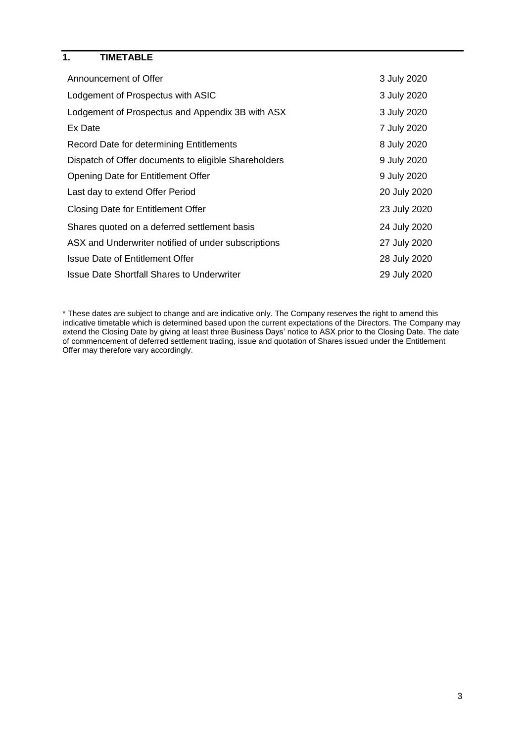## 1. TIMETABLE

| | |
|---|---|
| Announcement of Offer | 3 July 2020 |
| Lodgement of Prospectus with ASIC | 3 July 2020 |
| Lodgement of Prospectus and Appendix 3B with ASX | 3 July 2020 |
| Ex Date | 7 July 2020 |
| Record Date for determining Entitlements | 8 July 2020 |
| Dispatch of Offer documents to eligible Shareholders | 9 July 2020 |
| Opening Date for Entitlement Offer | 9 July 2020 |
| Last day to extend Offer Period | 20 July 2020 |
| Closing Date for Entitlement Offer | 23 July 2020 |
| Shares quoted on a deferred settlement basis | 24 July 2020 |
| ASX and Underwriter notified of under subscriptions | 27 July 2020 |
| Issue Date of Entitlement Offer | 28 July 2020 |
| Issue Date Shortfall Shares to Underwriter | 29 July 2020 |

* These dates are subject to change and are indicative only. The Company reserves the right to amend this indicative timetable which is determined based upon the current expectations of the Directors. The Company may extend the Closing Date by giving at least three Business Days' notice to ASX prior to the Closing Date. The date of commencement of deferred settlement trading, issue and quotation of Shares issued under the Entitlement Offer may therefore vary accordingly.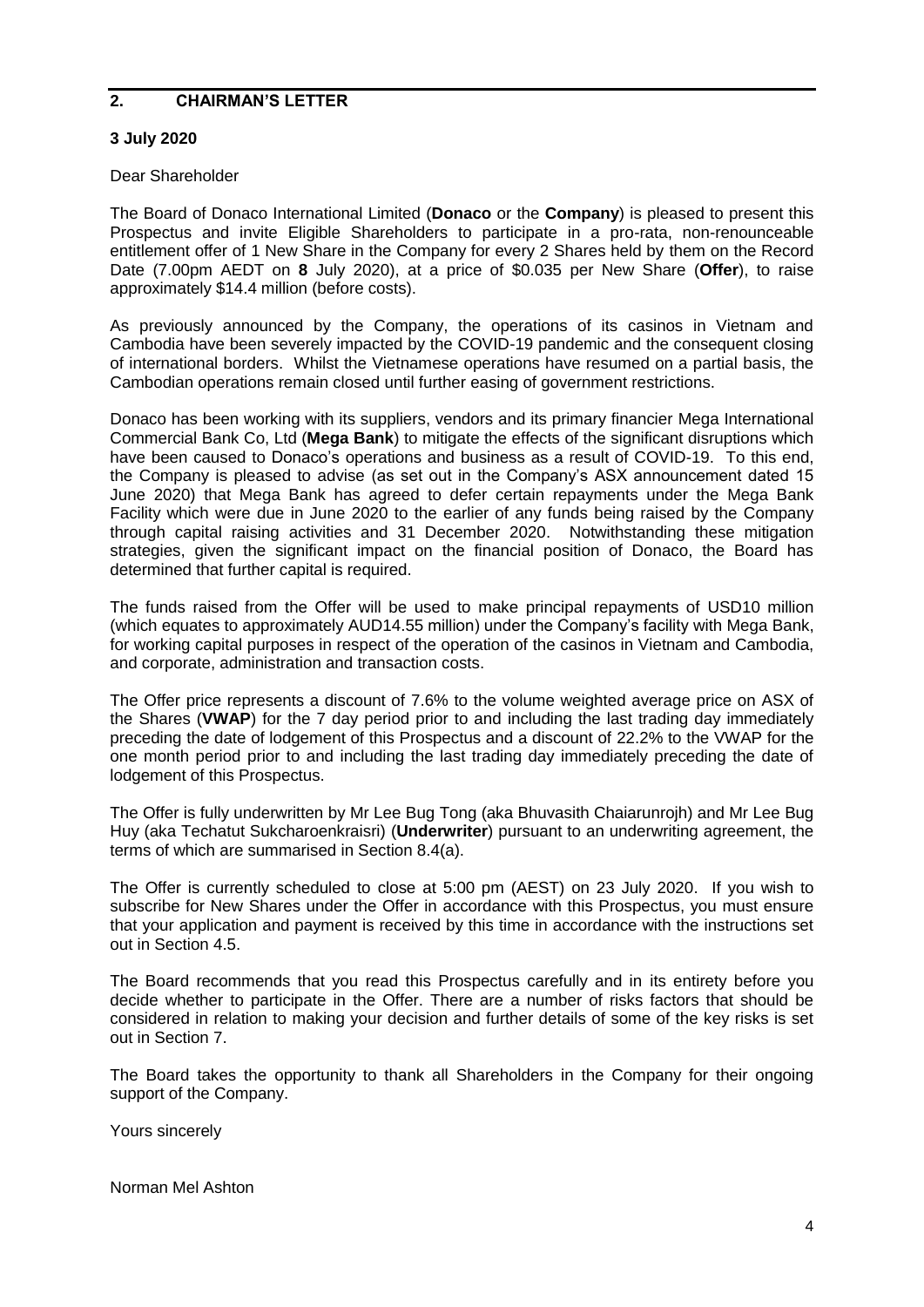## 2. CHAIRMAN'S LETTER

**3 July 2020**

Dear Shareholder

The Board of Donaco International Limited (**Donaco** or the **Company**) is pleased to present this Prospectus and invite Eligible Shareholders to participate in a pro-rata, non-renounceable entitlement offer of 1 New Share in the Company for every 2 Shares held by them on the Record Date (7.00pm AEDT on **8** July 2020), at a price of $0.035 per New Share (**Offer**), to raise approximately $14.4 million (before costs).

As previously announced by the Company, the operations of its casinos in Vietnam and Cambodia have been severely impacted by the COVID-19 pandemic and the consequent closing of international borders. Whilst the Vietnamese operations have resumed on a partial basis, the Cambodian operations remain closed until further easing of government restrictions.

Donaco has been working with its suppliers, vendors and its primary financier Mega International Commercial Bank Co, Ltd (**Mega Bank**) to mitigate the effects of the significant disruptions which have been caused to Donaco's operations and business as a result of COVID-19. To this end, the Company is pleased to advise (as set out in the Company's ASX announcement dated 15 June 2020) that Mega Bank has agreed to defer certain repayments under the Mega Bank Facility which were due in June 2020 to the earlier of any funds being raised by the Company through capital raising activities and 31 December 2020. Notwithstanding these mitigation strategies, given the significant impact on the financial position of Donaco, the Board has determined that further capital is required.

The funds raised from the Offer will be used to make principal repayments of USD10 million (which equates to approximately AUD14.55 million) under the Company's facility with Mega Bank, for working capital purposes in respect of the operation of the casinos in Vietnam and Cambodia, and corporate, administration and transaction costs.

The Offer price represents a discount of 7.6% to the volume weighted average price on ASX of the Shares (**VWAP**) for the 7 day period prior to and including the last trading day immediately preceding the date of lodgement of this Prospectus and a discount of 22.2% to the VWAP for the one month period prior to and including the last trading day immediately preceding the date of lodgement of this Prospectus.

The Offer is fully underwritten by Mr Lee Bug Tong (aka Bhuvasith Chaiarunrojh) and Mr Lee Bug Huy (aka Techatut Sukcharoenkraisri) (**Underwriter**) pursuant to an underwriting agreement, the terms of which are summarised in Section 8.4(a).

The Offer is currently scheduled to close at 5:00 pm (AEST) on 23 July 2020. If you wish to subscribe for New Shares under the Offer in accordance with this Prospectus, you must ensure that your application and payment is received by this time in accordance with the instructions set out in Section 4.5.

The Board recommends that you read this Prospectus carefully and in its entirety before you decide whether to participate in the Offer. There are a number of risks factors that should be considered in relation to making your decision and further details of some of the key risks is set out in Section 7.

The Board takes the opportunity to thank all Shareholders in the Company for their ongoing support of the Company.

Yours sincerely

Norman Mel Ashton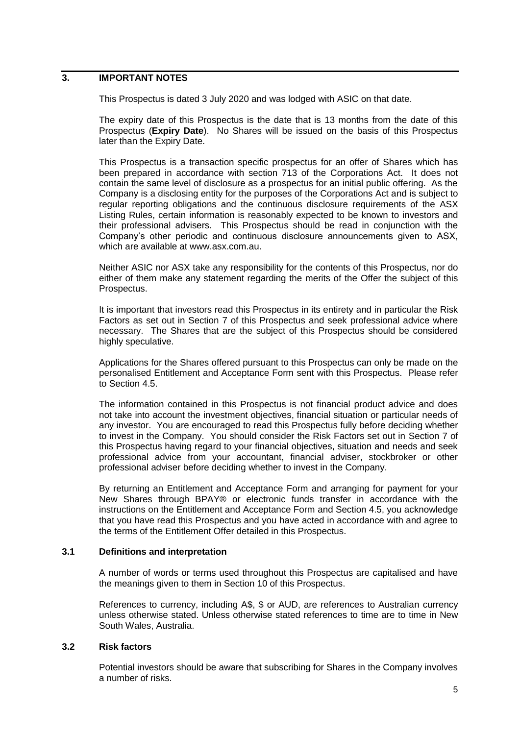# 3. IMPORTANT NOTES

This Prospectus is dated 3 July 2020 and was lodged with ASIC on that date.

The expiry date of this Prospectus is the date that is 13 months from the date of this Prospectus (**Expiry Date**). No Shares will be issued on the basis of this Prospectus later than the Expiry Date.

This Prospectus is a transaction specific prospectus for an offer of Shares which has been prepared in accordance with section 713 of the Corporations Act. It does not contain the same level of disclosure as a prospectus for an initial public offering. As the Company is a disclosing entity for the purposes of the Corporations Act and is subject to regular reporting obligations and the continuous disclosure requirements of the ASX Listing Rules, certain information is reasonably expected to be known to investors and their professional advisers. This Prospectus should be read in conjunction with the Company's other periodic and continuous disclosure announcements given to ASX, which are available at www.asx.com.au.

Neither ASIC nor ASX take any responsibility for the contents of this Prospectus, nor do either of them make any statement regarding the merits of the Offer the subject of this Prospectus.

It is important that investors read this Prospectus in its entirety and in particular the Risk Factors as set out in Section 7 of this Prospectus and seek professional advice where necessary. The Shares that are the subject of this Prospectus should be considered highly speculative.

Applications for the Shares offered pursuant to this Prospectus can only be made on the personalised Entitlement and Acceptance Form sent with this Prospectus. Please refer to Section 4.5.

The information contained in this Prospectus is not financial product advice and does not take into account the investment objectives, financial situation or particular needs of any investor. You are encouraged to read this Prospectus fully before deciding whether to invest in the Company. You should consider the Risk Factors set out in Section 7 of this Prospectus having regard to your financial objectives, situation and needs and seek professional advice from your accountant, financial adviser, stockbroker or other professional adviser before deciding whether to invest in the Company.

By returning an Entitlement and Acceptance Form and arranging for payment for your New Shares through BPAY® or electronic funds transfer in accordance with the instructions on the Entitlement and Acceptance Form and Section 4.5, you acknowledge that you have read this Prospectus and you have acted in accordance with and agree to the terms of the Entitlement Offer detailed in this Prospectus.

## 3.1 Definitions and interpretation

A number of words or terms used throughout this Prospectus are capitalised and have the meanings given to them in Section 10 of this Prospectus.

References to currency, including A$, $ or AUD, are references to Australian currency unless otherwise stated. Unless otherwise stated references to time are to time in New South Wales, Australia.

## 3.2 Risk factors

Potential investors should be aware that subscribing for Shares in the Company involves a number of risks.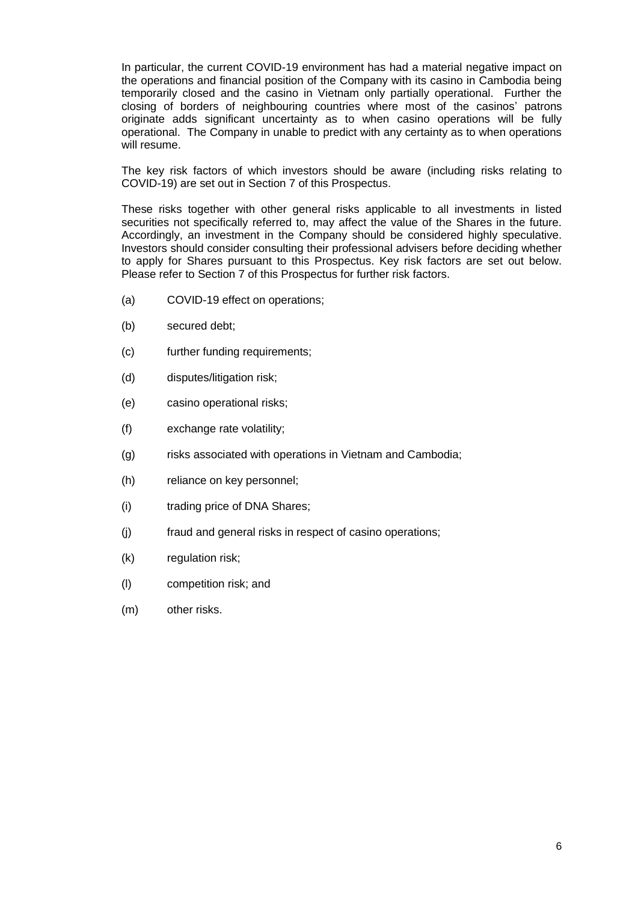In particular, the current COVID-19 environment has had a material negative impact on the operations and financial position of the Company with its casino in Cambodia being temporarily closed and the casino in Vietnam only partially operational. Further the closing of borders of neighbouring countries where most of the casinos' patrons originate adds significant uncertainty as to when casino operations will be fully operational. The Company in unable to predict with any certainty as to when operations will resume.

The key risk factors of which investors should be aware (including risks relating to COVID-19) are set out in Section 7 of this Prospectus.

These risks together with other general risks applicable to all investments in listed securities not specifically referred to, may affect the value of the Shares in the future. Accordingly, an investment in the Company should be considered highly speculative. Investors should consider consulting their professional advisers before deciding whether to apply for Shares pursuant to this Prospectus. Key risk factors are set out below. Please refer to Section 7 of this Prospectus for further risk factors.

(a) COVID-19 effect on operations;

(b) secured debt;

(c) further funding requirements;

(d) disputes/litigation risk;

(e) casino operational risks;

(f) exchange rate volatility;

(g) risks associated with operations in Vietnam and Cambodia;

(h) reliance on key personnel;

(i) trading price of DNA Shares;

(j) fraud and general risks in respect of casino operations;

(k) regulation risk;

(l) competition risk; and

(m) other risks.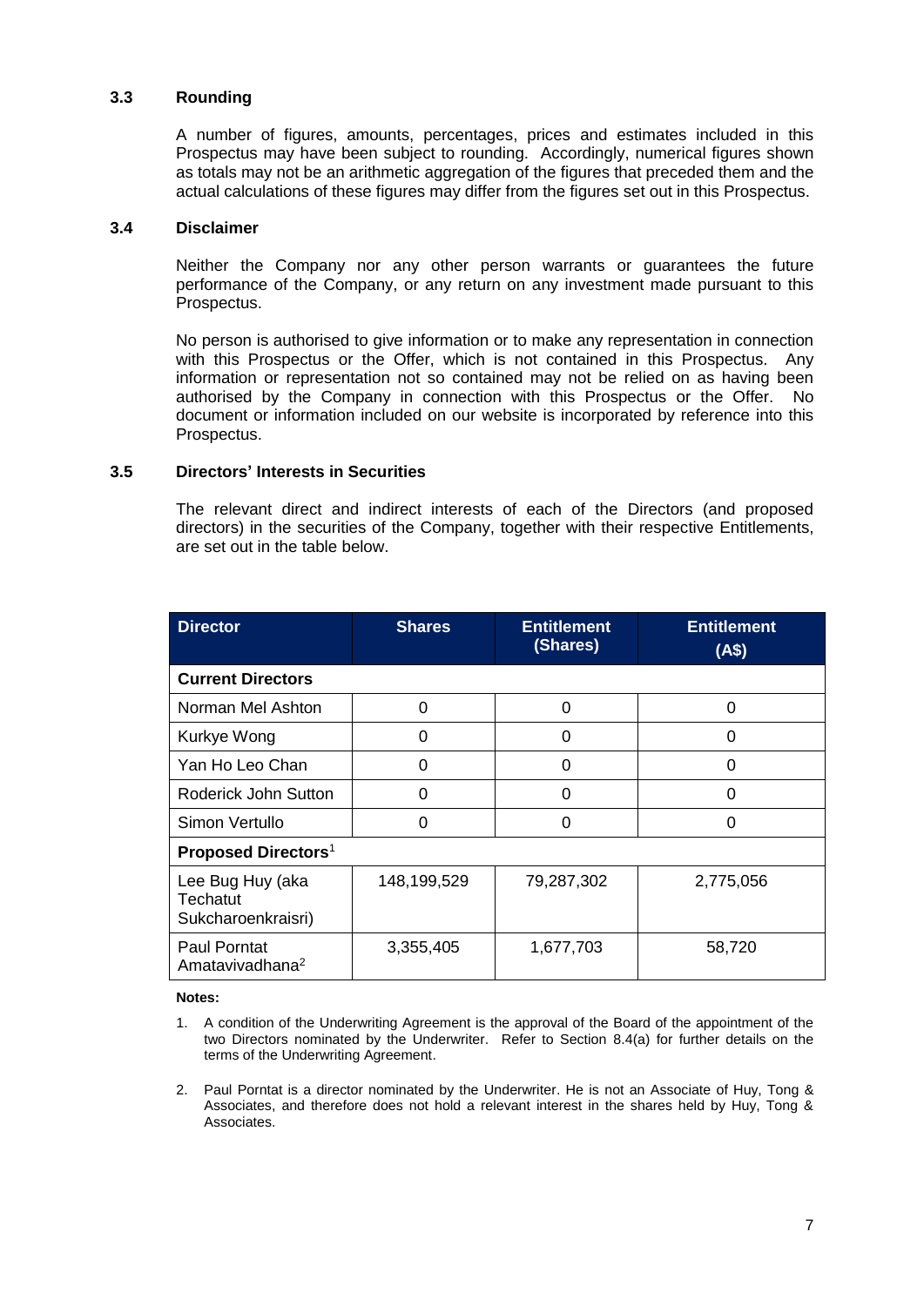### 3.3 Rounding

A number of figures, amounts, percentages, prices and estimates included in this Prospectus may have been subject to rounding. Accordingly, numerical figures shown as totals may not be an arithmetic aggregation of the figures that preceded them and the actual calculations of these figures may differ from the figures set out in this Prospectus.

### 3.4 Disclaimer

Neither the Company nor any other person warrants or guarantees the future performance of the Company, or any return on any investment made pursuant to this Prospectus.

No person is authorised to give information or to make any representation in connection with this Prospectus or the Offer, which is not contained in this Prospectus. Any information or representation not so contained may not be relied on as having been authorised by the Company in connection with this Prospectus or the Offer. No document or information included on our website is incorporated by reference into this Prospectus.

### 3.5 Directors' Interests in Securities

The relevant direct and indirect interests of each of the Directors (and proposed directors) in the securities of the Company, together with their respective Entitlements, are set out in the table below.

| Director | Shares | Entitlement (Shares) | Entitlement (A$) |
|---|---|---|---|
| **Current Directors** | | | |
| Norman Mel Ashton | 0 | 0 | 0 |
| Kurkye Wong | 0 | 0 | 0 |
| Yan Ho Leo Chan | 0 | 0 | 0 |
| Roderick John Sutton | 0 | 0 | 0 |
| Simon Vertullo | 0 | 0 | 0 |
| **Proposed Directors**[1] | | | |
| Lee Bug Huy (aka Techatut Sukcharoenkraisri) | 148,199,529 | 79,287,302 | 2,775,056 |
| Paul Porntat Amatavivadhana[2] | 3,355,405 | 1,677,703 | 58,720 |

**Notes:**

1. A condition of the Underwriting Agreement is the approval of the Board of the appointment of the two Directors nominated by the Underwriter. Refer to Section 8.4(a) for further details on the terms of the Underwriting Agreement.

2. Paul Porntat is a director nominated by the Underwriter. He is not an Associate of Huy, Tong & Associates, and therefore does not hold a relevant interest in the shares held by Huy, Tong & Associates.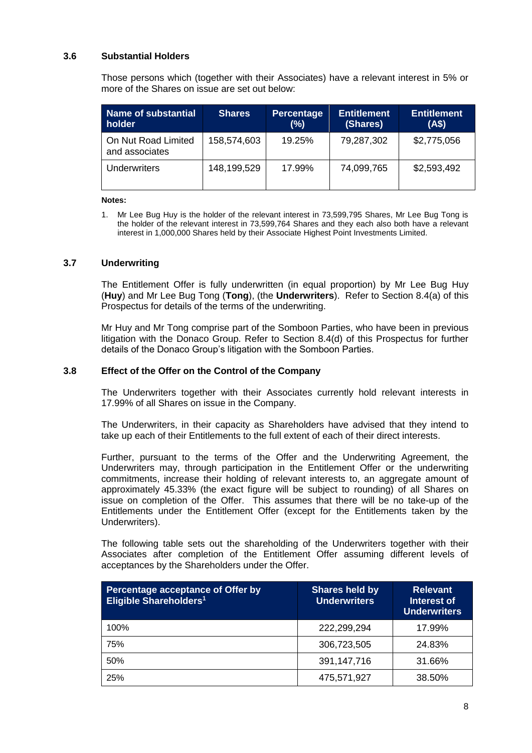### 3.6 Substantial Holders

Those persons which (together with their Associates) have a relevant interest in 5% or more of the Shares on issue are set out below:

| Name of substantial holder | Shares | Percentage (%) | Entitlement (Shares) | Entitlement (A$) |
|---|---|---|---|---|
| On Nut Road Limited and associates | 158,574,603 | 19.25% | 79,287,302 | $2,775,056 |
| Underwriters | 148,199,529 | 17.99% | 74,099,765 | $2,593,492 |

**Notes:**

1. Mr Lee Bug Huy is the holder of the relevant interest in 73,599,795 Shares, Mr Lee Bug Tong is the holder of the relevant interest in 73,599,764 Shares and they each also both have a relevant interest in 1,000,000 Shares held by their Associate Highest Point Investments Limited.

### 3.7 Underwriting

The Entitlement Offer is fully underwritten (in equal proportion) by Mr Lee Bug Huy (**Huy**) and Mr Lee Bug Tong (**Tong**), (the **Underwriters**). Refer to Section 8.4(a) of this Prospectus for details of the terms of the underwriting.

Mr Huy and Mr Tong comprise part of the Somboon Parties, who have been in previous litigation with the Donaco Group. Refer to Section 8.4(d) of this Prospectus for further details of the Donaco Group's litigation with the Somboon Parties.

### 3.8 Effect of the Offer on the Control of the Company

The Underwriters together with their Associates currently hold relevant interests in 17.99% of all Shares on issue in the Company.

The Underwriters, in their capacity as Shareholders have advised that they intend to take up each of their Entitlements to the full extent of each of their direct interests.

Further, pursuant to the terms of the Offer and the Underwriting Agreement, the Underwriters may, through participation in the Entitlement Offer or the underwriting commitments, increase their holding of relevant interests to, an aggregate amount of approximately 45.33% (the exact figure will be subject to rounding) of all Shares on issue on completion of the Offer. This assumes that there will be no take-up of the Entitlements under the Entitlement Offer (except for the Entitlements taken by the Underwriters).

The following table sets out the shareholding of the Underwriters together with their Associates after completion of the Entitlement Offer assuming different levels of acceptances by the Shareholders under the Offer.

| Percentage acceptance of Offer by Eligible Shareholders[1] | Shares held by Underwriters | Relevant Interest of Underwriters |
|---|---|---|
| 100% | 222,299,294 | 17.99% |
| 75% | 306,723,505 | 24.83% |
| 50% | 391,147,716 | 31.66% |
| 25% | 475,571,927 | 38.50% |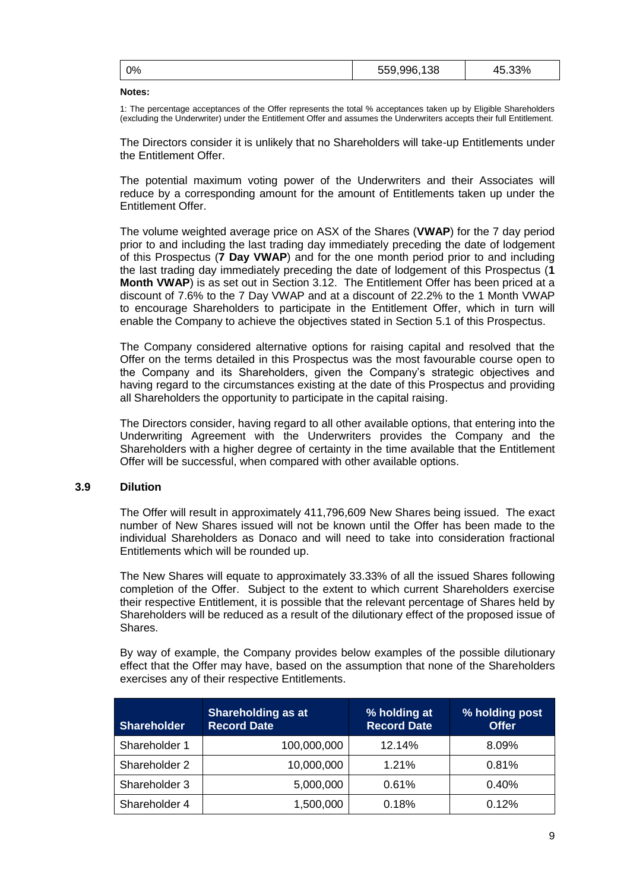| 0% | 559,996,138 | 45.33% |
|---|---|---|

**Notes:**

1: The percentage acceptances of the Offer represents the total % acceptances taken up by Eligible Shareholders (excluding the Underwriter) under the Entitlement Offer and assumes the Underwriters accepts their full Entitlement.

The Directors consider it is unlikely that no Shareholders will take-up Entitlements under the Entitlement Offer.

The potential maximum voting power of the Underwriters and their Associates will reduce by a corresponding amount for the amount of Entitlements taken up under the Entitlement Offer.

The volume weighted average price on ASX of the Shares (**VWAP**) for the 7 day period prior to and including the last trading day immediately preceding the date of lodgement of this Prospectus (**7 Day VWAP**) and for the one month period prior to and including the last trading day immediately preceding the date of lodgement of this Prospectus (**1 Month VWAP**) is as set out in Section 3.12. The Entitlement Offer has been priced at a discount of 7.6% to the 7 Day VWAP and at a discount of 22.2% to the 1 Month VWAP to encourage Shareholders to participate in the Entitlement Offer, which in turn will enable the Company to achieve the objectives stated in Section 5.1 of this Prospectus.

The Company considered alternative options for raising capital and resolved that the Offer on the terms detailed in this Prospectus was the most favourable course open to the Company and its Shareholders, given the Company's strategic objectives and having regard to the circumstances existing at the date of this Prospectus and providing all Shareholders the opportunity to participate in the capital raising.

The Directors consider, having regard to all other available options, that entering into the Underwriting Agreement with the Underwriters provides the Company and the Shareholders with a higher degree of certainty in the time available that the Entitlement Offer will be successful, when compared with other available options.

### 3.9 Dilution

The Offer will result in approximately 411,796,609 New Shares being issued. The exact number of New Shares issued will not be known until the Offer has been made to the individual Shareholders as Donaco and will need to take into consideration fractional Entitlements which will be rounded up.

The New Shares will equate to approximately 33.33% of all the issued Shares following completion of the Offer. Subject to the extent to which current Shareholders exercise their respective Entitlement, it is possible that the relevant percentage of Shares held by Shareholders will be reduced as a result of the dilutionary effect of the proposed issue of Shares.

By way of example, the Company provides below examples of the possible dilutionary effect that the Offer may have, based on the assumption that none of the Shareholders exercises any of their respective Entitlements.

| Shareholder | Shareholding as at Record Date | % holding at Record Date | % holding post Offer |
|---|---|---|---|
| Shareholder 1 | 100,000,000 | 12.14% | 8.09% |
| Shareholder 2 | 10,000,000 | 1.21% | 0.81% |
| Shareholder 3 | 5,000,000 | 0.61% | 0.40% |
| Shareholder 4 | 1,500,000 | 0.18% | 0.12% |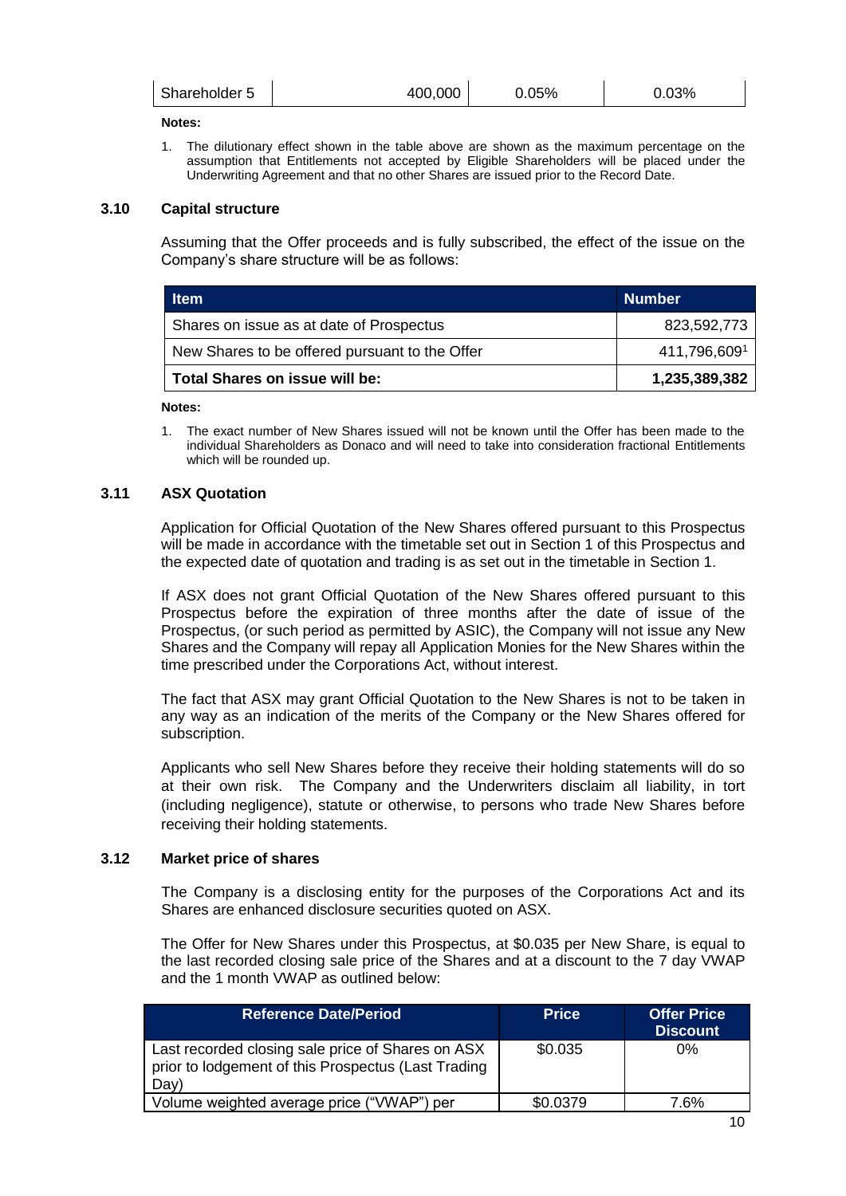| Shareholder 5 | 400,000 | 0.05% | 0.03% |
|---|---|---|---|

**Notes:**

1. The dilutionary effect shown in the table above are shown as the maximum percentage on the assumption that Entitlements not accepted by Eligible Shareholders will be placed under the Underwriting Agreement and that no other Shares are issued prior to the Record Date.

### 3.10 Capital structure

Assuming that the Offer proceeds and is fully subscribed, the effect of the issue on the Company's share structure will be as follows:

| Item | Number |
|---|---|
| Shares on issue as at date of Prospectus | 823,592,773 |
| New Shares to be offered pursuant to the Offer | 411,796,609[1] |
| **Total Shares on issue will be:** | **1,235,389,382** |

**Notes:**

1. The exact number of New Shares issued will not be known until the Offer has been made to the individual Shareholders as Donaco and will need to take into consideration fractional Entitlements which will be rounded up.

### 3.11 ASX Quotation

Application for Official Quotation of the New Shares offered pursuant to this Prospectus will be made in accordance with the timetable set out in Section 1 of this Prospectus and the expected date of quotation and trading is as set out in the timetable in Section 1.

If ASX does not grant Official Quotation of the New Shares offered pursuant to this Prospectus before the expiration of three months after the date of issue of the Prospectus, (or such period as permitted by ASIC), the Company will not issue any New Shares and the Company will repay all Application Monies for the New Shares within the time prescribed under the Corporations Act, without interest.

The fact that ASX may grant Official Quotation to the New Shares is not to be taken in any way as an indication of the merits of the Company or the New Shares offered for subscription.

Applicants who sell New Shares before they receive their holding statements will do so at their own risk. The Company and the Underwriters disclaim all liability, in tort (including negligence), statute or otherwise, to persons who trade New Shares before receiving their holding statements.

### 3.12 Market price of shares

The Company is a disclosing entity for the purposes of the Corporations Act and its Shares are enhanced disclosure securities quoted on ASX.

The Offer for New Shares under this Prospectus, at $0.035 per New Share, is equal to the last recorded closing sale price of the Shares and at a discount to the 7 day VWAP and the 1 month VWAP as outlined below:

| Reference Date/Period | Price | Offer Price Discount |
|---|---|---|
| Last recorded closing sale price of Shares on ASX prior to lodgement of this Prospectus (Last Trading Day) | $0.035 | 0% |
| Volume weighted average price ("VWAP") per | $0.0379 | 7.6% |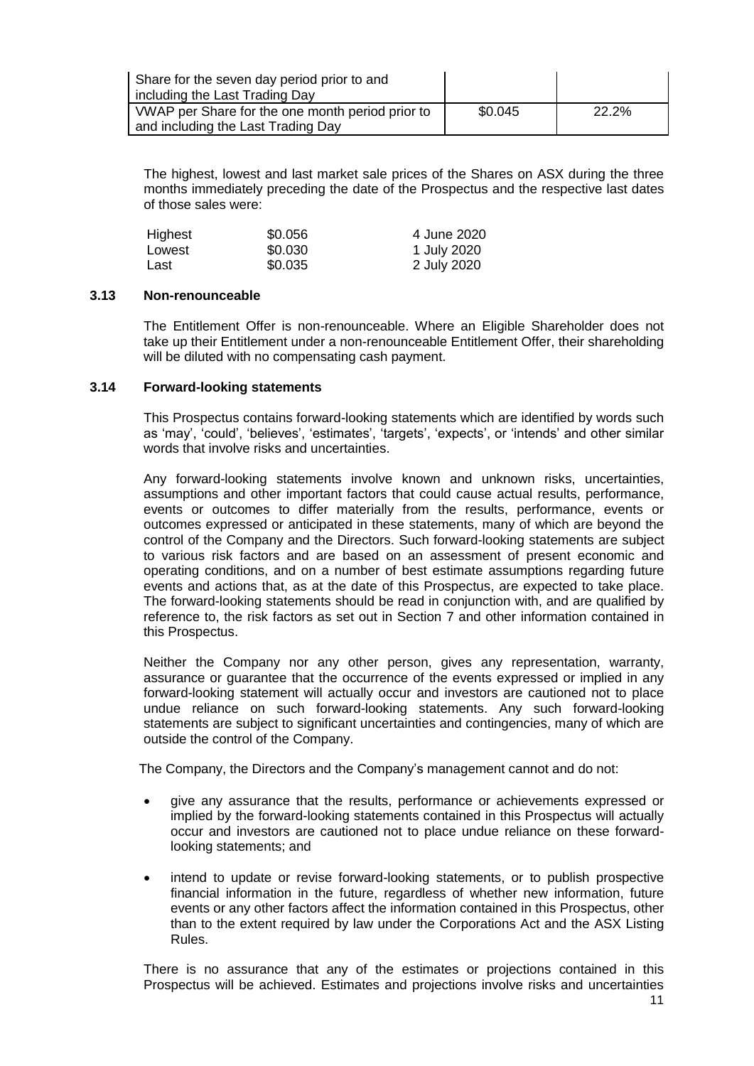| | | |
|---|---|---|
| Share for the seven day period prior to and including the Last Trading Day | | |
| VWAP per Share for the one month period prior to and including the Last Trading Day | $0.045 | 22.2% |

The highest, lowest and last market sale prices of the Shares on ASX during the three months immediately preceding the date of the Prospectus and the respective last dates of those sales were:

| | | |
|---|---|---|
| Highest | $0.056 | 4 June 2020 |
| Lowest | $0.030 | 1 July 2020 |
| Last | $0.035 | 2 July 2020 |

### 3.13 Non-renounceable

The Entitlement Offer is non-renounceable. Where an Eligible Shareholder does not take up their Entitlement under a non-renounceable Entitlement Offer, their shareholding will be diluted with no compensating cash payment.

### 3.14 Forward-looking statements

This Prospectus contains forward-looking statements which are identified by words such as 'may', 'could', 'believes', 'estimates', 'targets', 'expects', or 'intends' and other similar words that involve risks and uncertainties.

Any forward-looking statements involve known and unknown risks, uncertainties, assumptions and other important factors that could cause actual results, performance, events or outcomes to differ materially from the results, performance, events or outcomes expressed or anticipated in these statements, many of which are beyond the control of the Company and the Directors. Such forward-looking statements are subject to various risk factors and are based on an assessment of present economic and operating conditions, and on a number of best estimate assumptions regarding future events and actions that, as at the date of this Prospectus, are expected to take place. The forward-looking statements should be read in conjunction with, and are qualified by reference to, the risk factors as set out in Section 7 and other information contained in this Prospectus.

Neither the Company nor any other person, gives any representation, warranty, assurance or guarantee that the occurrence of the events expressed or implied in any forward-looking statement will actually occur and investors are cautioned not to place undue reliance on such forward-looking statements. Any such forward-looking statements are subject to significant uncertainties and contingencies, many of which are outside the control of the Company.

The Company, the Directors and the Company's management cannot and do not:

- give any assurance that the results, performance or achievements expressed or implied by the forward-looking statements contained in this Prospectus will actually occur and investors are cautioned not to place undue reliance on these forward-looking statements; and
- intend to update or revise forward-looking statements, or to publish prospective financial information in the future, regardless of whether new information, future events or any other factors affect the information contained in this Prospectus, other than to the extent required by law under the Corporations Act and the ASX Listing Rules.

There is no assurance that any of the estimates or projections contained in this Prospectus will be achieved. Estimates and projections involve risks and uncertainties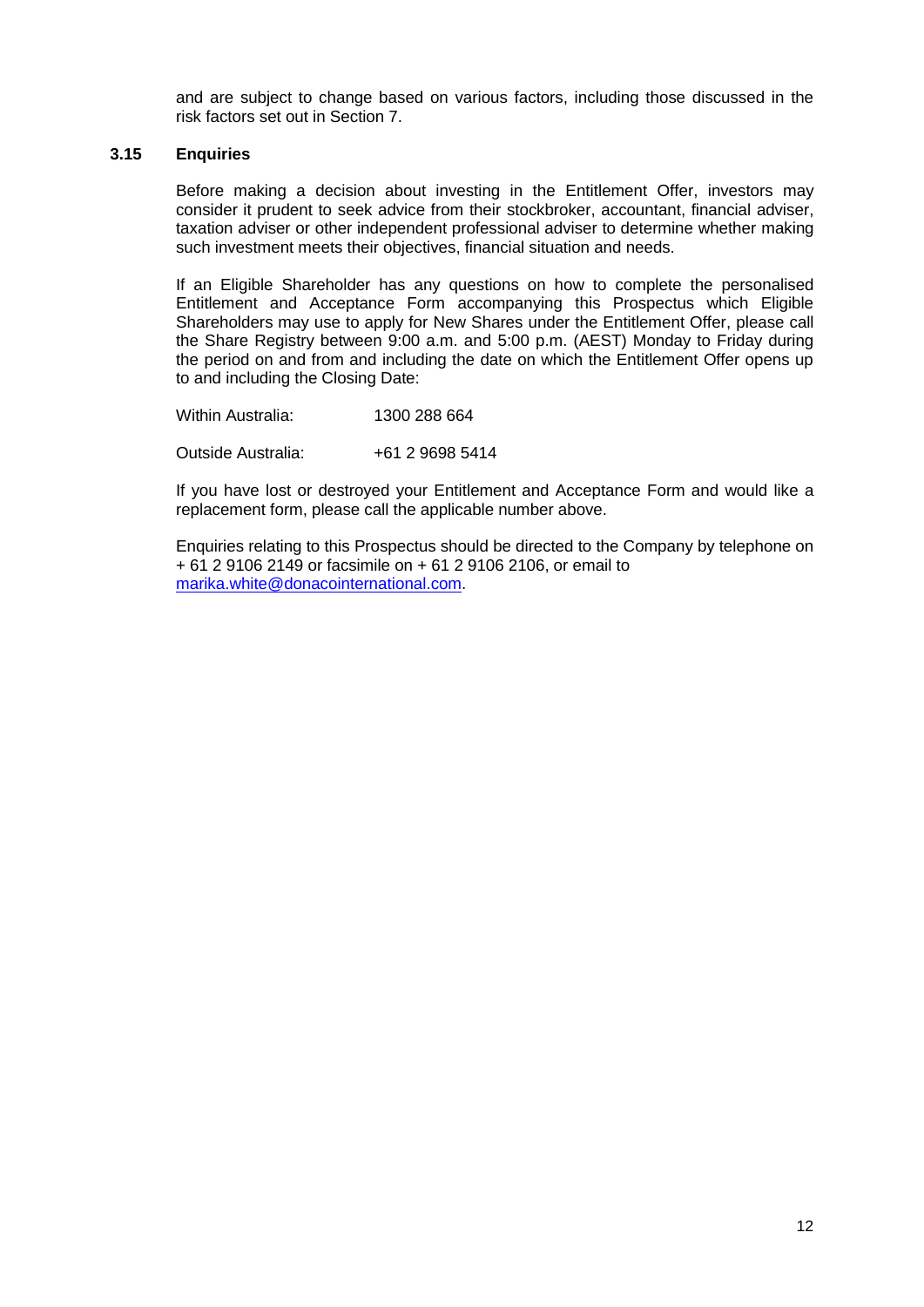and are subject to change based on various factors, including those discussed in the risk factors set out in Section 7.

### 3.15 Enquiries

Before making a decision about investing in the Entitlement Offer, investors may consider it prudent to seek advice from their stockbroker, accountant, financial adviser, taxation adviser or other independent professional adviser to determine whether making such investment meets their objectives, financial situation and needs.

If an Eligible Shareholder has any questions on how to complete the personalised Entitlement and Acceptance Form accompanying this Prospectus which Eligible Shareholders may use to apply for New Shares under the Entitlement Offer, please call the Share Registry between 9:00 a.m. and 5:00 p.m. (AEST) Monday to Friday during the period on and from and including the date on which the Entitlement Offer opens up to and including the Closing Date:

Within Australia: 1300 288 664

Outside Australia: +61 2 9698 5414

If you have lost or destroyed your Entitlement and Acceptance Form and would like a replacement form, please call the applicable number above.

Enquiries relating to this Prospectus should be directed to the Company by telephone on + 61 2 9106 2149 or facsimile on + 61 2 9106 2106, or email to marika.white@donacointernational.com.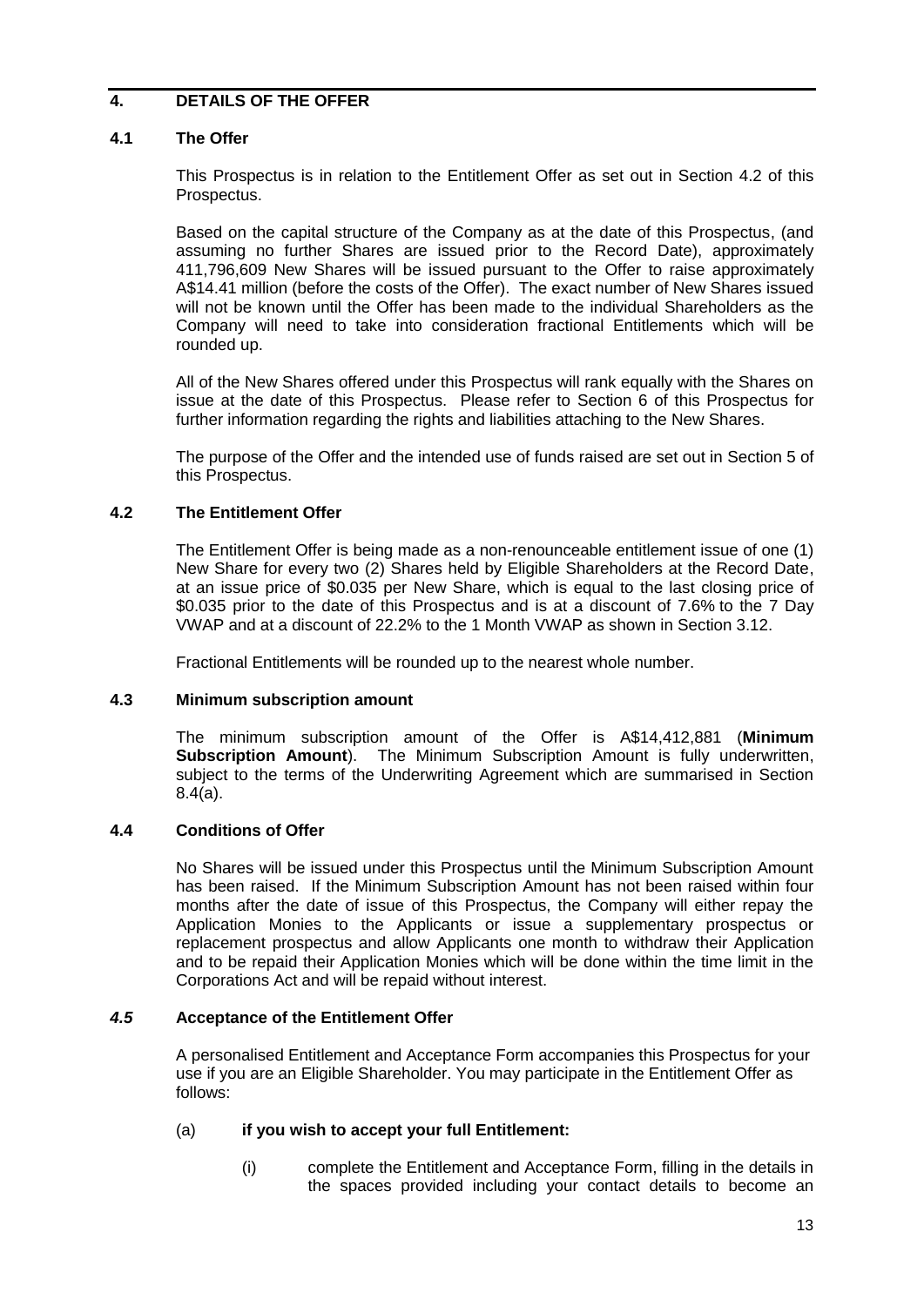## 4. DETAILS OF THE OFFER

### 4.1 The Offer

This Prospectus is in relation to the Entitlement Offer as set out in Section 4.2 of this Prospectus.

Based on the capital structure of the Company as at the date of this Prospectus, (and assuming no further Shares are issued prior to the Record Date), approximately 411,796,609 New Shares will be issued pursuant to the Offer to raise approximately A$14.41 million (before the costs of the Offer). The exact number of New Shares issued will not be known until the Offer has been made to the individual Shareholders as the Company will need to take into consideration fractional Entitlements which will be rounded up.

All of the New Shares offered under this Prospectus will rank equally with the Shares on issue at the date of this Prospectus. Please refer to Section 6 of this Prospectus for further information regarding the rights and liabilities attaching to the New Shares.

The purpose of the Offer and the intended use of funds raised are set out in Section 5 of this Prospectus.

### 4.2 The Entitlement Offer

The Entitlement Offer is being made as a non-renounceable entitlement issue of one (1) New Share for every two (2) Shares held by Eligible Shareholders at the Record Date, at an issue price of $0.035 per New Share, which is equal to the last closing price of $0.035 prior to the date of this Prospectus and is at a discount of 7.6% to the 7 Day VWAP and at a discount of 22.2% to the 1 Month VWAP as shown in Section 3.12.

Fractional Entitlements will be rounded up to the nearest whole number.

### 4.3 Minimum subscription amount

The minimum subscription amount of the Offer is A$14,412,881 (**Minimum Subscription Amount**). The Minimum Subscription Amount is fully underwritten, subject to the terms of the Underwriting Agreement which are summarised in Section 8.4(a).

### 4.4 Conditions of Offer

No Shares will be issued under this Prospectus until the Minimum Subscription Amount has been raised. If the Minimum Subscription Amount has not been raised within four months after the date of issue of this Prospectus, the Company will either repay the Application Monies to the Applicants or issue a supplementary prospectus or replacement prospectus and allow Applicants one month to withdraw their Application and to be repaid their Application Monies which will be done within the time limit in the Corporations Act and will be repaid without interest.

### *4.5* Acceptance of the Entitlement Offer

A personalised Entitlement and Acceptance Form accompanies this Prospectus for your use if you are an Eligible Shareholder. You may participate in the Entitlement Offer as follows:

(a) **if you wish to accept your full Entitlement:**

(i) complete the Entitlement and Acceptance Form, filling in the details in the spaces provided including your contact details to become an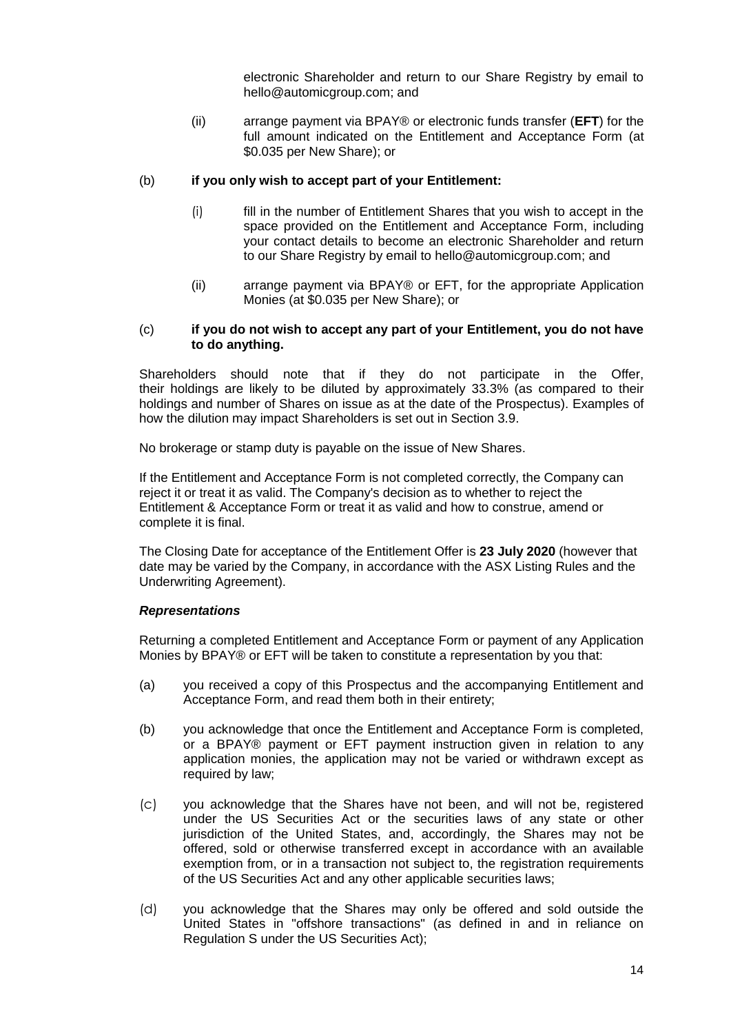electronic Shareholder and return to our Share Registry by email to hello@automicgroup.com; and

(ii) arrange payment via BPAY® or electronic funds transfer (**EFT**) for the full amount indicated on the Entitlement and Acceptance Form (at $0.035 per New Share); or

(b) **if you only wish to accept part of your Entitlement:**

(i) fill in the number of Entitlement Shares that you wish to accept in the space provided on the Entitlement and Acceptance Form, including your contact details to become an electronic Shareholder and return to our Share Registry by email to hello@automicgroup.com; and

(ii) arrange payment via BPAY® or EFT, for the appropriate Application Monies (at $0.035 per New Share); or

(c) **if you do not wish to accept any part of your Entitlement, you do not have to do anything.**

Shareholders should note that if they do not participate in the Offer, their holdings are likely to be diluted by approximately 33.3% (as compared to their holdings and number of Shares on issue as at the date of the Prospectus). Examples of how the dilution may impact Shareholders is set out in Section 3.9.

No brokerage or stamp duty is payable on the issue of New Shares.

If the Entitlement and Acceptance Form is not completed correctly, the Company can reject it or treat it as valid. The Company's decision as to whether to reject the Entitlement & Acceptance Form or treat it as valid and how to construe, amend or complete it is final.

The Closing Date for acceptance of the Entitlement Offer is **23 July 2020** (however that date may be varied by the Company, in accordance with the ASX Listing Rules and the Underwriting Agreement).

***Representations***

Returning a completed Entitlement and Acceptance Form or payment of any Application Monies by BPAY® or EFT will be taken to constitute a representation by you that:

(a) you received a copy of this Prospectus and the accompanying Entitlement and Acceptance Form, and read them both in their entirety;

(b) you acknowledge that once the Entitlement and Acceptance Form is completed, or a BPAY® payment or EFT payment instruction given in relation to any application monies, the application may not be varied or withdrawn except as required by law;

(c) you acknowledge that the Shares have not been, and will not be, registered under the US Securities Act or the securities laws of any state or other jurisdiction of the United States, and, accordingly, the Shares may not be offered, sold or otherwise transferred except in accordance with an available exemption from, or in a transaction not subject to, the registration requirements of the US Securities Act and any other applicable securities laws;

(d) you acknowledge that the Shares may only be offered and sold outside the United States in "offshore transactions" (as defined in and in reliance on Regulation S under the US Securities Act);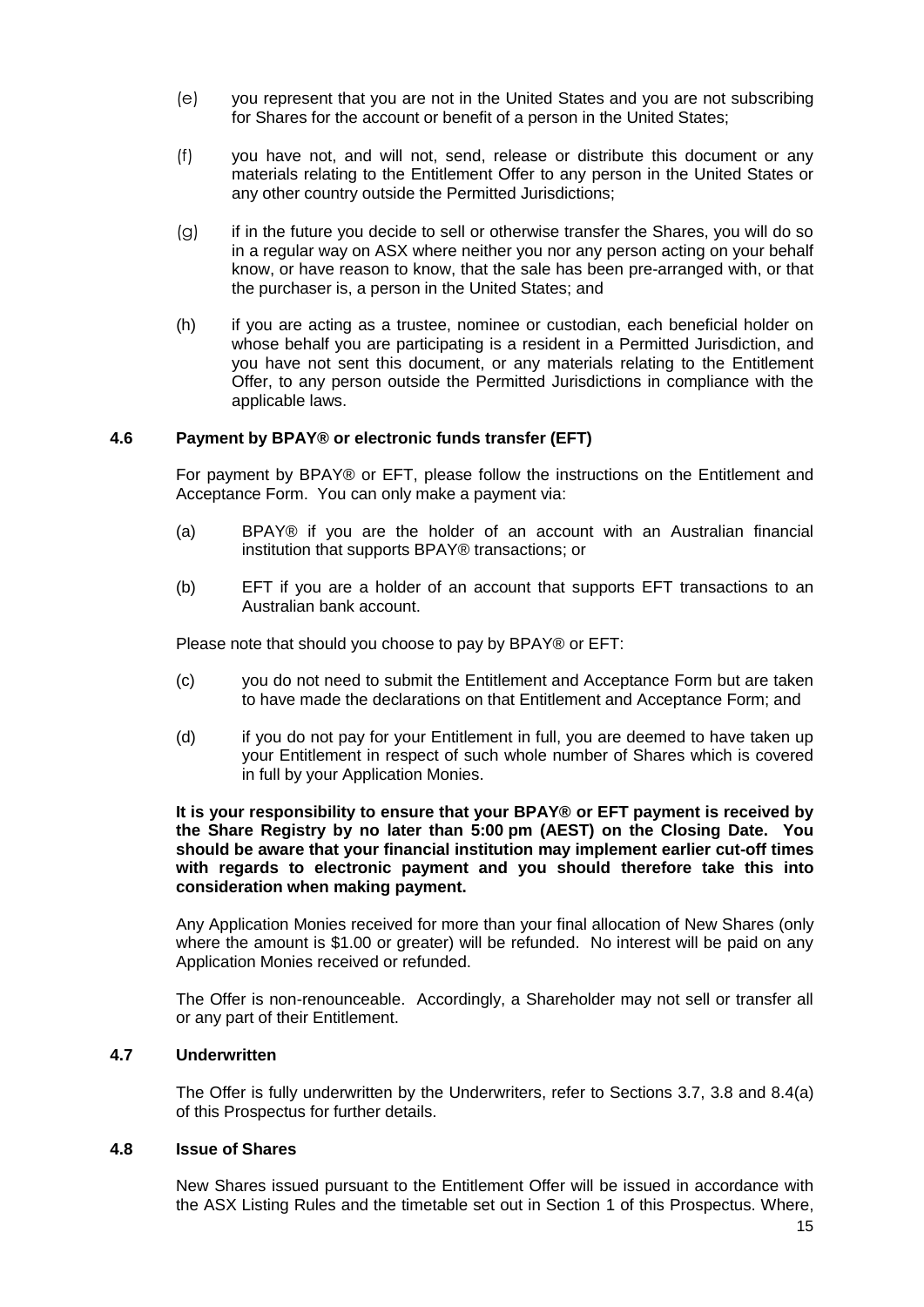(e) you represent that you are not in the United States and you are not subscribing for Shares for the account or benefit of a person in the United States;

(f) you have not, and will not, send, release or distribute this document or any materials relating to the Entitlement Offer to any person in the United States or any other country outside the Permitted Jurisdictions;

(g) if in the future you decide to sell or otherwise transfer the Shares, you will do so in a regular way on ASX where neither you nor any person acting on your behalf know, or have reason to know, that the sale has been pre-arranged with, or that the purchaser is, a person in the United States; and

(h) if you are acting as a trustee, nominee or custodian, each beneficial holder on whose behalf you are participating is a resident in a Permitted Jurisdiction, and you have not sent this document, or any materials relating to the Entitlement Offer, to any person outside the Permitted Jurisdictions in compliance with the applicable laws.

### 4.6 Payment by BPAY® or electronic funds transfer (EFT)

For payment by BPAY® or EFT, please follow the instructions on the Entitlement and Acceptance Form. You can only make a payment via:

(a) BPAY® if you are the holder of an account with an Australian financial institution that supports BPAY® transactions; or

(b) EFT if you are a holder of an account that supports EFT transactions to an Australian bank account.

Please note that should you choose to pay by BPAY® or EFT:

(c) you do not need to submit the Entitlement and Acceptance Form but are taken to have made the declarations on that Entitlement and Acceptance Form; and

(d) if you do not pay for your Entitlement in full, you are deemed to have taken up your Entitlement in respect of such whole number of Shares which is covered in full by your Application Monies.

**It is your responsibility to ensure that your BPAY® or EFT payment is received by the Share Registry by no later than 5:00 pm (AEST) on the Closing Date. You should be aware that your financial institution may implement earlier cut-off times with regards to electronic payment and you should therefore take this into consideration when making payment.**

Any Application Monies received for more than your final allocation of New Shares (only where the amount is $1.00 or greater) will be refunded. No interest will be paid on any Application Monies received or refunded.

The Offer is non-renounceable. Accordingly, a Shareholder may not sell or transfer all or any part of their Entitlement.

### 4.7 Underwritten

The Offer is fully underwritten by the Underwriters, refer to Sections 3.7, 3.8 and 8.4(a) of this Prospectus for further details.

### 4.8 Issue of Shares

New Shares issued pursuant to the Entitlement Offer will be issued in accordance with the ASX Listing Rules and the timetable set out in Section 1 of this Prospectus. Where,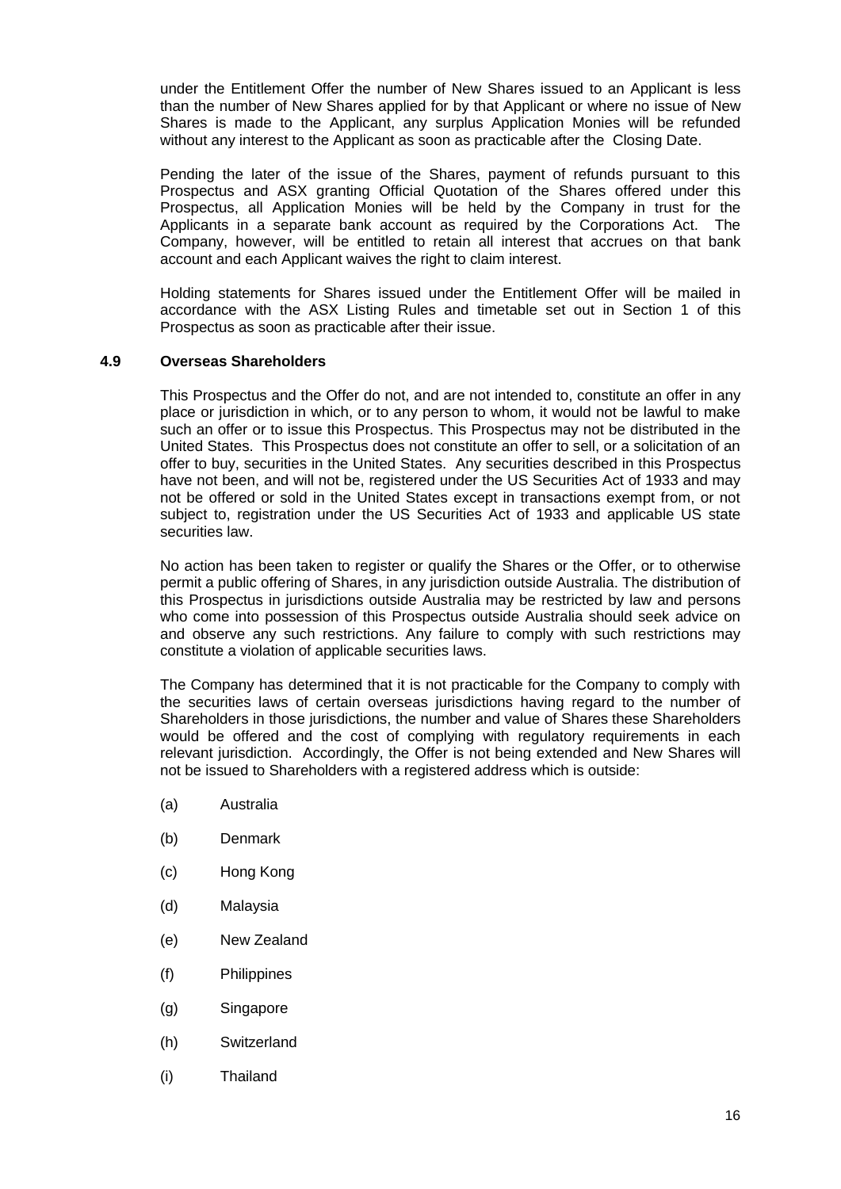under the Entitlement Offer the number of New Shares issued to an Applicant is less than the number of New Shares applied for by that Applicant or where no issue of New Shares is made to the Applicant, any surplus Application Monies will be refunded without any interest to the Applicant as soon as practicable after the Closing Date.

Pending the later of the issue of the Shares, payment of refunds pursuant to this Prospectus and ASX granting Official Quotation of the Shares offered under this Prospectus, all Application Monies will be held by the Company in trust for the Applicants in a separate bank account as required by the Corporations Act. The Company, however, will be entitled to retain all interest that accrues on that bank account and each Applicant waives the right to claim interest.

Holding statements for Shares issued under the Entitlement Offer will be mailed in accordance with the ASX Listing Rules and timetable set out in Section 1 of this Prospectus as soon as practicable after their issue.

### 4.9 Overseas Shareholders

This Prospectus and the Offer do not, and are not intended to, constitute an offer in any place or jurisdiction in which, or to any person to whom, it would not be lawful to make such an offer or to issue this Prospectus. This Prospectus may not be distributed in the United States. This Prospectus does not constitute an offer to sell, or a solicitation of an offer to buy, securities in the United States. Any securities described in this Prospectus have not been, and will not be, registered under the US Securities Act of 1933 and may not be offered or sold in the United States except in transactions exempt from, or not subject to, registration under the US Securities Act of 1933 and applicable US state securities law.

No action has been taken to register or qualify the Shares or the Offer, or to otherwise permit a public offering of Shares, in any jurisdiction outside Australia. The distribution of this Prospectus in jurisdictions outside Australia may be restricted by law and persons who come into possession of this Prospectus outside Australia should seek advice on and observe any such restrictions. Any failure to comply with such restrictions may constitute a violation of applicable securities laws.

The Company has determined that it is not practicable for the Company to comply with the securities laws of certain overseas jurisdictions having regard to the number of Shareholders in those jurisdictions, the number and value of Shares these Shareholders would be offered and the cost of complying with regulatory requirements in each relevant jurisdiction. Accordingly, the Offer is not being extended and New Shares will not be issued to Shareholders with a registered address which is outside:

(a) Australia

(b) Denmark

(c) Hong Kong

(d) Malaysia

(e) New Zealand

(f) Philippines

(g) Singapore

(h) Switzerland

(i) Thailand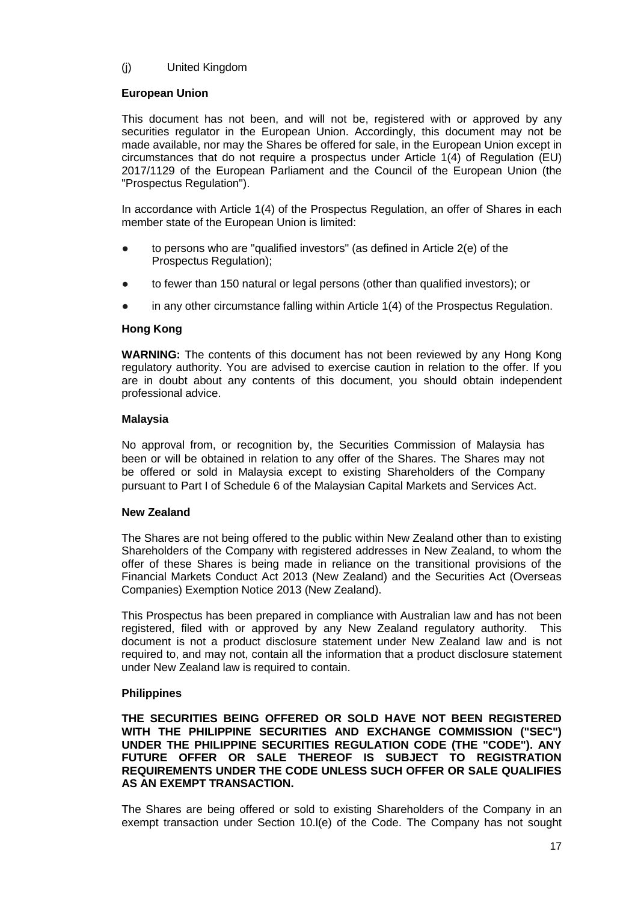(j) United Kingdom

**European Union**

This document has not been, and will not be, registered with or approved by any securities regulator in the European Union. Accordingly, this document may not be made available, nor may the Shares be offered for sale, in the European Union except in circumstances that do not require a prospectus under Article 1(4) of Regulation (EU) 2017/1129 of the European Parliament and the Council of the European Union (the "Prospectus Regulation").

In accordance with Article 1(4) of the Prospectus Regulation, an offer of Shares in each member state of the European Union is limited:

- to persons who are "qualified investors" (as defined in Article 2(e) of the Prospectus Regulation);
- to fewer than 150 natural or legal persons (other than qualified investors); or
- in any other circumstance falling within Article 1(4) of the Prospectus Regulation.

**Hong Kong**

**WARNING:** The contents of this document has not been reviewed by any Hong Kong regulatory authority. You are advised to exercise caution in relation to the offer. If you are in doubt about any contents of this document, you should obtain independent professional advice.

**Malaysia**

No approval from, or recognition by, the Securities Commission of Malaysia has been or will be obtained in relation to any offer of the Shares. The Shares may not be offered or sold in Malaysia except to existing Shareholders of the Company pursuant to Part I of Schedule 6 of the Malaysian Capital Markets and Services Act.

**New Zealand**

The Shares are not being offered to the public within New Zealand other than to existing Shareholders of the Company with registered addresses in New Zealand, to whom the offer of these Shares is being made in reliance on the transitional provisions of the Financial Markets Conduct Act 2013 (New Zealand) and the Securities Act (Overseas Companies) Exemption Notice 2013 (New Zealand).

This Prospectus has been prepared in compliance with Australian law and has not been registered, filed with or approved by any New Zealand regulatory authority. This document is not a product disclosure statement under New Zealand law and is not required to, and may not, contain all the information that a product disclosure statement under New Zealand law is required to contain.

**Philippines**

**THE SECURITIES BEING OFFERED OR SOLD HAVE NOT BEEN REGISTERED WITH THE PHILIPPINE SECURITIES AND EXCHANGE COMMISSION ("SEC") UNDER THE PHILIPPINE SECURITIES REGULATION CODE (THE "CODE"). ANY FUTURE OFFER OR SALE THEREOF IS SUBJECT TO REGISTRATION REQUIREMENTS UNDER THE CODE UNLESS SUCH OFFER OR SALE QUALIFIES AS AN EXEMPT TRANSACTION.**

The Shares are being offered or sold to existing Shareholders of the Company in an exempt transaction under Section 10.l(e) of the Code. The Company has not sought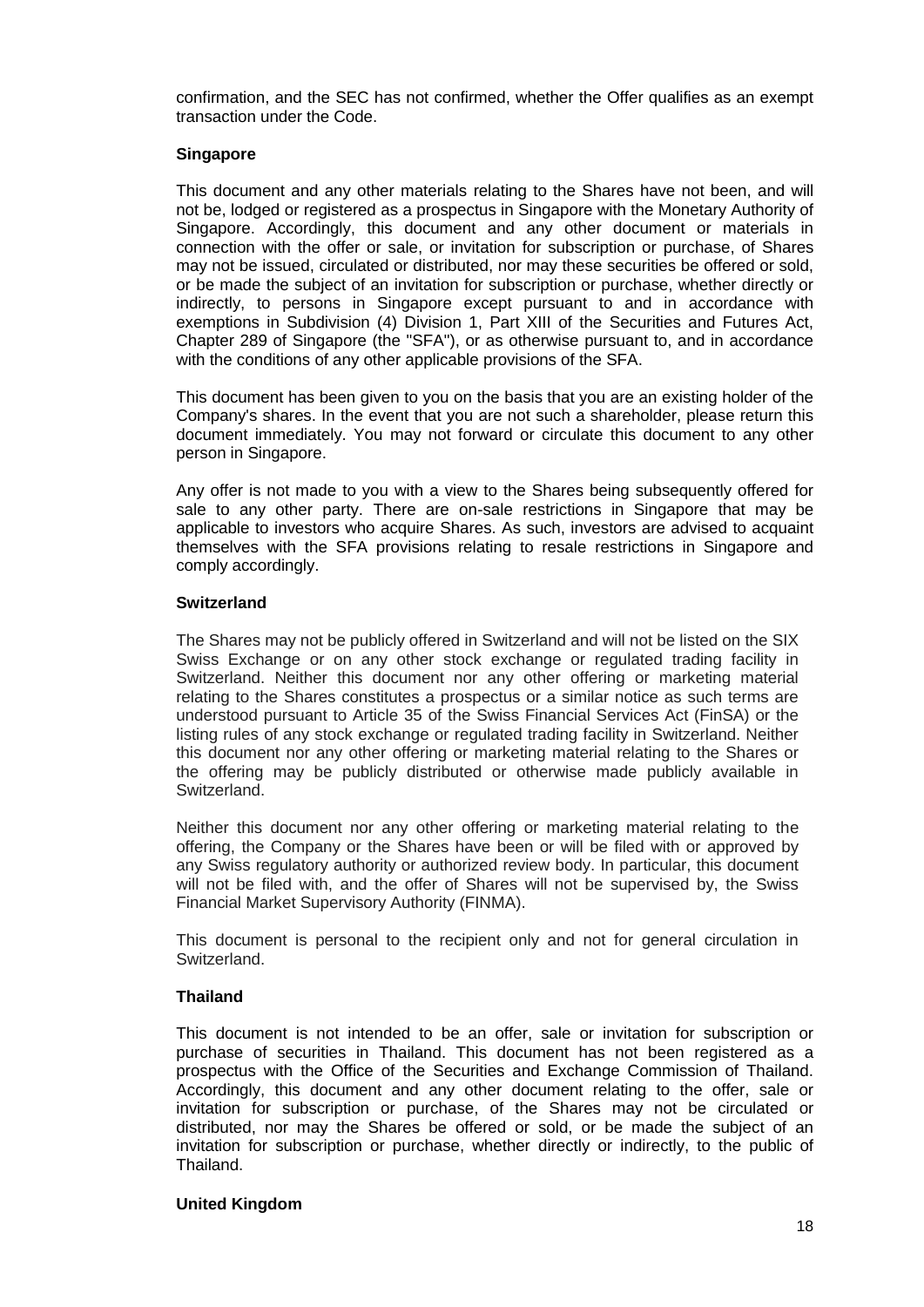confirmation, and the SEC has not confirmed, whether the Offer qualifies as an exempt transaction under the Code.

**Singapore**

This document and any other materials relating to the Shares have not been, and will not be, lodged or registered as a prospectus in Singapore with the Monetary Authority of Singapore. Accordingly, this document and any other document or materials in connection with the offer or sale, or invitation for subscription or purchase, of Shares may not be issued, circulated or distributed, nor may these securities be offered or sold, or be made the subject of an invitation for subscription or purchase, whether directly or indirectly, to persons in Singapore except pursuant to and in accordance with exemptions in Subdivision (4) Division 1, Part XIII of the Securities and Futures Act, Chapter 289 of Singapore (the "SFA"), or as otherwise pursuant to, and in accordance with the conditions of any other applicable provisions of the SFA.

This document has been given to you on the basis that you are an existing holder of the Company's shares. In the event that you are not such a shareholder, please return this document immediately. You may not forward or circulate this document to any other person in Singapore.

Any offer is not made to you with a view to the Shares being subsequently offered for sale to any other party. There are on-sale restrictions in Singapore that may be applicable to investors who acquire Shares. As such, investors are advised to acquaint themselves with the SFA provisions relating to resale restrictions in Singapore and comply accordingly.

**Switzerland**

The Shares may not be publicly offered in Switzerland and will not be listed on the SIX Swiss Exchange or on any other stock exchange or regulated trading facility in Switzerland. Neither this document nor any other offering or marketing material relating to the Shares constitutes a prospectus or a similar notice as such terms are understood pursuant to Article 35 of the Swiss Financial Services Act (FinSA) or the listing rules of any stock exchange or regulated trading facility in Switzerland. Neither this document nor any other offering or marketing material relating to the Shares or the offering may be publicly distributed or otherwise made publicly available in Switzerland.

Neither this document nor any other offering or marketing material relating to the offering, the Company or the Shares have been or will be filed with or approved by any Swiss regulatory authority or authorized review body. In particular, this document will not be filed with, and the offer of Shares will not be supervised by, the Swiss Financial Market Supervisory Authority (FINMA).

This document is personal to the recipient only and not for general circulation in Switzerland.

**Thailand**

This document is not intended to be an offer, sale or invitation for subscription or purchase of securities in Thailand. This document has not been registered as a prospectus with the Office of the Securities and Exchange Commission of Thailand. Accordingly, this document and any other document relating to the offer, sale or invitation for subscription or purchase, of the Shares may not be circulated or distributed, nor may the Shares be offered or sold, or be made the subject of an invitation for subscription or purchase, whether directly or indirectly, to the public of Thailand.

**United Kingdom**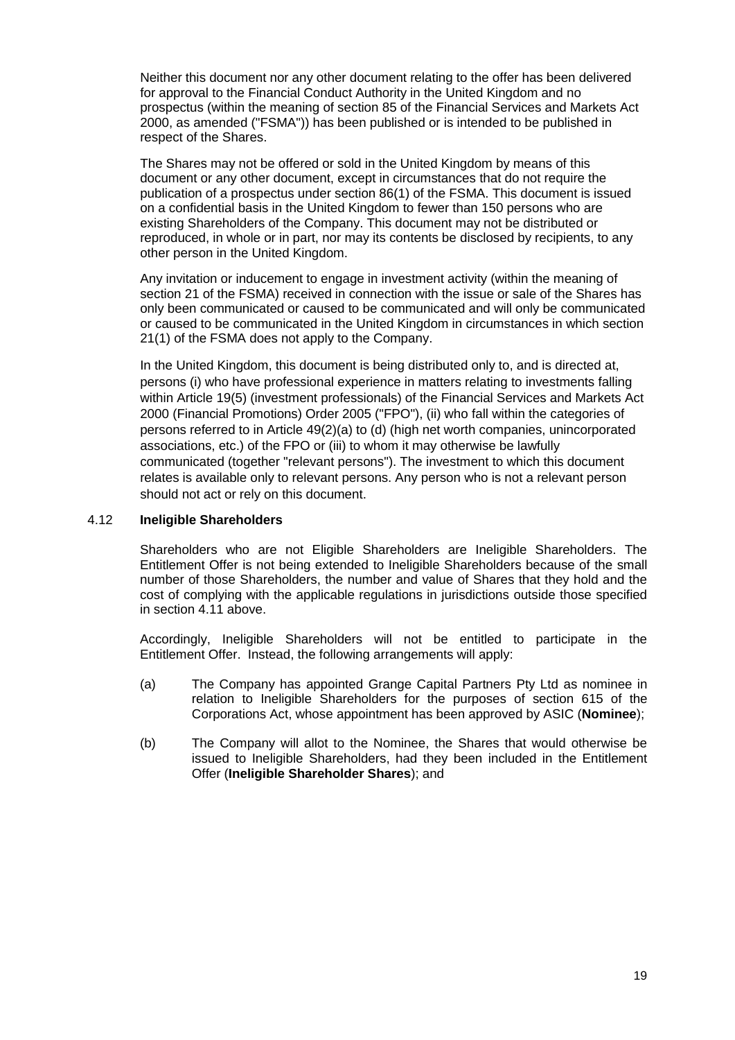Neither this document nor any other document relating to the offer has been delivered for approval to the Financial Conduct Authority in the United Kingdom and no prospectus (within the meaning of section 85 of the Financial Services and Markets Act 2000, as amended ("FSMA")) has been published or is intended to be published in respect of the Shares.

The Shares may not be offered or sold in the United Kingdom by means of this document or any other document, except in circumstances that do not require the publication of a prospectus under section 86(1) of the FSMA. This document is issued on a confidential basis in the United Kingdom to fewer than 150 persons who are existing Shareholders of the Company. This document may not be distributed or reproduced, in whole or in part, nor may its contents be disclosed by recipients, to any other person in the United Kingdom.

Any invitation or inducement to engage in investment activity (within the meaning of section 21 of the FSMA) received in connection with the issue or sale of the Shares has only been communicated or caused to be communicated and will only be communicated or caused to be communicated in the United Kingdom in circumstances in which section 21(1) of the FSMA does not apply to the Company.

In the United Kingdom, this document is being distributed only to, and is directed at, persons (i) who have professional experience in matters relating to investments falling within Article 19(5) (investment professionals) of the Financial Services and Markets Act 2000 (Financial Promotions) Order 2005 ("FPO"), (ii) who fall within the categories of persons referred to in Article 49(2)(a) to (d) (high net worth companies, unincorporated associations, etc.) of the FPO or (iii) to whom it may otherwise be lawfully communicated (together "relevant persons"). The investment to which this document relates is available only to relevant persons. Any person who is not a relevant person should not act or rely on this document.

### 4.12 Ineligible Shareholders

Shareholders who are not Eligible Shareholders are Ineligible Shareholders. The Entitlement Offer is not being extended to Ineligible Shareholders because of the small number of those Shareholders, the number and value of Shares that they hold and the cost of complying with the applicable regulations in jurisdictions outside those specified in section 4.11 above.

Accordingly, Ineligible Shareholders will not be entitled to participate in the Entitlement Offer. Instead, the following arrangements will apply:

(a) The Company has appointed Grange Capital Partners Pty Ltd as nominee in relation to Ineligible Shareholders for the purposes of section 615 of the Corporations Act, whose appointment has been approved by ASIC (**Nominee**);

(b) The Company will allot to the Nominee, the Shares that would otherwise be issued to Ineligible Shareholders, had they been included in the Entitlement Offer (**Ineligible Shareholder Shares**); and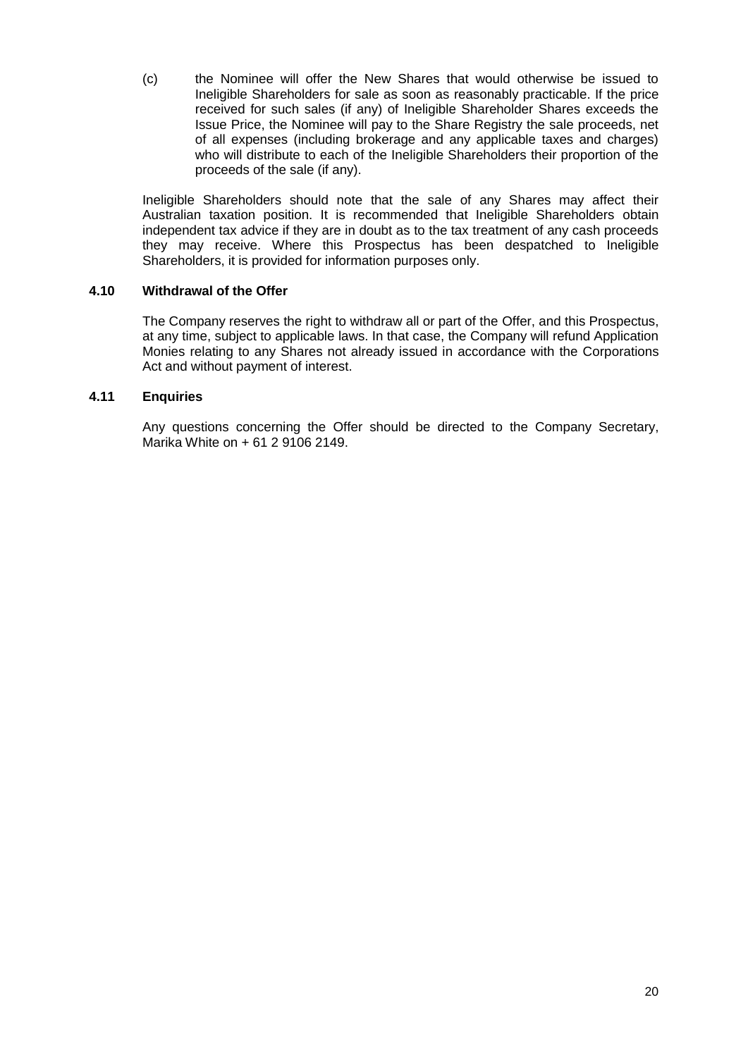(c) the Nominee will offer the New Shares that would otherwise be issued to Ineligible Shareholders for sale as soon as reasonably practicable. If the price received for such sales (if any) of Ineligible Shareholder Shares exceeds the Issue Price, the Nominee will pay to the Share Registry the sale proceeds, net of all expenses (including brokerage and any applicable taxes and charges) who will distribute to each of the Ineligible Shareholders their proportion of the proceeds of the sale (if any).

Ineligible Shareholders should note that the sale of any Shares may affect their Australian taxation position. It is recommended that Ineligible Shareholders obtain independent tax advice if they are in doubt as to the tax treatment of any cash proceeds they may receive. Where this Prospectus has been despatched to Ineligible Shareholders, it is provided for information purposes only.

### 4.10 Withdrawal of the Offer

The Company reserves the right to withdraw all or part of the Offer, and this Prospectus, at any time, subject to applicable laws. In that case, the Company will refund Application Monies relating to any Shares not already issued in accordance with the Corporations Act and without payment of interest.

### 4.11 Enquiries

Any questions concerning the Offer should be directed to the Company Secretary, Marika White on + 61 2 9106 2149.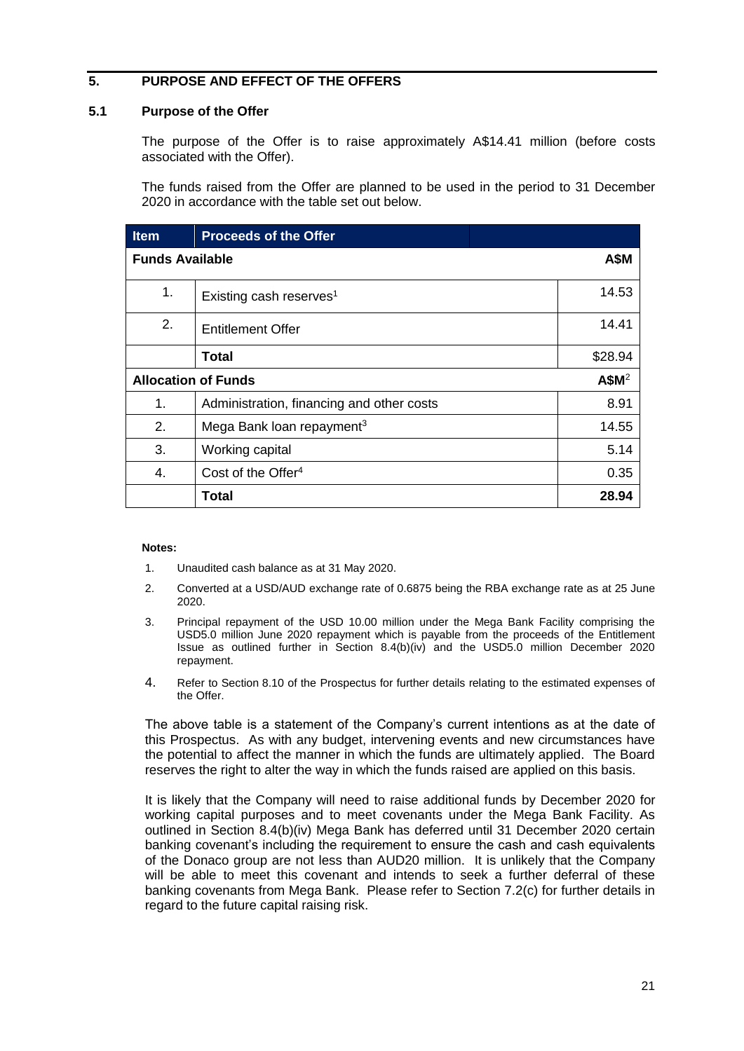## 5. PURPOSE AND EFFECT OF THE OFFERS

### 5.1 Purpose of the Offer

The purpose of the Offer is to raise approximately A$14.41 million (before costs associated with the Offer).

The funds raised from the Offer are planned to be used in the period to 31 December 2020 in accordance with the table set out below.

| Item | Proceeds of the Offer | |
|---|---|---|
| **Funds Available** | | **A$M** |
| 1. | Existing cash reserves[1] | 14.53 |
| 2. | Entitlement Offer | 14.41 |
| | **Total** | $28.94 |
| **Allocation of Funds** | | **A$M**[2] |
| 1. | Administration, financing and other costs | 8.91 |
| 2. | Mega Bank loan repayment[3] | 14.55 |
| 3. | Working capital | 5.14 |
| 4. | Cost of the Offer[4] | 0.35 |
| | **Total** | **28.94** |

**Notes:**

1. Unaudited cash balance as at 31 May 2020.
2. Converted at a USD/AUD exchange rate of 0.6875 being the RBA exchange rate as at 25 June 2020.
3. Principal repayment of the USD 10.00 million under the Mega Bank Facility comprising the USD5.0 million June 2020 repayment which is payable from the proceeds of the Entitlement Issue as outlined further in Section 8.4(b)(iv) and the USD5.0 million December 2020 repayment.
4. Refer to Section 8.10 of the Prospectus for further details relating to the estimated expenses of the Offer.

The above table is a statement of the Company's current intentions as at the date of this Prospectus. As with any budget, intervening events and new circumstances have the potential to affect the manner in which the funds are ultimately applied. The Board reserves the right to alter the way in which the funds raised are applied on this basis.

It is likely that the Company will need to raise additional funds by December 2020 for working capital purposes and to meet covenants under the Mega Bank Facility. As outlined in Section 8.4(b)(iv) Mega Bank has deferred until 31 December 2020 certain banking covenant's including the requirement to ensure the cash and cash equivalents of the Donaco group are not less than AUD20 million. It is unlikely that the Company will be able to meet this covenant and intends to seek a further deferral of these banking covenants from Mega Bank. Please refer to Section 7.2(c) for further details in regard to the future capital raising risk.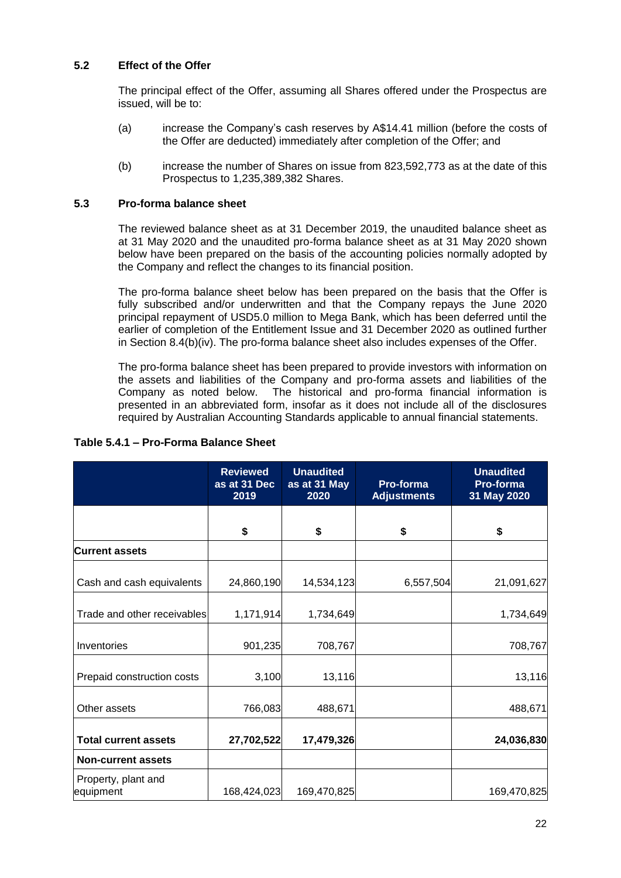### 5.2 Effect of the Offer

The principal effect of the Offer, assuming all Shares offered under the Prospectus are issued, will be to:

(a) increase the Company's cash reserves by A$14.41 million (before the costs of the Offer are deducted) immediately after completion of the Offer; and

(b) increase the number of Shares on issue from 823,592,773 as at the date of this Prospectus to 1,235,389,382 Shares.

### 5.3 Pro-forma balance sheet

The reviewed balance sheet as at 31 December 2019, the unaudited balance sheet as at 31 May 2020 and the unaudited pro-forma balance sheet as at 31 May 2020 shown below have been prepared on the basis of the accounting policies normally adopted by the Company and reflect the changes to its financial position.

The pro-forma balance sheet below has been prepared on the basis that the Offer is fully subscribed and/or underwritten and that the Company repays the June 2020 principal repayment of USD5.0 million to Mega Bank, which has been deferred until the earlier of completion of the Entitlement Issue and 31 December 2020 as outlined further in Section 8.4(b)(iv). The pro-forma balance sheet also includes expenses of the Offer.

The pro-forma balance sheet has been prepared to provide investors with information on the assets and liabilities of the Company and pro-forma assets and liabilities of the Company as noted below. The historical and pro-forma financial information is presented in an abbreviated form, insofar as it does not include all of the disclosures required by Australian Accounting Standards applicable to annual financial statements.

**Table 5.4.1 – Pro-Forma Balance Sheet**

| | Reviewed as at 31 Dec 2019 | Unaudited as at 31 May 2020 | Pro-forma Adjustments | Unaudited Pro-forma 31 May 2020 |
|---|---|---|---|---|
| | $ | $ | $ | $ |
| **Current assets** | | | | |
| Cash and cash equivalents | 24,860,190 | 14,534,123 | 6,557,504 | 21,091,627 |
| Trade and other receivables | 1,171,914 | 1,734,649 | | 1,734,649 |
| Inventories | 901,235 | 708,767 | | 708,767 |
| Prepaid construction costs | 3,100 | 13,116 | | 13,116 |
| Other assets | 766,083 | 488,671 | | 488,671 |
| **Total current assets** | **27,702,522** | **17,479,326** | | **24,036,830** |
| **Non-current assets** | | | | |
| Property, plant and equipment | 168,424,023 | 169,470,825 | | 169,470,825 |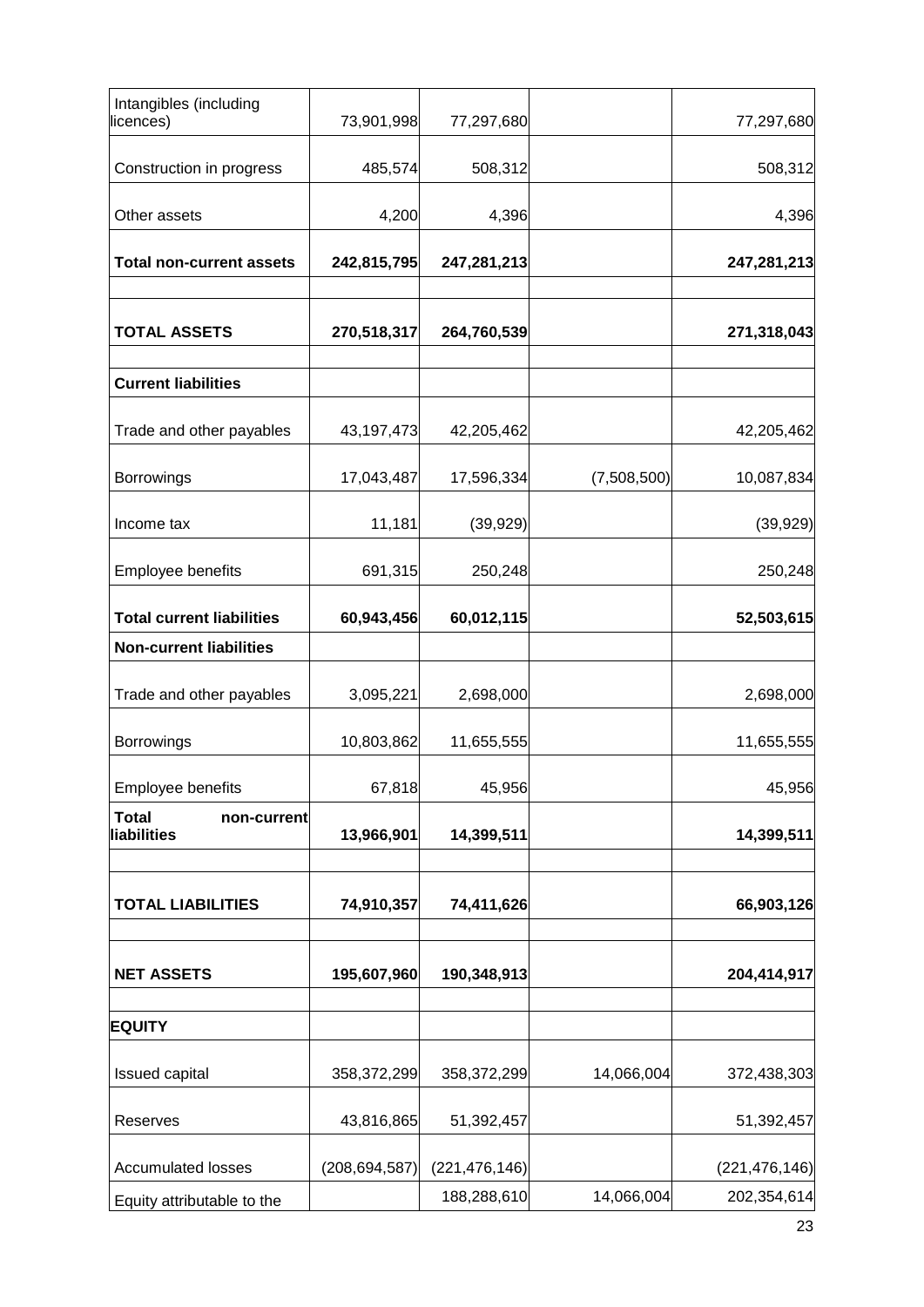| | | | | |
|---|---|---|---|---|
| Intangibles (including licences) | 73,901,998 | 77,297,680 | | 77,297,680 |
| Construction in progress | 485,574 | 508,312 | | 508,312 |
| Other assets | 4,200 | 4,396 | | 4,396 |
| **Total non-current assets** | **242,815,795** | **247,281,213** | | **247,281,213** |
| | | | | |
| **TOTAL ASSETS** | **270,518,317** | **264,760,539** | | **271,318,043** |
| | | | | |
| **Current liabilities** | | | | |
| Trade and other payables | 43,197,473 | 42,205,462 | | 42,205,462 |
| Borrowings | 17,043,487 | 17,596,334 | (7,508,500) | 10,087,834 |
| Income tax | 11,181 | (39,929) | | (39,929) |
| Employee benefits | 691,315 | 250,248 | | 250,248 |
| **Total current liabilities** | **60,943,456** | **60,012,115** | | **52,503,615** |
| **Non-current liabilities** | | | | |
| Trade and other payables | 3,095,221 | 2,698,000 | | 2,698,000 |
| Borrowings | 10,803,862 | 11,655,555 | | 11,655,555 |
| Employee benefits | 67,818 | 45,956 | | 45,956 |
| **Total non-current liabilities** | **13,966,901** | **14,399,511** | | **14,399,511** |
| | | | | |
| **TOTAL LIABILITIES** | **74,910,357** | **74,411,626** | | **66,903,126** |
| | | | | |
| **NET ASSETS** | **195,607,960** | **190,348,913** | | **204,414,917** |
| | | | | |
| **EQUITY** | | | | |
| Issued capital | 358,372,299 | 358,372,299 | 14,066,004 | 372,438,303 |
| Reserves | 43,816,865 | 51,392,457 | | 51,392,457 |
| Accumulated losses | (208,694,587) | (221,476,146) | | (221,476,146) |
| Equity attributable to the | | 188,288,610 | 14,066,004 | 202,354,614 |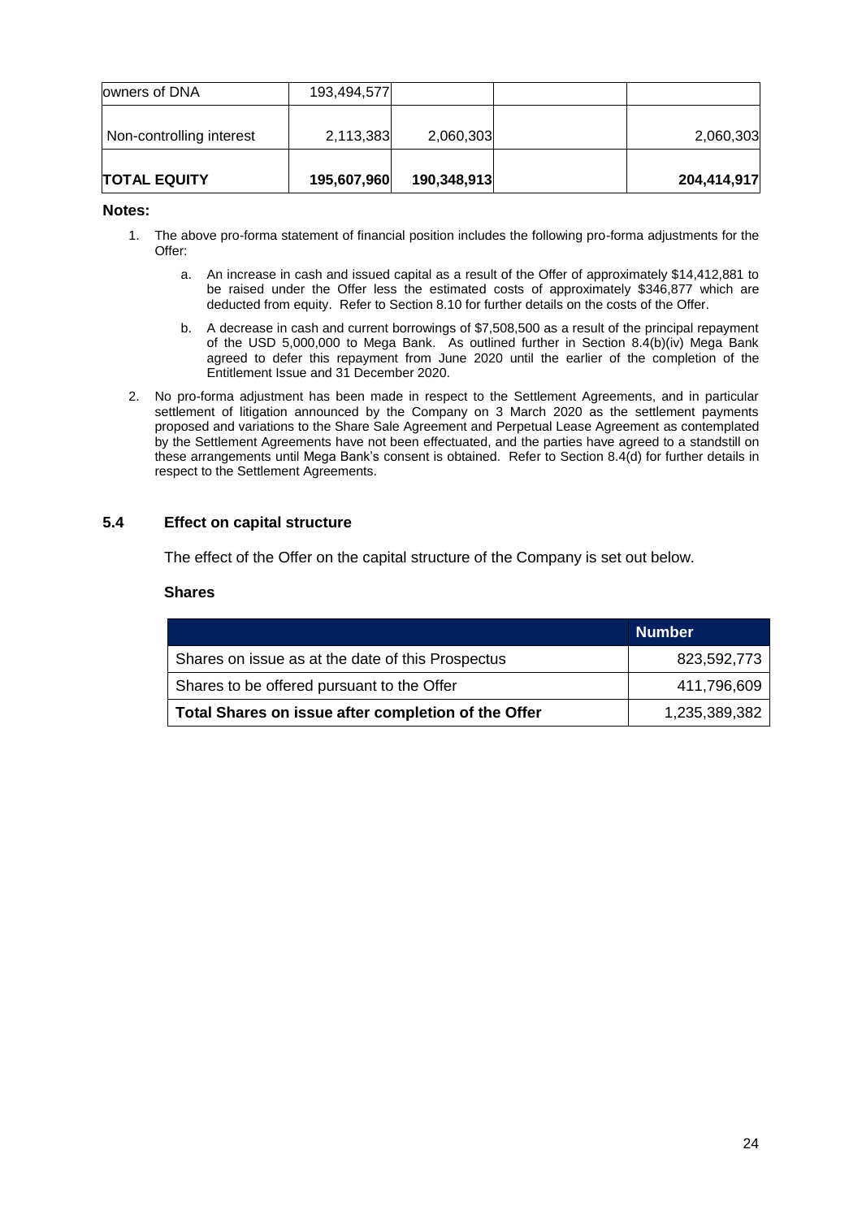| owners of DNA | 193,494,577 | | | |
|---|---|---|---|---|
| Non-controlling interest | 2,113,383 | 2,060,303 | | 2,060,303 |
| **TOTAL EQUITY** | **195,607,960** | **190,348,913** | | **204,414,917** |

**Notes:**

1. The above pro-forma statement of financial position includes the following pro-forma adjustments for the Offer:

   a. An increase in cash and issued capital as a result of the Offer of approximately $14,412,881 to be raised under the Offer less the estimated costs of approximately $346,877 which are deducted from equity. Refer to Section 8.10 for further details on the costs of the Offer.

   b. A decrease in cash and current borrowings of $7,508,500 as a result of the principal repayment of the USD 5,000,000 to Mega Bank. As outlined further in Section 8.4(b)(iv) Mega Bank agreed to defer this repayment from June 2020 until the earlier of the completion of the Entitlement Issue and 31 December 2020.

2. No pro-forma adjustment has been made in respect to the Settlement Agreements, and in particular settlement of litigation announced by the Company on 3 March 2020 as the settlement payments proposed and variations to the Share Sale Agreement and Perpetual Lease Agreement as contemplated by the Settlement Agreements have not been effectuated, and the parties have agreed to a standstill on these arrangements until Mega Bank's consent is obtained. Refer to Section 8.4(d) for further details in respect to the Settlement Agreements.

## 5.4 Effect on capital structure

The effect of the Offer on the capital structure of the Company is set out below.

**Shares**

| | Number |
|---|---|
| Shares on issue as at the date of this Prospectus | 823,592,773 |
| Shares to be offered pursuant to the Offer | 411,796,609 |
| **Total Shares on issue after completion of the Offer** | 1,235,389,382 |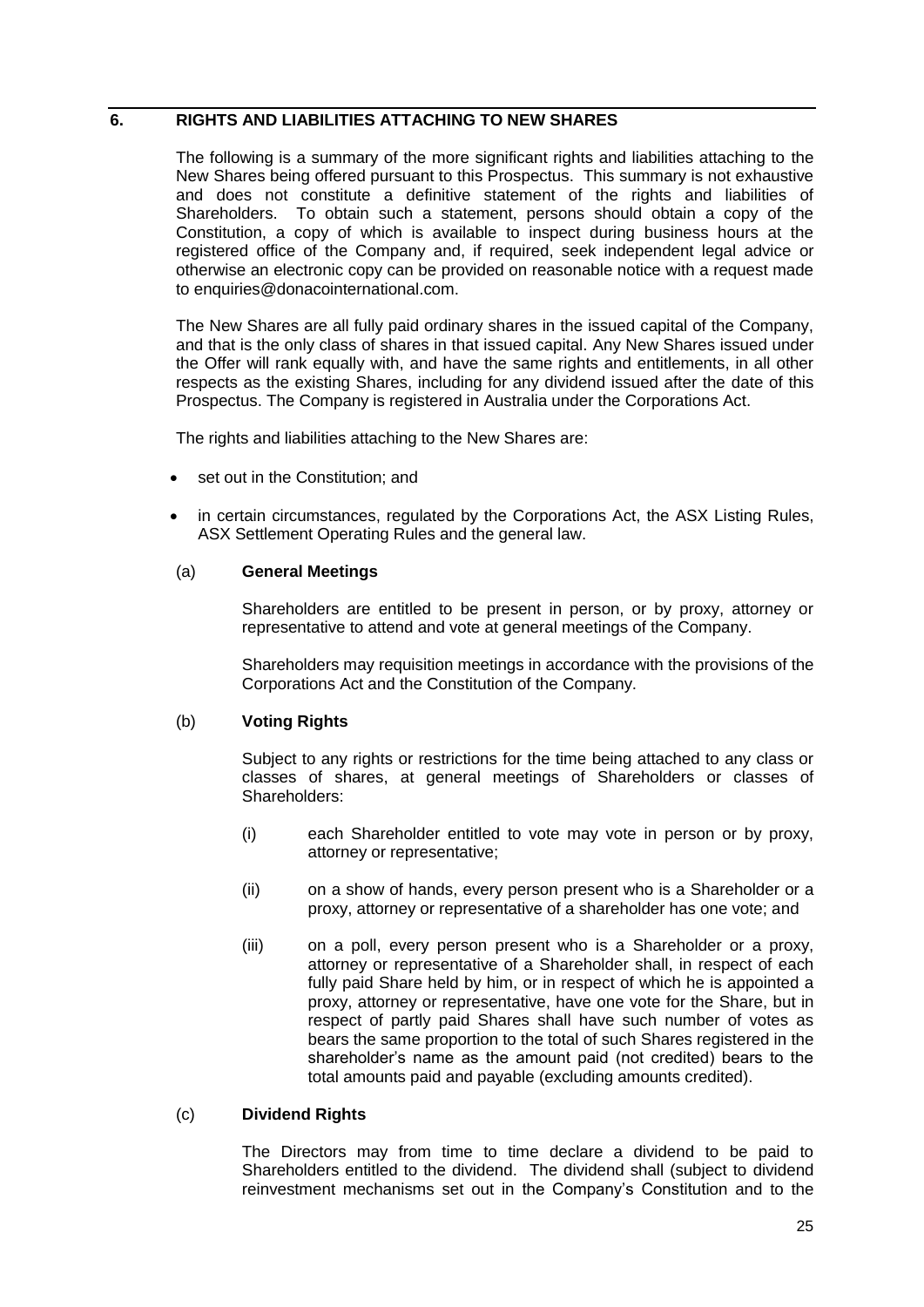## 6. RIGHTS AND LIABILITIES ATTACHING TO NEW SHARES

The following is a summary of the more significant rights and liabilities attaching to the New Shares being offered pursuant to this Prospectus. This summary is not exhaustive and does not constitute a definitive statement of the rights and liabilities of Shareholders. To obtain such a statement, persons should obtain a copy of the Constitution, a copy of which is available to inspect during business hours at the registered office of the Company and, if required, seek independent legal advice or otherwise an electronic copy can be provided on reasonable notice with a request made to enquiries@donacointernational.com.

The New Shares are all fully paid ordinary shares in the issued capital of the Company, and that is the only class of shares in that issued capital. Any New Shares issued under the Offer will rank equally with, and have the same rights and entitlements, in all other respects as the existing Shares, including for any dividend issued after the date of this Prospectus. The Company is registered in Australia under the Corporations Act.

The rights and liabilities attaching to the New Shares are:

- set out in the Constitution; and
- in certain circumstances, regulated by the Corporations Act, the ASX Listing Rules, ASX Settlement Operating Rules and the general law.

(a) **General Meetings**

Shareholders are entitled to be present in person, or by proxy, attorney or representative to attend and vote at general meetings of the Company.

Shareholders may requisition meetings in accordance with the provisions of the Corporations Act and the Constitution of the Company.

(b) **Voting Rights**

Subject to any rights or restrictions for the time being attached to any class or classes of shares, at general meetings of Shareholders or classes of Shareholders:

(i) each Shareholder entitled to vote may vote in person or by proxy, attorney or representative;

(ii) on a show of hands, every person present who is a Shareholder or a proxy, attorney or representative of a shareholder has one vote; and

(iii) on a poll, every person present who is a Shareholder or a proxy, attorney or representative of a Shareholder shall, in respect of each fully paid Share held by him, or in respect of which he is appointed a proxy, attorney or representative, have one vote for the Share, but in respect of partly paid Shares shall have such number of votes as bears the same proportion to the total of such Shares registered in the shareholder's name as the amount paid (not credited) bears to the total amounts paid and payable (excluding amounts credited).

(c) **Dividend Rights**

The Directors may from time to time declare a dividend to be paid to Shareholders entitled to the dividend. The dividend shall (subject to dividend reinvestment mechanisms set out in the Company's Constitution and to the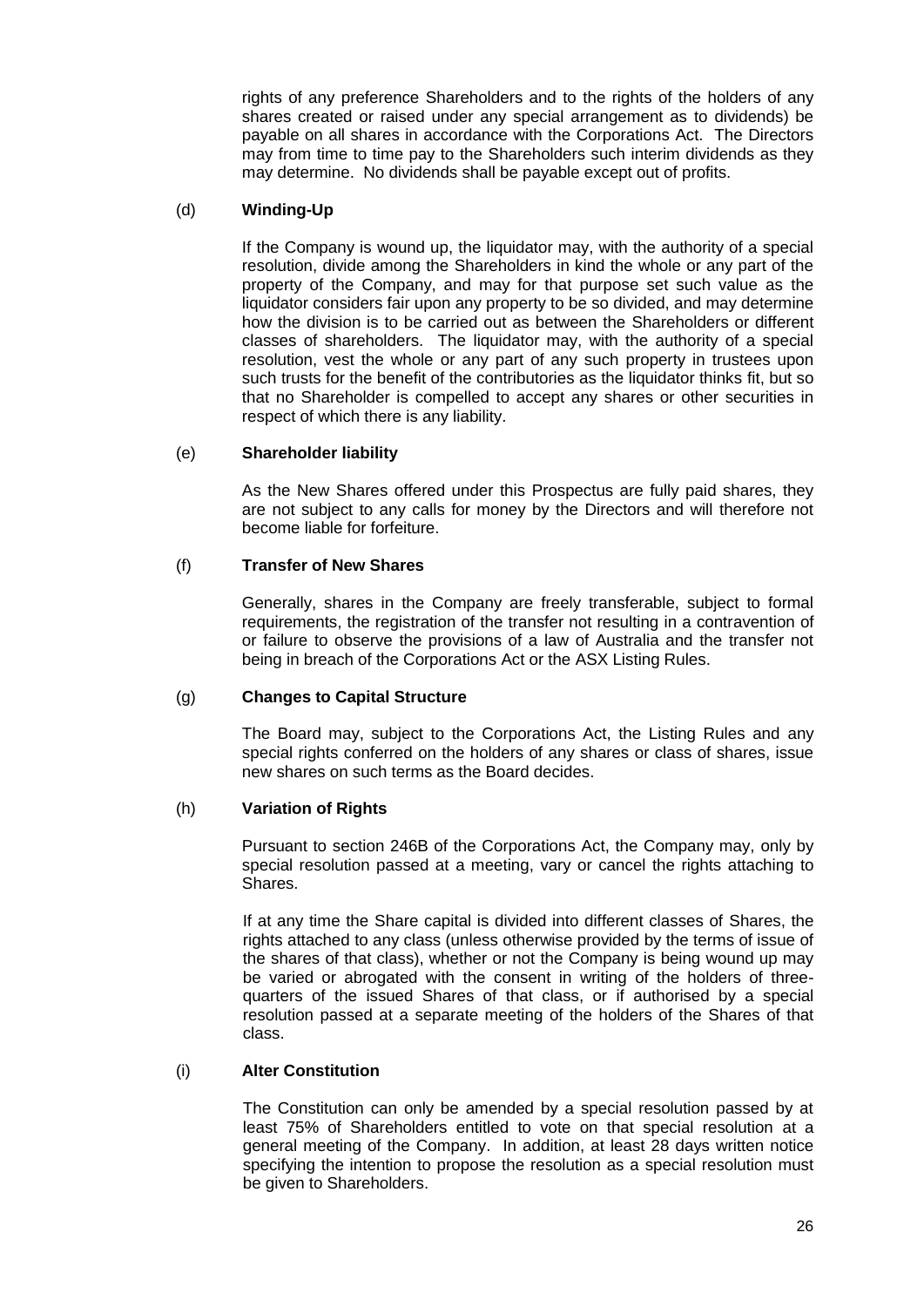rights of any preference Shareholders and to the rights of the holders of any shares created or raised under any special arrangement as to dividends) be payable on all shares in accordance with the Corporations Act. The Directors may from time to time pay to the Shareholders such interim dividends as they may determine. No dividends shall be payable except out of profits.

(d) **Winding-Up**

If the Company is wound up, the liquidator may, with the authority of a special resolution, divide among the Shareholders in kind the whole or any part of the property of the Company, and may for that purpose set such value as the liquidator considers fair upon any property to be so divided, and may determine how the division is to be carried out as between the Shareholders or different classes of shareholders. The liquidator may, with the authority of a special resolution, vest the whole or any part of any such property in trustees upon such trusts for the benefit of the contributories as the liquidator thinks fit, but so that no Shareholder is compelled to accept any shares or other securities in respect of which there is any liability.

(e) **Shareholder liability**

As the New Shares offered under this Prospectus are fully paid shares, they are not subject to any calls for money by the Directors and will therefore not become liable for forfeiture.

(f) **Transfer of New Shares**

Generally, shares in the Company are freely transferable, subject to formal requirements, the registration of the transfer not resulting in a contravention of or failure to observe the provisions of a law of Australia and the transfer not being in breach of the Corporations Act or the ASX Listing Rules.

(g) **Changes to Capital Structure**

The Board may, subject to the Corporations Act, the Listing Rules and any special rights conferred on the holders of any shares or class of shares, issue new shares on such terms as the Board decides.

(h) **Variation of Rights**

Pursuant to section 246B of the Corporations Act, the Company may, only by special resolution passed at a meeting, vary or cancel the rights attaching to Shares.

If at any time the Share capital is divided into different classes of Shares, the rights attached to any class (unless otherwise provided by the terms of issue of the shares of that class), whether or not the Company is being wound up may be varied or abrogated with the consent in writing of the holders of three-quarters of the issued Shares of that class, or if authorised by a special resolution passed at a separate meeting of the holders of the Shares of that class.

(i) **Alter Constitution**

The Constitution can only be amended by a special resolution passed by at least 75% of Shareholders entitled to vote on that special resolution at a general meeting of the Company. In addition, at least 28 days written notice specifying the intention to propose the resolution as a special resolution must be given to Shareholders.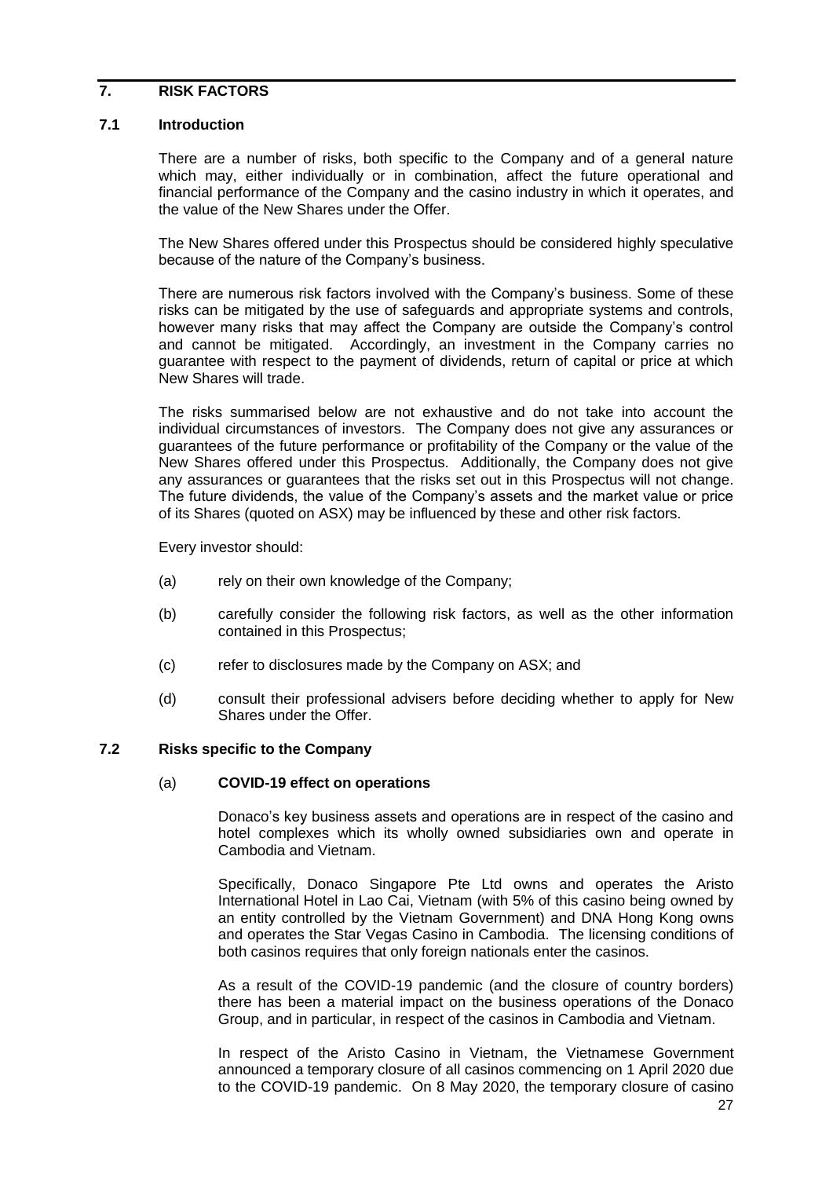# 7. RISK FACTORS

## 7.1 Introduction

There are a number of risks, both specific to the Company and of a general nature which may, either individually or in combination, affect the future operational and financial performance of the Company and the casino industry in which it operates, and the value of the New Shares under the Offer.

The New Shares offered under this Prospectus should be considered highly speculative because of the nature of the Company's business.

There are numerous risk factors involved with the Company's business. Some of these risks can be mitigated by the use of safeguards and appropriate systems and controls, however many risks that may affect the Company are outside the Company's control and cannot be mitigated. Accordingly, an investment in the Company carries no guarantee with respect to the payment of dividends, return of capital or price at which New Shares will trade.

The risks summarised below are not exhaustive and do not take into account the individual circumstances of investors. The Company does not give any assurances or guarantees of the future performance or profitability of the Company or the value of the New Shares offered under this Prospectus. Additionally, the Company does not give any assurances or guarantees that the risks set out in this Prospectus will not change. The future dividends, the value of the Company's assets and the market value or price of its Shares (quoted on ASX) may be influenced by these and other risk factors.

Every investor should:

(a) rely on their own knowledge of the Company;

(b) carefully consider the following risk factors, as well as the other information contained in this Prospectus;

(c) refer to disclosures made by the Company on ASX; and

(d) consult their professional advisers before deciding whether to apply for New Shares under the Offer.

## 7.2 Risks specific to the Company

### (a) COVID-19 effect on operations

Donaco's key business assets and operations are in respect of the casino and hotel complexes which its wholly owned subsidiaries own and operate in Cambodia and Vietnam.

Specifically, Donaco Singapore Pte Ltd owns and operates the Aristo International Hotel in Lao Cai, Vietnam (with 5% of this casino being owned by an entity controlled by the Vietnam Government) and DNA Hong Kong owns and operates the Star Vegas Casino in Cambodia. The licensing conditions of both casinos requires that only foreign nationals enter the casinos.

As a result of the COVID-19 pandemic (and the closure of country borders) there has been a material impact on the business operations of the Donaco Group, and in particular, in respect of the casinos in Cambodia and Vietnam.

In respect of the Aristo Casino in Vietnam, the Vietnamese Government announced a temporary closure of all casinos commencing on 1 April 2020 due to the COVID-19 pandemic. On 8 May 2020, the temporary closure of casino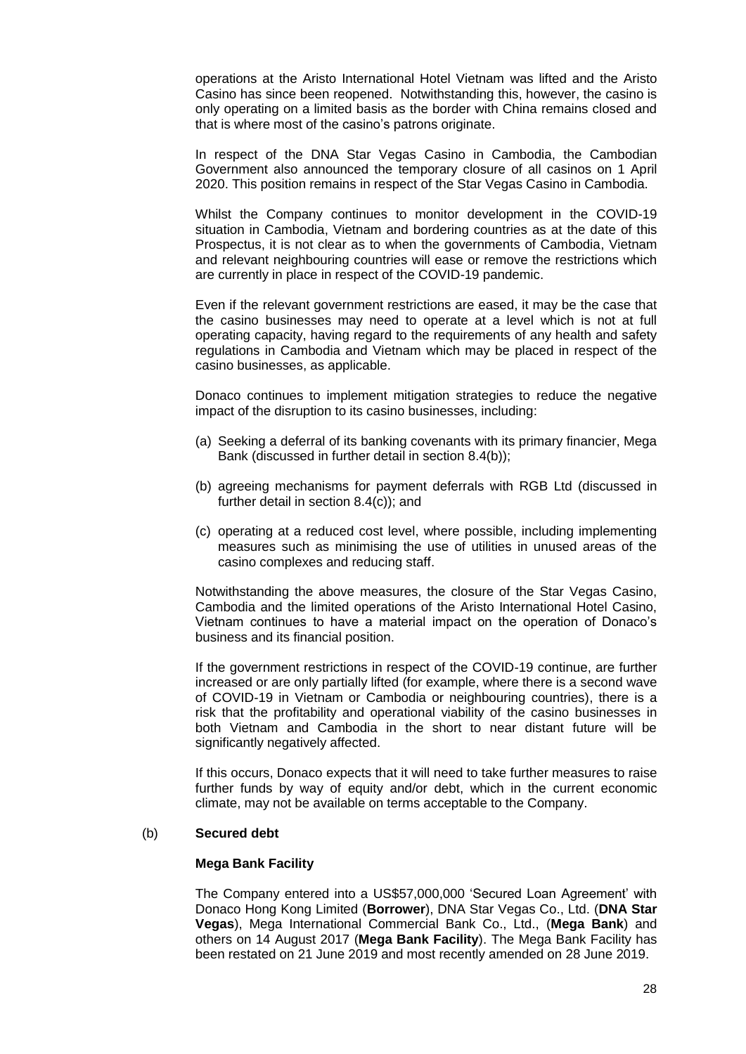operations at the Aristo International Hotel Vietnam was lifted and the Aristo Casino has since been reopened. Notwithstanding this, however, the casino is only operating on a limited basis as the border with China remains closed and that is where most of the casino's patrons originate.

In respect of the DNA Star Vegas Casino in Cambodia, the Cambodian Government also announced the temporary closure of all casinos on 1 April 2020. This position remains in respect of the Star Vegas Casino in Cambodia.

Whilst the Company continues to monitor development in the COVID-19 situation in Cambodia, Vietnam and bordering countries as at the date of this Prospectus, it is not clear as to when the governments of Cambodia, Vietnam and relevant neighbouring countries will ease or remove the restrictions which are currently in place in respect of the COVID-19 pandemic.

Even if the relevant government restrictions are eased, it may be the case that the casino businesses may need to operate at a level which is not at full operating capacity, having regard to the requirements of any health and safety regulations in Cambodia and Vietnam which may be placed in respect of the casino businesses, as applicable.

Donaco continues to implement mitigation strategies to reduce the negative impact of the disruption to its casino businesses, including:

(a) Seeking a deferral of its banking covenants with its primary financier, Mega Bank (discussed in further detail in section 8.4(b));

(b) agreeing mechanisms for payment deferrals with RGB Ltd (discussed in further detail in section 8.4(c)); and

(c) operating at a reduced cost level, where possible, including implementing measures such as minimising the use of utilities in unused areas of the casino complexes and reducing staff.

Notwithstanding the above measures, the closure of the Star Vegas Casino, Cambodia and the limited operations of the Aristo International Hotel Casino, Vietnam continues to have a material impact on the operation of Donaco's business and its financial position.

If the government restrictions in respect of the COVID-19 continue, are further increased or are only partially lifted (for example, where there is a second wave of COVID-19 in Vietnam or Cambodia or neighbouring countries), there is a risk that the profitability and operational viability of the casino businesses in both Vietnam and Cambodia in the short to near distant future will be significantly negatively affected.

If this occurs, Donaco expects that it will need to take further measures to raise further funds by way of equity and/or debt, which in the current economic climate, may not be available on terms acceptable to the Company.

(b) **Secured debt**

**Mega Bank Facility**

The Company entered into a US$57,000,000 'Secured Loan Agreement' with Donaco Hong Kong Limited (**Borrower**), DNA Star Vegas Co., Ltd. (**DNA Star Vegas**), Mega International Commercial Bank Co., Ltd., (**Mega Bank**) and others on 14 August 2017 (**Mega Bank Facility**). The Mega Bank Facility has been restated on 21 June 2019 and most recently amended on 28 June 2019.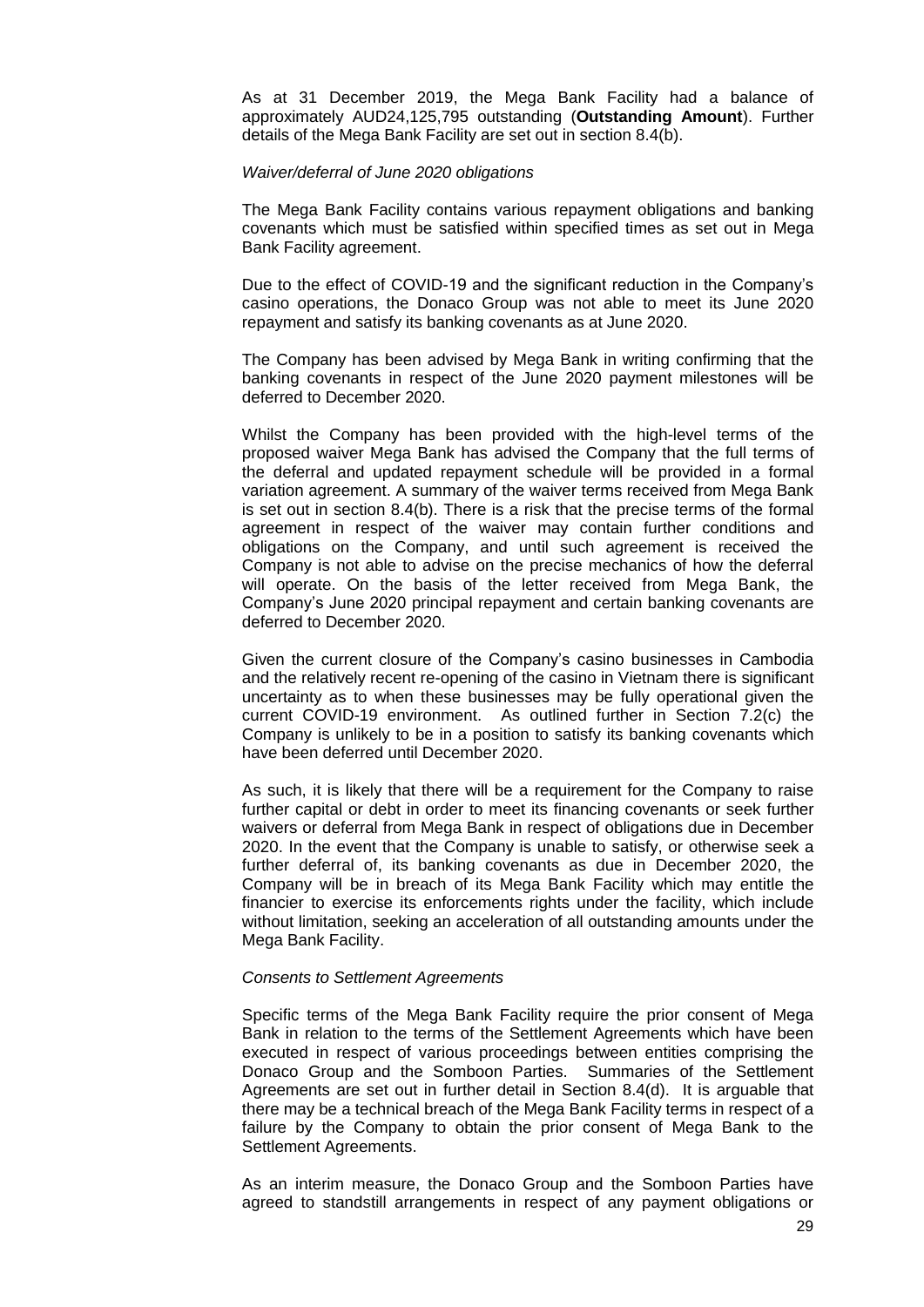As at 31 December 2019, the Mega Bank Facility had a balance of approximately AUD24,125,795 outstanding (**Outstanding Amount**). Further details of the Mega Bank Facility are set out in section 8.4(b).

*Waiver/deferral of June 2020 obligations*

The Mega Bank Facility contains various repayment obligations and banking covenants which must be satisfied within specified times as set out in Mega Bank Facility agreement.

Due to the effect of COVID-19 and the significant reduction in the Company's casino operations, the Donaco Group was not able to meet its June 2020 repayment and satisfy its banking covenants as at June 2020.

The Company has been advised by Mega Bank in writing confirming that the banking covenants in respect of the June 2020 payment milestones will be deferred to December 2020.

Whilst the Company has been provided with the high-level terms of the proposed waiver Mega Bank has advised the Company that the full terms of the deferral and updated repayment schedule will be provided in a formal variation agreement. A summary of the waiver terms received from Mega Bank is set out in section 8.4(b). There is a risk that the precise terms of the formal agreement in respect of the waiver may contain further conditions and obligations on the Company, and until such agreement is received the Company is not able to advise on the precise mechanics of how the deferral will operate. On the basis of the letter received from Mega Bank, the Company's June 2020 principal repayment and certain banking covenants are deferred to December 2020.

Given the current closure of the Company's casino businesses in Cambodia and the relatively recent re-opening of the casino in Vietnam there is significant uncertainty as to when these businesses may be fully operational given the current COVID-19 environment. As outlined further in Section 7.2(c) the Company is unlikely to be in a position to satisfy its banking covenants which have been deferred until December 2020.

As such, it is likely that there will be a requirement for the Company to raise further capital or debt in order to meet its financing covenants or seek further waivers or deferral from Mega Bank in respect of obligations due in December 2020. In the event that the Company is unable to satisfy, or otherwise seek a further deferral of, its banking covenants as due in December 2020, the Company will be in breach of its Mega Bank Facility which may entitle the financier to exercise its enforcements rights under the facility, which include without limitation, seeking an acceleration of all outstanding amounts under the Mega Bank Facility.

*Consents to Settlement Agreements*

Specific terms of the Mega Bank Facility require the prior consent of Mega Bank in relation to the terms of the Settlement Agreements which have been executed in respect of various proceedings between entities comprising the Donaco Group and the Somboon Parties. Summaries of the Settlement Agreements are set out in further detail in Section 8.4(d). It is arguable that there may be a technical breach of the Mega Bank Facility terms in respect of a failure by the Company to obtain the prior consent of Mega Bank to the Settlement Agreements.

As an interim measure, the Donaco Group and the Somboon Parties have agreed to standstill arrangements in respect of any payment obligations or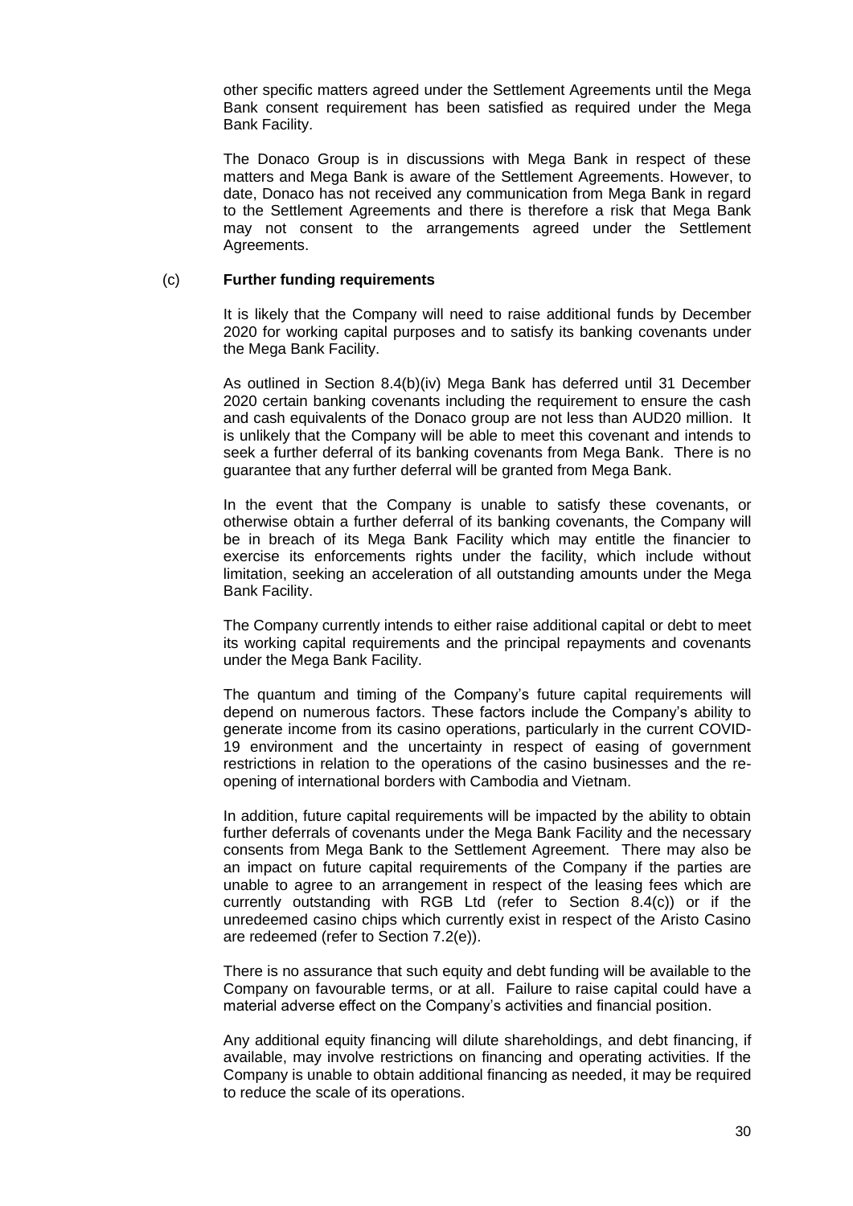other specific matters agreed under the Settlement Agreements until the Mega Bank consent requirement has been satisfied as required under the Mega Bank Facility.

The Donaco Group is in discussions with Mega Bank in respect of these matters and Mega Bank is aware of the Settlement Agreements. However, to date, Donaco has not received any communication from Mega Bank in regard to the Settlement Agreements and there is therefore a risk that Mega Bank may not consent to the arrangements agreed under the Settlement Agreements.

(c) **Further funding requirements**

It is likely that the Company will need to raise additional funds by December 2020 for working capital purposes and to satisfy its banking covenants under the Mega Bank Facility.

As outlined in Section 8.4(b)(iv) Mega Bank has deferred until 31 December 2020 certain banking covenants including the requirement to ensure the cash and cash equivalents of the Donaco group are not less than AUD20 million. It is unlikely that the Company will be able to meet this covenant and intends to seek a further deferral of its banking covenants from Mega Bank. There is no guarantee that any further deferral will be granted from Mega Bank.

In the event that the Company is unable to satisfy these covenants, or otherwise obtain a further deferral of its banking covenants, the Company will be in breach of its Mega Bank Facility which may entitle the financier to exercise its enforcements rights under the facility, which include without limitation, seeking an acceleration of all outstanding amounts under the Mega Bank Facility.

The Company currently intends to either raise additional capital or debt to meet its working capital requirements and the principal repayments and covenants under the Mega Bank Facility.

The quantum and timing of the Company's future capital requirements will depend on numerous factors. These factors include the Company's ability to generate income from its casino operations, particularly in the current COVID-19 environment and the uncertainty in respect of easing of government restrictions in relation to the operations of the casino businesses and the re-opening of international borders with Cambodia and Vietnam.

In addition, future capital requirements will be impacted by the ability to obtain further deferrals of covenants under the Mega Bank Facility and the necessary consents from Mega Bank to the Settlement Agreement. There may also be an impact on future capital requirements of the Company if the parties are unable to agree to an arrangement in respect of the leasing fees which are currently outstanding with RGB Ltd (refer to Section 8.4(c)) or if the unredeemed casino chips which currently exist in respect of the Aristo Casino are redeemed (refer to Section 7.2(e)).

There is no assurance that such equity and debt funding will be available to the Company on favourable terms, or at all. Failure to raise capital could have a material adverse effect on the Company's activities and financial position.

Any additional equity financing will dilute shareholdings, and debt financing, if available, may involve restrictions on financing and operating activities. If the Company is unable to obtain additional financing as needed, it may be required to reduce the scale of its operations.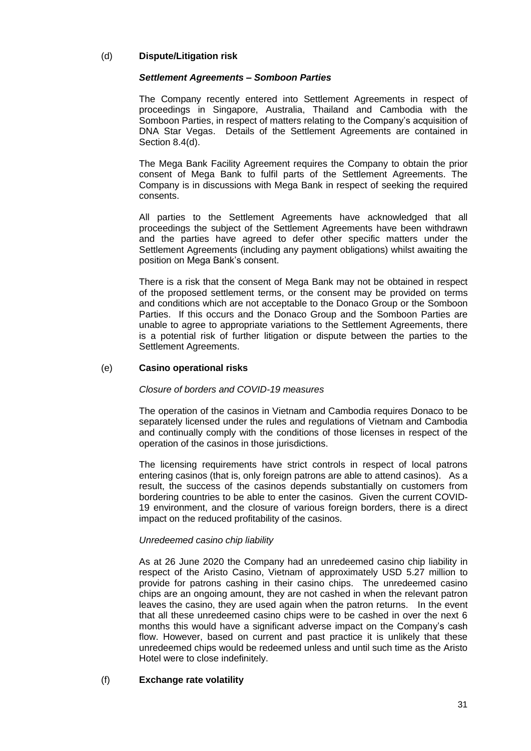(d) **Dispute/Litigation risk**

***Settlement Agreements – Somboon Parties***

The Company recently entered into Settlement Agreements in respect of proceedings in Singapore, Australia, Thailand and Cambodia with the Somboon Parties, in respect of matters relating to the Company's acquisition of DNA Star Vegas. Details of the Settlement Agreements are contained in Section 8.4(d).

The Mega Bank Facility Agreement requires the Company to obtain the prior consent of Mega Bank to fulfil parts of the Settlement Agreements. The Company is in discussions with Mega Bank in respect of seeking the required consents.

All parties to the Settlement Agreements have acknowledged that all proceedings the subject of the Settlement Agreements have been withdrawn and the parties have agreed to defer other specific matters under the Settlement Agreements (including any payment obligations) whilst awaiting the position on Mega Bank's consent.

There is a risk that the consent of Mega Bank may not be obtained in respect of the proposed settlement terms, or the consent may be provided on terms and conditions which are not acceptable to the Donaco Group or the Somboon Parties. If this occurs and the Donaco Group and the Somboon Parties are unable to agree to appropriate variations to the Settlement Agreements, there is a potential risk of further litigation or dispute between the parties to the Settlement Agreements.

(e) **Casino operational risks**

*Closure of borders and COVID-19 measures*

The operation of the casinos in Vietnam and Cambodia requires Donaco to be separately licensed under the rules and regulations of Vietnam and Cambodia and continually comply with the conditions of those licenses in respect of the operation of the casinos in those jurisdictions.

The licensing requirements have strict controls in respect of local patrons entering casinos (that is, only foreign patrons are able to attend casinos). As a result, the success of the casinos depends substantially on customers from bordering countries to be able to enter the casinos. Given the current COVID-19 environment, and the closure of various foreign borders, there is a direct impact on the reduced profitability of the casinos.

*Unredeemed casino chip liability*

As at 26 June 2020 the Company had an unredeemed casino chip liability in respect of the Aristo Casino, Vietnam of approximately USD 5.27 million to provide for patrons cashing in their casino chips. The unredeemed casino chips are an ongoing amount, they are not cashed in when the relevant patron leaves the casino, they are used again when the patron returns. In the event that all these unredeemed casino chips were to be cashed in over the next 6 months this would have a significant adverse impact on the Company's cash flow. However, based on current and past practice it is unlikely that these unredeemed chips would be redeemed unless and until such time as the Aristo Hotel were to close indefinitely.

(f) **Exchange rate volatility**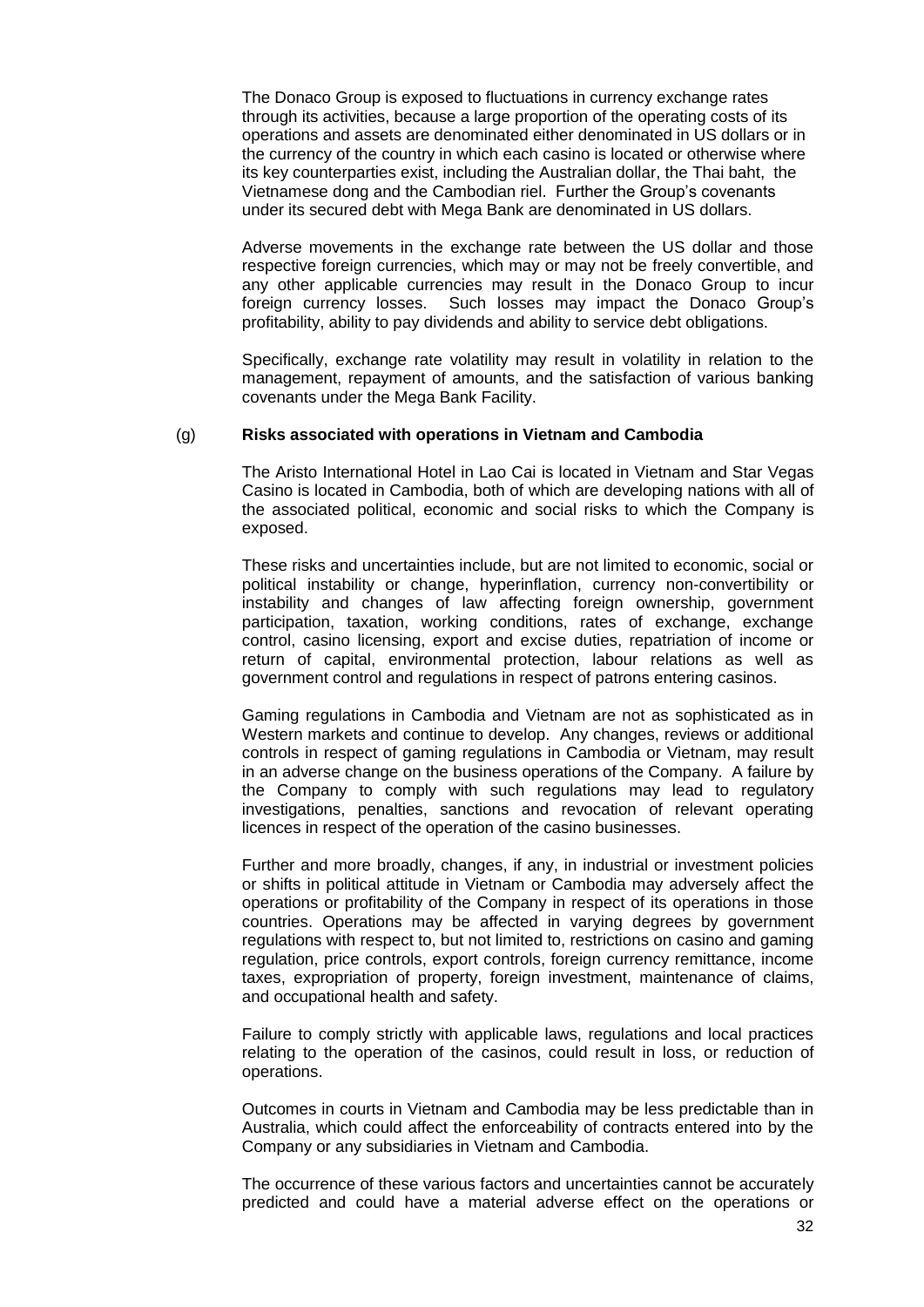The Donaco Group is exposed to fluctuations in currency exchange rates through its activities, because a large proportion of the operating costs of its operations and assets are denominated either denominated in US dollars or in the currency of the country in which each casino is located or otherwise where its key counterparties exist, including the Australian dollar, the Thai baht, the Vietnamese dong and the Cambodian riel. Further the Group's covenants under its secured debt with Mega Bank are denominated in US dollars.

Adverse movements in the exchange rate between the US dollar and those respective foreign currencies, which may or may not be freely convertible, and any other applicable currencies may result in the Donaco Group to incur foreign currency losses. Such losses may impact the Donaco Group's profitability, ability to pay dividends and ability to service debt obligations.

Specifically, exchange rate volatility may result in volatility in relation to the management, repayment of amounts, and the satisfaction of various banking covenants under the Mega Bank Facility.

(g) **Risks associated with operations in Vietnam and Cambodia**

The Aristo International Hotel in Lao Cai is located in Vietnam and Star Vegas Casino is located in Cambodia, both of which are developing nations with all of the associated political, economic and social risks to which the Company is exposed.

These risks and uncertainties include, but are not limited to economic, social or political instability or change, hyperinflation, currency non-convertibility or instability and changes of law affecting foreign ownership, government participation, taxation, working conditions, rates of exchange, exchange control, casino licensing, export and excise duties, repatriation of income or return of capital, environmental protection, labour relations as well as government control and regulations in respect of patrons entering casinos.

Gaming regulations in Cambodia and Vietnam are not as sophisticated as in Western markets and continue to develop. Any changes, reviews or additional controls in respect of gaming regulations in Cambodia or Vietnam, may result in an adverse change on the business operations of the Company. A failure by the Company to comply with such regulations may lead to regulatory investigations, penalties, sanctions and revocation of relevant operating licences in respect of the operation of the casino businesses.

Further and more broadly, changes, if any, in industrial or investment policies or shifts in political attitude in Vietnam or Cambodia may adversely affect the operations or profitability of the Company in respect of its operations in those countries. Operations may be affected in varying degrees by government regulations with respect to, but not limited to, restrictions on casino and gaming regulation, price controls, export controls, foreign currency remittance, income taxes, expropriation of property, foreign investment, maintenance of claims, and occupational health and safety.

Failure to comply strictly with applicable laws, regulations and local practices relating to the operation of the casinos, could result in loss, or reduction of operations.

Outcomes in courts in Vietnam and Cambodia may be less predictable than in Australia, which could affect the enforceability of contracts entered into by the Company or any subsidiaries in Vietnam and Cambodia.

The occurrence of these various factors and uncertainties cannot be accurately predicted and could have a material adverse effect on the operations or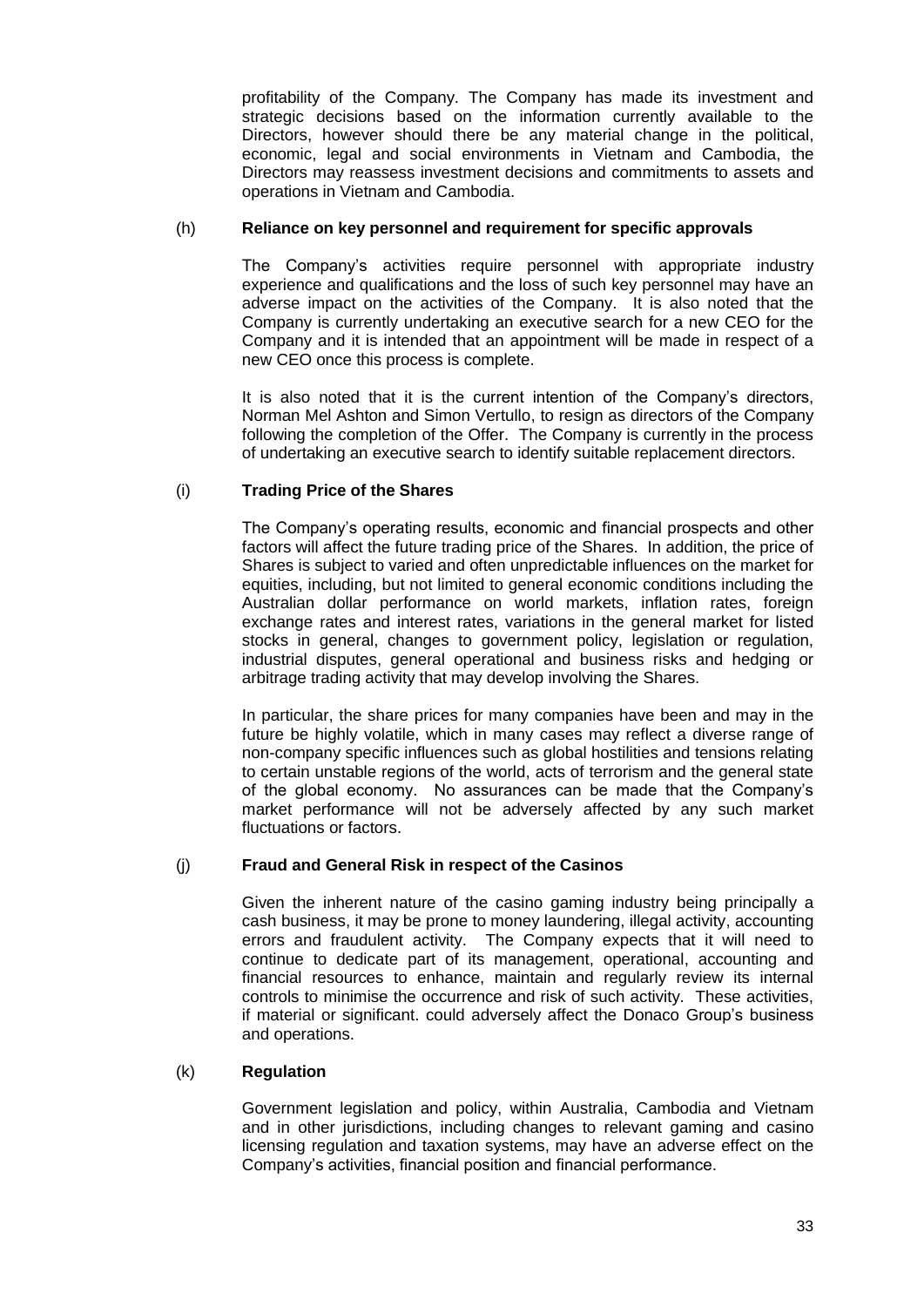profitability of the Company. The Company has made its investment and strategic decisions based on the information currently available to the Directors, however should there be any material change in the political, economic, legal and social environments in Vietnam and Cambodia, the Directors may reassess investment decisions and commitments to assets and operations in Vietnam and Cambodia.

(h) **Reliance on key personnel and requirement for specific approvals**

The Company's activities require personnel with appropriate industry experience and qualifications and the loss of such key personnel may have an adverse impact on the activities of the Company. It is also noted that the Company is currently undertaking an executive search for a new CEO for the Company and it is intended that an appointment will be made in respect of a new CEO once this process is complete.

It is also noted that it is the current intention of the Company's directors, Norman Mel Ashton and Simon Vertullo, to resign as directors of the Company following the completion of the Offer. The Company is currently in the process of undertaking an executive search to identify suitable replacement directors.

(i) **Trading Price of the Shares**

The Company's operating results, economic and financial prospects and other factors will affect the future trading price of the Shares. In addition, the price of Shares is subject to varied and often unpredictable influences on the market for equities, including, but not limited to general economic conditions including the Australian dollar performance on world markets, inflation rates, foreign exchange rates and interest rates, variations in the general market for listed stocks in general, changes to government policy, legislation or regulation, industrial disputes, general operational and business risks and hedging or arbitrage trading activity that may develop involving the Shares.

In particular, the share prices for many companies have been and may in the future be highly volatile, which in many cases may reflect a diverse range of non-company specific influences such as global hostilities and tensions relating to certain unstable regions of the world, acts of terrorism and the general state of the global economy. No assurances can be made that the Company's market performance will not be adversely affected by any such market fluctuations or factors.

(j) **Fraud and General Risk in respect of the Casinos**

Given the inherent nature of the casino gaming industry being principally a cash business, it may be prone to money laundering, illegal activity, accounting errors and fraudulent activity. The Company expects that it will need to continue to dedicate part of its management, operational, accounting and financial resources to enhance, maintain and regularly review its internal controls to minimise the occurrence and risk of such activity. These activities, if material or significant. could adversely affect the Donaco Group's business and operations.

(k) **Regulation**

Government legislation and policy, within Australia, Cambodia and Vietnam and in other jurisdictions, including changes to relevant gaming and casino licensing regulation and taxation systems, may have an adverse effect on the Company's activities, financial position and financial performance.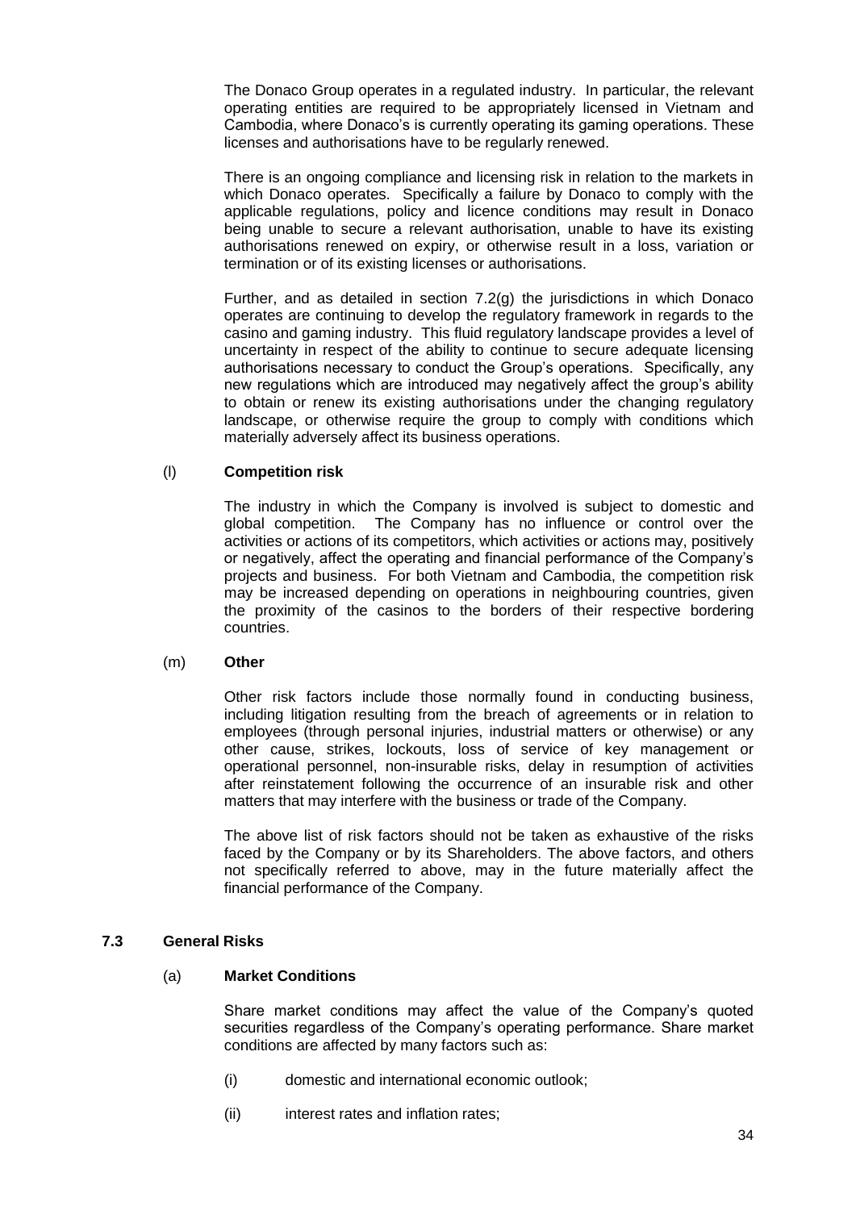The Donaco Group operates in a regulated industry. In particular, the relevant operating entities are required to be appropriately licensed in Vietnam and Cambodia, where Donaco's is currently operating its gaming operations. These licenses and authorisations have to be regularly renewed.

There is an ongoing compliance and licensing risk in relation to the markets in which Donaco operates. Specifically a failure by Donaco to comply with the applicable regulations, policy and licence conditions may result in Donaco being unable to secure a relevant authorisation, unable to have its existing authorisations renewed on expiry, or otherwise result in a loss, variation or termination or of its existing licenses or authorisations.

Further, and as detailed in section 7.2(g) the jurisdictions in which Donaco operates are continuing to develop the regulatory framework in regards to the casino and gaming industry. This fluid regulatory landscape provides a level of uncertainty in respect of the ability to continue to secure adequate licensing authorisations necessary to conduct the Group's operations. Specifically, any new regulations which are introduced may negatively affect the group's ability to obtain or renew its existing authorisations under the changing regulatory landscape, or otherwise require the group to comply with conditions which materially adversely affect its business operations.

(l) **Competition risk**

The industry in which the Company is involved is subject to domestic and global competition. The Company has no influence or control over the activities or actions of its competitors, which activities or actions may, positively or negatively, affect the operating and financial performance of the Company's projects and business. For both Vietnam and Cambodia, the competition risk may be increased depending on operations in neighbouring countries, given the proximity of the casinos to the borders of their respective bordering countries.

(m) **Other**

Other risk factors include those normally found in conducting business, including litigation resulting from the breach of agreements or in relation to employees (through personal injuries, industrial matters or otherwise) or any other cause, strikes, lockouts, loss of service of key management or operational personnel, non-insurable risks, delay in resumption of activities after reinstatement following the occurrence of an insurable risk and other matters that may interfere with the business or trade of the Company.

The above list of risk factors should not be taken as exhaustive of the risks faced by the Company or by its Shareholders. The above factors, and others not specifically referred to above, may in the future materially affect the financial performance of the Company.

### 7.3 General Risks

(a) **Market Conditions**

Share market conditions may affect the value of the Company's quoted securities regardless of the Company's operating performance. Share market conditions are affected by many factors such as:

(i) domestic and international economic outlook;

(ii) interest rates and inflation rates;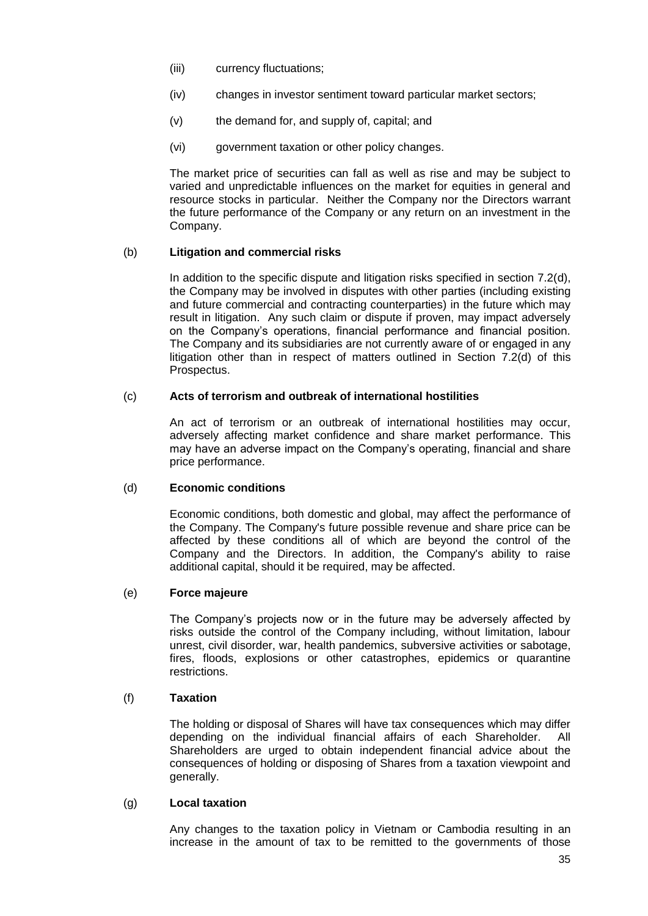(iii) currency fluctuations;

(iv) changes in investor sentiment toward particular market sectors;

(v) the demand for, and supply of, capital; and

(vi) government taxation or other policy changes.

The market price of securities can fall as well as rise and may be subject to varied and unpredictable influences on the market for equities in general and resource stocks in particular. Neither the Company nor the Directors warrant the future performance of the Company or any return on an investment in the Company.

(b) **Litigation and commercial risks**

In addition to the specific dispute and litigation risks specified in section 7.2(d), the Company may be involved in disputes with other parties (including existing and future commercial and contracting counterparties) in the future which may result in litigation. Any such claim or dispute if proven, may impact adversely on the Company's operations, financial performance and financial position. The Company and its subsidiaries are not currently aware of or engaged in any litigation other than in respect of matters outlined in Section 7.2(d) of this Prospectus.

(c) **Acts of terrorism and outbreak of international hostilities**

An act of terrorism or an outbreak of international hostilities may occur, adversely affecting market confidence and share market performance. This may have an adverse impact on the Company's operating, financial and share price performance.

(d) **Economic conditions**

Economic conditions, both domestic and global, may affect the performance of the Company. The Company's future possible revenue and share price can be affected by these conditions all of which are beyond the control of the Company and the Directors. In addition, the Company's ability to raise additional capital, should it be required, may be affected.

(e) **Force majeure**

The Company's projects now or in the future may be adversely affected by risks outside the control of the Company including, without limitation, labour unrest, civil disorder, war, health pandemics, subversive activities or sabotage, fires, floods, explosions or other catastrophes, epidemics or quarantine restrictions.

(f) **Taxation**

The holding or disposal of Shares will have tax consequences which may differ depending on the individual financial affairs of each Shareholder. All Shareholders are urged to obtain independent financial advice about the consequences of holding or disposing of Shares from a taxation viewpoint and generally.

(g) **Local taxation**

Any changes to the taxation policy in Vietnam or Cambodia resulting in an increase in the amount of tax to be remitted to the governments of those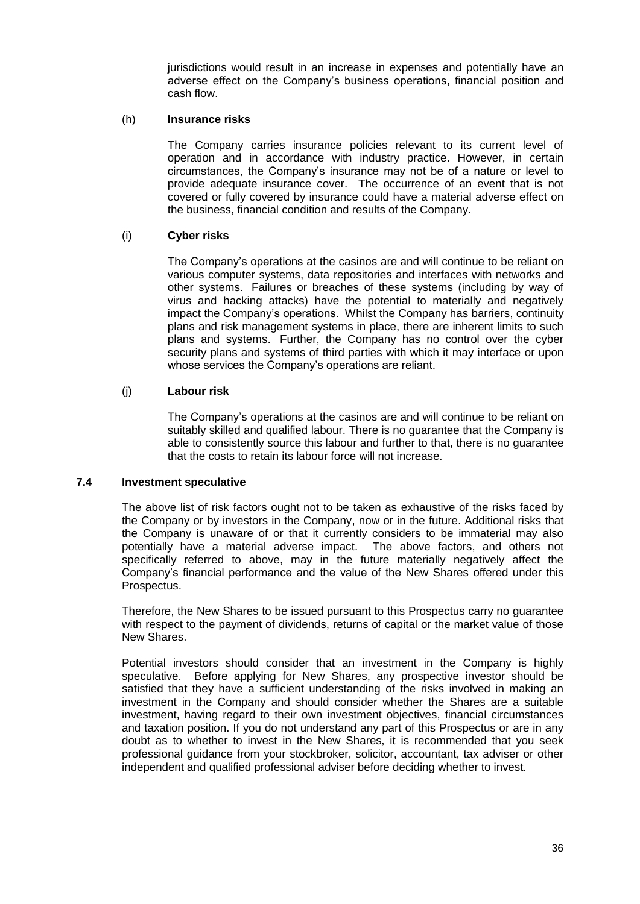jurisdictions would result in an increase in expenses and potentially have an adverse effect on the Company's business operations, financial position and cash flow.

(h) **Insurance risks**

The Company carries insurance policies relevant to its current level of operation and in accordance with industry practice. However, in certain circumstances, the Company's insurance may not be of a nature or level to provide adequate insurance cover. The occurrence of an event that is not covered or fully covered by insurance could have a material adverse effect on the business, financial condition and results of the Company.

(i) **Cyber risks**

The Company's operations at the casinos are and will continue to be reliant on various computer systems, data repositories and interfaces with networks and other systems. Failures or breaches of these systems (including by way of virus and hacking attacks) have the potential to materially and negatively impact the Company's operations. Whilst the Company has barriers, continuity plans and risk management systems in place, there are inherent limits to such plans and systems. Further, the Company has no control over the cyber security plans and systems of third parties with which it may interface or upon whose services the Company's operations are reliant.

(j) **Labour risk**

The Company's operations at the casinos are and will continue to be reliant on suitably skilled and qualified labour. There is no guarantee that the Company is able to consistently source this labour and further to that, there is no guarantee that the costs to retain its labour force will not increase.

### 7.4 Investment speculative

The above list of risk factors ought not to be taken as exhaustive of the risks faced by the Company or by investors in the Company, now or in the future. Additional risks that the Company is unaware of or that it currently considers to be immaterial may also potentially have a material adverse impact. The above factors, and others not specifically referred to above, may in the future materially negatively affect the Company's financial performance and the value of the New Shares offered under this Prospectus.

Therefore, the New Shares to be issued pursuant to this Prospectus carry no guarantee with respect to the payment of dividends, returns of capital or the market value of those New Shares.

Potential investors should consider that an investment in the Company is highly speculative. Before applying for New Shares, any prospective investor should be satisfied that they have a sufficient understanding of the risks involved in making an investment in the Company and should consider whether the Shares are a suitable investment, having regard to their own investment objectives, financial circumstances and taxation position. If you do not understand any part of this Prospectus or are in any doubt as to whether to invest in the New Shares, it is recommended that you seek professional guidance from your stockbroker, solicitor, accountant, tax adviser or other independent and qualified professional adviser before deciding whether to invest.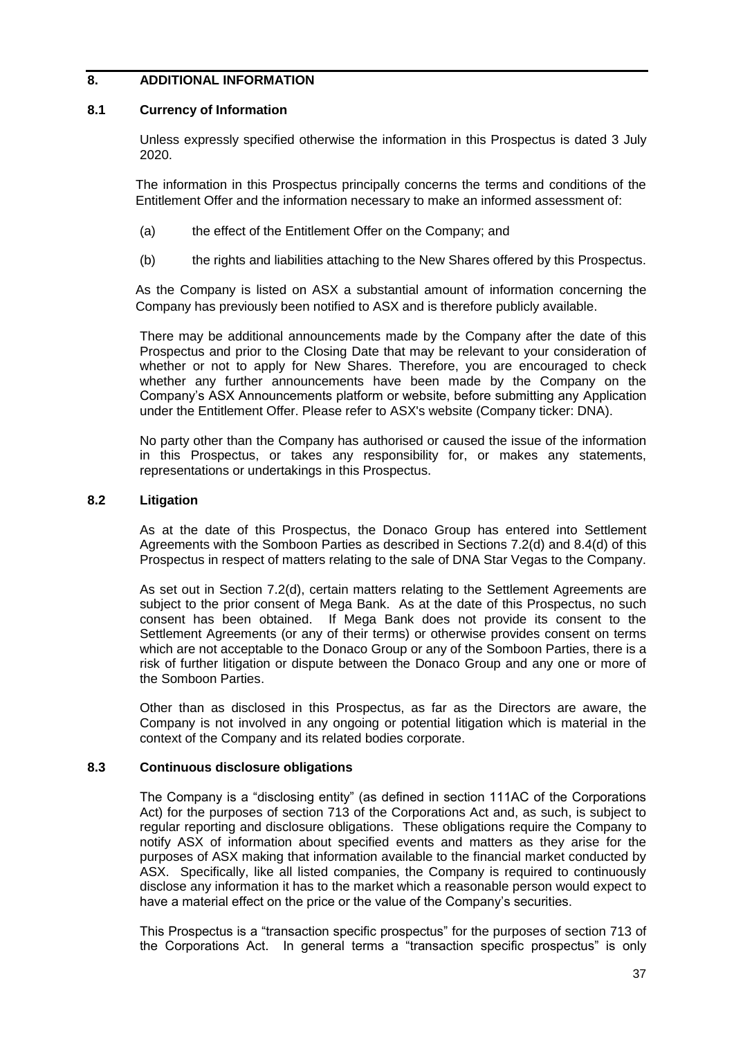## 8. ADDITIONAL INFORMATION

### 8.1 Currency of Information

Unless expressly specified otherwise the information in this Prospectus is dated 3 July 2020.

The information in this Prospectus principally concerns the terms and conditions of the Entitlement Offer and the information necessary to make an informed assessment of:

(a) the effect of the Entitlement Offer on the Company; and

(b) the rights and liabilities attaching to the New Shares offered by this Prospectus.

As the Company is listed on ASX a substantial amount of information concerning the Company has previously been notified to ASX and is therefore publicly available.

There may be additional announcements made by the Company after the date of this Prospectus and prior to the Closing Date that may be relevant to your consideration of whether or not to apply for New Shares. Therefore, you are encouraged to check whether any further announcements have been made by the Company on the Company's ASX Announcements platform or website, before submitting any Application under the Entitlement Offer. Please refer to ASX's website (Company ticker: DNA).

No party other than the Company has authorised or caused the issue of the information in this Prospectus, or takes any responsibility for, or makes any statements, representations or undertakings in this Prospectus.

### 8.2 Litigation

As at the date of this Prospectus, the Donaco Group has entered into Settlement Agreements with the Somboon Parties as described in Sections 7.2(d) and 8.4(d) of this Prospectus in respect of matters relating to the sale of DNA Star Vegas to the Company.

As set out in Section 7.2(d), certain matters relating to the Settlement Agreements are subject to the prior consent of Mega Bank. As at the date of this Prospectus, no such consent has been obtained. If Mega Bank does not provide its consent to the Settlement Agreements (or any of their terms) or otherwise provides consent on terms which are not acceptable to the Donaco Group or any of the Somboon Parties, there is a risk of further litigation or dispute between the Donaco Group and any one or more of the Somboon Parties.

Other than as disclosed in this Prospectus, as far as the Directors are aware, the Company is not involved in any ongoing or potential litigation which is material in the context of the Company and its related bodies corporate.

### 8.3 Continuous disclosure obligations

The Company is a "disclosing entity" (as defined in section 111AC of the Corporations Act) for the purposes of section 713 of the Corporations Act and, as such, is subject to regular reporting and disclosure obligations. These obligations require the Company to notify ASX of information about specified events and matters as they arise for the purposes of ASX making that information available to the financial market conducted by ASX. Specifically, like all listed companies, the Company is required to continuously disclose any information it has to the market which a reasonable person would expect to have a material effect on the price or the value of the Company's securities.

This Prospectus is a "transaction specific prospectus" for the purposes of section 713 of the Corporations Act. In general terms a "transaction specific prospectus" is only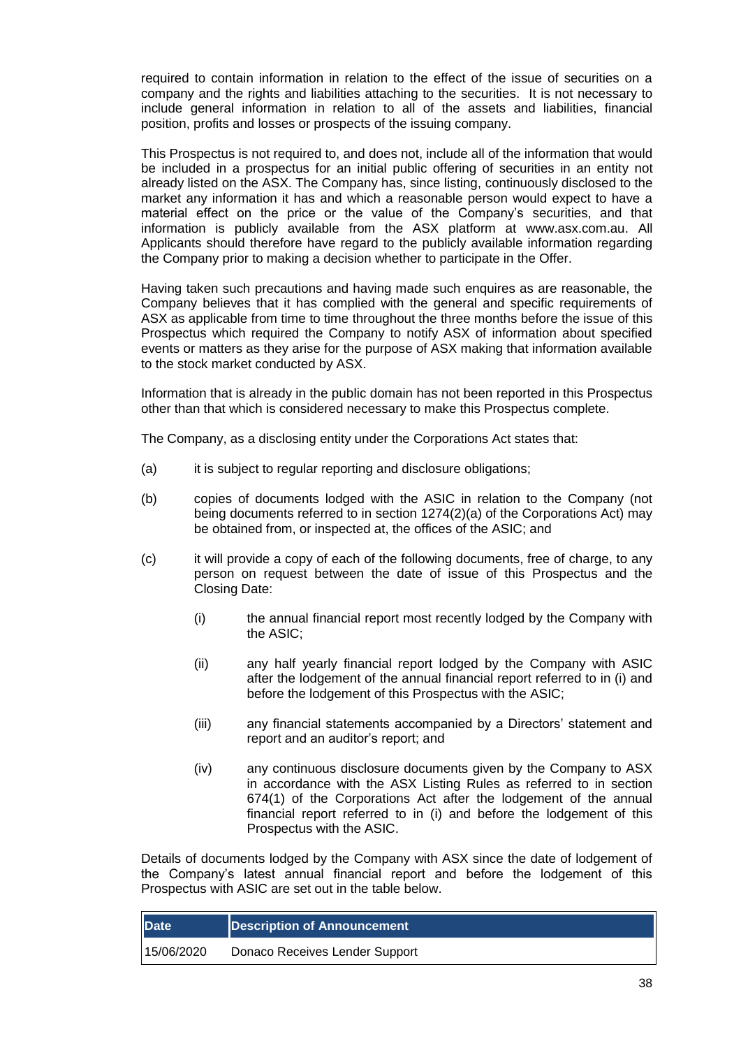required to contain information in relation to the effect of the issue of securities on a company and the rights and liabilities attaching to the securities. It is not necessary to include general information in relation to all of the assets and liabilities, financial position, profits and losses or prospects of the issuing company.

This Prospectus is not required to, and does not, include all of the information that would be included in a prospectus for an initial public offering of securities in an entity not already listed on the ASX. The Company has, since listing, continuously disclosed to the market any information it has and which a reasonable person would expect to have a material effect on the price or the value of the Company's securities, and that information is publicly available from the ASX platform at www.asx.com.au. All Applicants should therefore have regard to the publicly available information regarding the Company prior to making a decision whether to participate in the Offer.

Having taken such precautions and having made such enquires as are reasonable, the Company believes that it has complied with the general and specific requirements of ASX as applicable from time to time throughout the three months before the issue of this Prospectus which required the Company to notify ASX of information about specified events or matters as they arise for the purpose of ASX making that information available to the stock market conducted by ASX.

Information that is already in the public domain has not been reported in this Prospectus other than that which is considered necessary to make this Prospectus complete.

The Company, as a disclosing entity under the Corporations Act states that:

(a) it is subject to regular reporting and disclosure obligations;

(b) copies of documents lodged with the ASIC in relation to the Company (not being documents referred to in section 1274(2)(a) of the Corporations Act) may be obtained from, or inspected at, the offices of the ASIC; and

(c) it will provide a copy of each of the following documents, free of charge, to any person on request between the date of issue of this Prospectus and the Closing Date:

   (i) the annual financial report most recently lodged by the Company with the ASIC;

   (ii) any half yearly financial report lodged by the Company with ASIC after the lodgement of the annual financial report referred to in (i) and before the lodgement of this Prospectus with the ASIC;

   (iii) any financial statements accompanied by a Directors' statement and report and an auditor's report; and

   (iv) any continuous disclosure documents given by the Company to ASX in accordance with the ASX Listing Rules as referred to in section 674(1) of the Corporations Act after the lodgement of the annual financial report referred to in (i) and before the lodgement of this Prospectus with the ASIC.

Details of documents lodged by the Company with ASX since the date of lodgement of the Company's latest annual financial report and before the lodgement of this Prospectus with ASIC are set out in the table below.

| Date | Description of Announcement |
|---|---|
| 15/06/2020 | Donaco Receives Lender Support |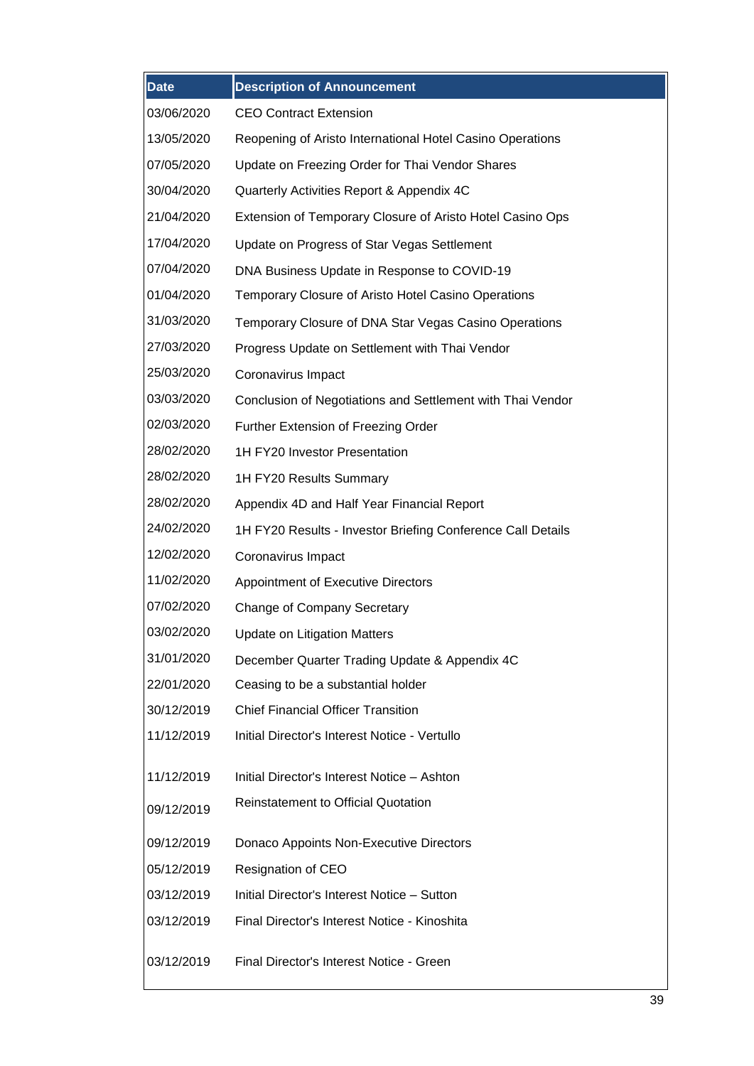| Date | Description of Announcement |
|---|---|
| 03/06/2020 | CEO Contract Extension |
| 13/05/2020 | Reopening of Aristo International Hotel Casino Operations |
| 07/05/2020 | Update on Freezing Order for Thai Vendor Shares |
| 30/04/2020 | Quarterly Activities Report & Appendix 4C |
| 21/04/2020 | Extension of Temporary Closure of Aristo Hotel Casino Ops |
| 17/04/2020 | Update on Progress of Star Vegas Settlement |
| 07/04/2020 | DNA Business Update in Response to COVID-19 |
| 01/04/2020 | Temporary Closure of Aristo Hotel Casino Operations |
| 31/03/2020 | Temporary Closure of DNA Star Vegas Casino Operations |
| 27/03/2020 | Progress Update on Settlement with Thai Vendor |
| 25/03/2020 | Coronavirus Impact |
| 03/03/2020 | Conclusion of Negotiations and Settlement with Thai Vendor |
| 02/03/2020 | Further Extension of Freezing Order |
| 28/02/2020 | 1H FY20 Investor Presentation |
| 28/02/2020 | 1H FY20 Results Summary |
| 28/02/2020 | Appendix 4D and Half Year Financial Report |
| 24/02/2020 | 1H FY20 Results - Investor Briefing Conference Call Details |
| 12/02/2020 | Coronavirus Impact |
| 11/02/2020 | Appointment of Executive Directors |
| 07/02/2020 | Change of Company Secretary |
| 03/02/2020 | Update on Litigation Matters |
| 31/01/2020 | December Quarter Trading Update & Appendix 4C |
| 22/01/2020 | Ceasing to be a substantial holder |
| 30/12/2019 | Chief Financial Officer Transition |
| 11/12/2019 | Initial Director's Interest Notice - Vertullo |
| 11/12/2019 | Initial Director's Interest Notice – Ashton |
| 09/12/2019 | Reinstatement to Official Quotation |
| 09/12/2019 | Donaco Appoints Non-Executive Directors |
| 05/12/2019 | Resignation of CEO |
| 03/12/2019 | Initial Director's Interest Notice – Sutton |
| 03/12/2019 | Final Director's Interest Notice - Kinoshita |
| 03/12/2019 | Final Director's Interest Notice - Green |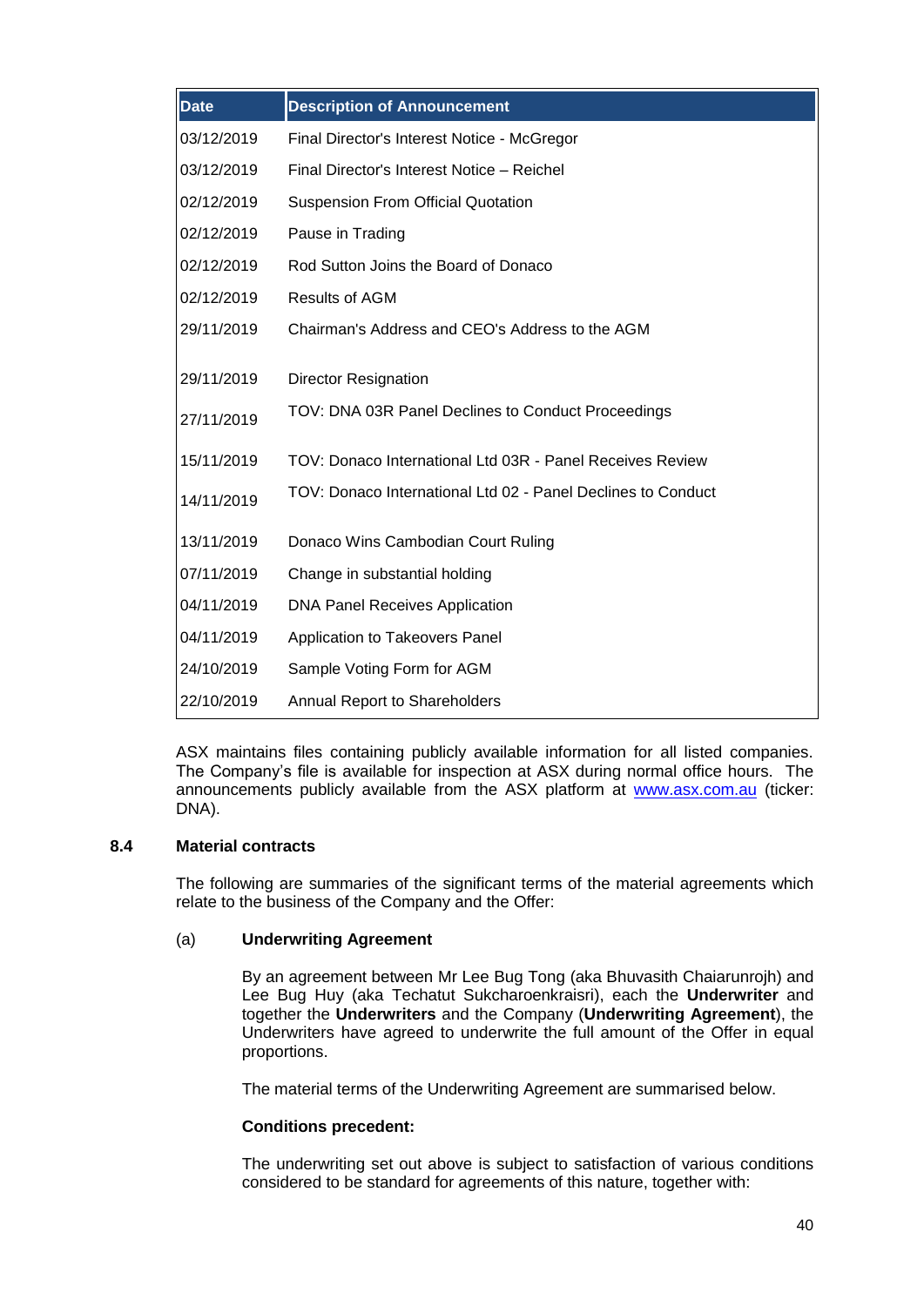| Date | Description of Announcement |
|---|---|
| 03/12/2019 | Final Director's Interest Notice - McGregor |
| 03/12/2019 | Final Director's Interest Notice – Reichel |
| 02/12/2019 | Suspension From Official Quotation |
| 02/12/2019 | Pause in Trading |
| 02/12/2019 | Rod Sutton Joins the Board of Donaco |
| 02/12/2019 | Results of AGM |
| 29/11/2019 | Chairman's Address and CEO's Address to the AGM |
| 29/11/2019 | Director Resignation |
| 27/11/2019 | TOV: DNA 03R Panel Declines to Conduct Proceedings |
| 15/11/2019 | TOV: Donaco International Ltd 03R - Panel Receives Review |
| 14/11/2019 | TOV: Donaco International Ltd 02 - Panel Declines to Conduct |
| 13/11/2019 | Donaco Wins Cambodian Court Ruling |
| 07/11/2019 | Change in substantial holding |
| 04/11/2019 | DNA Panel Receives Application |
| 04/11/2019 | Application to Takeovers Panel |
| 24/10/2019 | Sample Voting Form for AGM |
| 22/10/2019 | Annual Report to Shareholders |

ASX maintains files containing publicly available information for all listed companies. The Company's file is available for inspection at ASX during normal office hours. The announcements publicly available from the ASX platform at www.asx.com.au (ticker: DNA).

## 8.4 Material contracts

The following are summaries of the significant terms of the material agreements which relate to the business of the Company and the Offer:

### (a) Underwriting Agreement

By an agreement between Mr Lee Bug Tong (aka Bhuvasith Chaiarunrojh) and Lee Bug Huy (aka Techatut Sukcharoenkraisri), each the **Underwriter** and together the **Underwriters** and the Company (**Underwriting Agreement**), the Underwriters have agreed to underwrite the full amount of the Offer in equal proportions.

The material terms of the Underwriting Agreement are summarised below.

**Conditions precedent:**

The underwriting set out above is subject to satisfaction of various conditions considered to be standard for agreements of this nature, together with: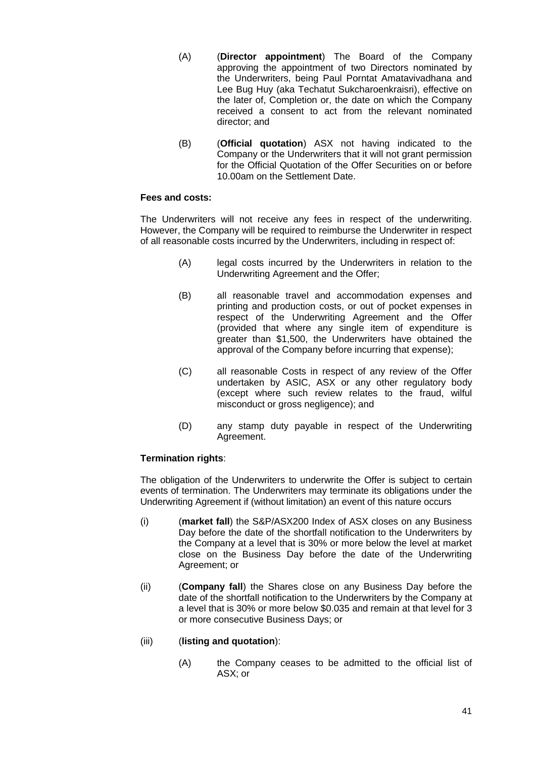(A) (**Director appointment**) The Board of the Company approving the appointment of two Directors nominated by the Underwriters, being Paul Porntat Amatavivadhana and Lee Bug Huy (aka Techatut Sukcharoenkraisri), effective on the later of, Completion or, the date on which the Company received a consent to act from the relevant nominated director; and

(B) (**Official quotation**) ASX not having indicated to the Company or the Underwriters that it will not grant permission for the Official Quotation of the Offer Securities on or before 10.00am on the Settlement Date.

**Fees and costs:**

The Underwriters will not receive any fees in respect of the underwriting. However, the Company will be required to reimburse the Underwriter in respect of all reasonable costs incurred by the Underwriters, including in respect of:

(A) legal costs incurred by the Underwriters in relation to the Underwriting Agreement and the Offer;

(B) all reasonable travel and accommodation expenses and printing and production costs, or out of pocket expenses in respect of the Underwriting Agreement and the Offer (provided that where any single item of expenditure is greater than $1,500, the Underwriters have obtained the approval of the Company before incurring that expense);

(C) all reasonable Costs in respect of any review of the Offer undertaken by ASIC, ASX or any other regulatory body (except where such review relates to the fraud, wilful misconduct or gross negligence); and

(D) any stamp duty payable in respect of the Underwriting Agreement.

**Termination rights**:

The obligation of the Underwriters to underwrite the Offer is subject to certain events of termination. The Underwriters may terminate its obligations under the Underwriting Agreement if (without limitation) an event of this nature occurs

(i) (**market fall**) the S&P/ASX200 Index of ASX closes on any Business Day before the date of the shortfall notification to the Underwriters by the Company at a level that is 30% or more below the level at market close on the Business Day before the date of the Underwriting Agreement; or

(ii) (**Company fall**) the Shares close on any Business Day before the date of the shortfall notification to the Underwriters by the Company at a level that is 30% or more below $0.035 and remain at that level for 3 or more consecutive Business Days; or

(iii) (**listing and quotation**):

(A) the Company ceases to be admitted to the official list of ASX; or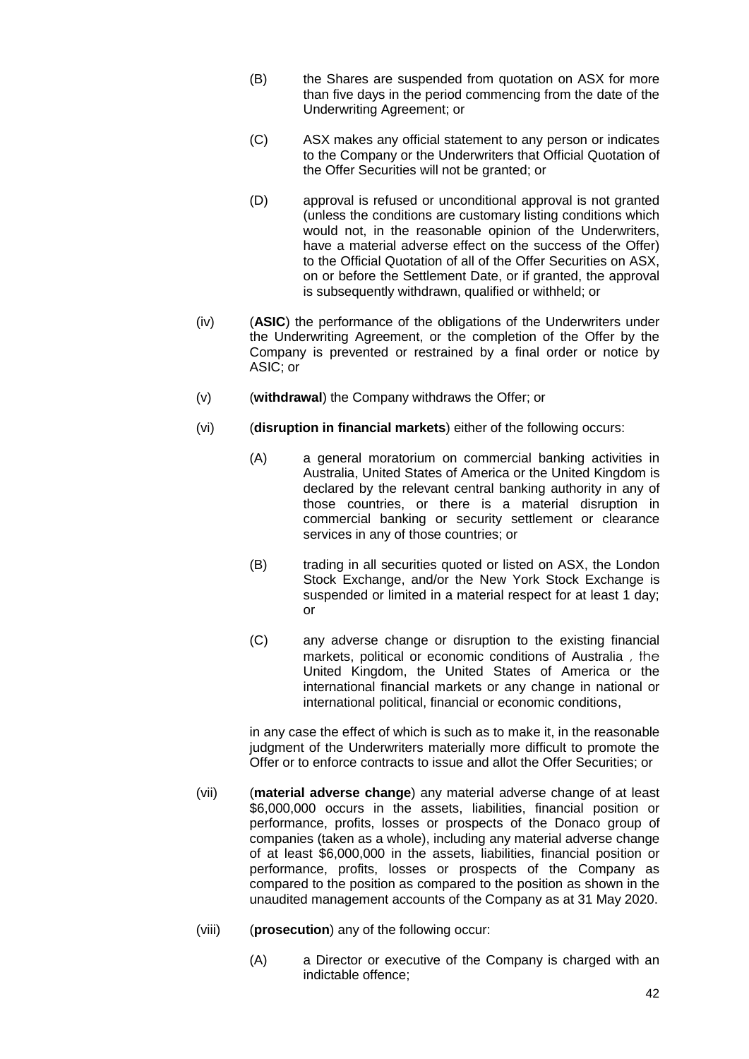(B) the Shares are suspended from quotation on ASX for more than five days in the period commencing from the date of the Underwriting Agreement; or

(C) ASX makes any official statement to any person or indicates to the Company or the Underwriters that Official Quotation of the Offer Securities will not be granted; or

(D) approval is refused or unconditional approval is not granted (unless the conditions are customary listing conditions which would not, in the reasonable opinion of the Underwriters, have a material adverse effect on the success of the Offer) to the Official Quotation of all of the Offer Securities on ASX, on or before the Settlement Date, or if granted, the approval is subsequently withdrawn, qualified or withheld; or

(iv) (**ASIC**) the performance of the obligations of the Underwriters under the Underwriting Agreement, or the completion of the Offer by the Company is prevented or restrained by a final order or notice by ASIC; or

(v) (**withdrawal**) the Company withdraws the Offer; or

(vi) (**disruption in financial markets**) either of the following occurs:

(A) a general moratorium on commercial banking activities in Australia, United States of America or the United Kingdom is declared by the relevant central banking authority in any of those countries, or there is a material disruption in commercial banking or security settlement or clearance services in any of those countries; or

(B) trading in all securities quoted or listed on ASX, the London Stock Exchange, and/or the New York Stock Exchange is suspended or limited in a material respect for at least 1 day; or

(C) any adverse change or disruption to the existing financial markets, political or economic conditions of Australia , the United Kingdom, the United States of America or the international financial markets or any change in national or international political, financial or economic conditions,

in any case the effect of which is such as to make it, in the reasonable judgment of the Underwriters materially more difficult to promote the Offer or to enforce contracts to issue and allot the Offer Securities; or

(vii) (**material adverse change**) any material adverse change of at least $6,000,000 occurs in the assets, liabilities, financial position or performance, profits, losses or prospects of the Donaco group of companies (taken as a whole), including any material adverse change of at least $6,000,000 in the assets, liabilities, financial position or performance, profits, losses or prospects of the Company as compared to the position as compared to the position as shown in the unaudited management accounts of the Company as at 31 May 2020.

(viii) (**prosecution**) any of the following occur:

(A) a Director or executive of the Company is charged with an indictable offence;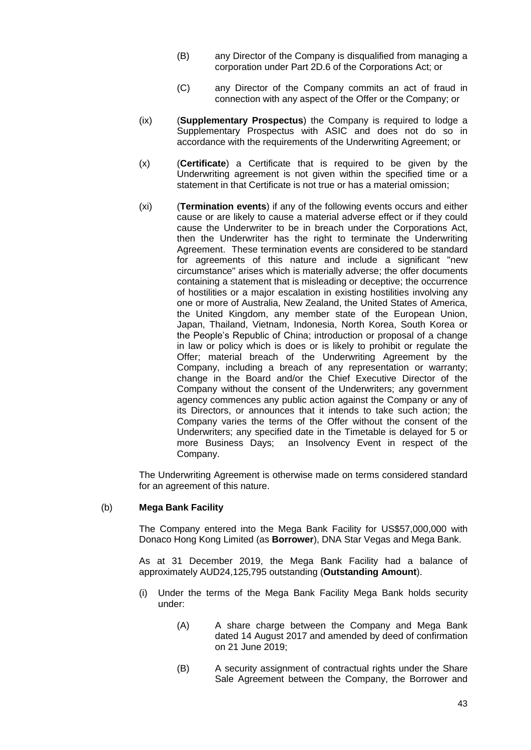(B) any Director of the Company is disqualified from managing a corporation under Part 2D.6 of the Corporations Act; or

(C) any Director of the Company commits an act of fraud in connection with any aspect of the Offer or the Company; or

(ix) (**Supplementary Prospectus**) the Company is required to lodge a Supplementary Prospectus with ASIC and does not do so in accordance with the requirements of the Underwriting Agreement; or

(x) (**Certificate**) a Certificate that is required to be given by the Underwriting agreement is not given within the specified time or a statement in that Certificate is not true or has a material omission;

(xi) (**Termination events**) if any of the following events occurs and either cause or are likely to cause a material adverse effect or if they could cause the Underwriter to be in breach under the Corporations Act, then the Underwriter has the right to terminate the Underwriting Agreement. These termination events are considered to be standard for agreements of this nature and include a significant "new circumstance" arises which is materially adverse; the offer documents containing a statement that is misleading or deceptive; the occurrence of hostilities or a major escalation in existing hostilities involving any one or more of Australia, New Zealand, the United States of America, the United Kingdom, any member state of the European Union, Japan, Thailand, Vietnam, Indonesia, North Korea, South Korea or the People's Republic of China; introduction or proposal of a change in law or policy which is does or is likely to prohibit or regulate the Offer; material breach of the Underwriting Agreement by the Company, including a breach of any representation or warranty; change in the Board and/or the Chief Executive Director of the Company without the consent of the Underwriters; any government agency commences any public action against the Company or any of its Directors, or announces that it intends to take such action; the Company varies the terms of the Offer without the consent of the Underwriters; any specified date in the Timetable is delayed for 5 or more Business Days; an Insolvency Event in respect of the Company.

The Underwriting Agreement is otherwise made on terms considered standard for an agreement of this nature.

(b) **Mega Bank Facility**

The Company entered into the Mega Bank Facility for US$57,000,000 with Donaco Hong Kong Limited (as **Borrower**), DNA Star Vegas and Mega Bank.

As at 31 December 2019, the Mega Bank Facility had a balance of approximately AUD24,125,795 outstanding (**Outstanding Amount**).

(i) Under the terms of the Mega Bank Facility Mega Bank holds security under:

(A) A share charge between the Company and Mega Bank dated 14 August 2017 and amended by deed of confirmation on 21 June 2019;

(B) A security assignment of contractual rights under the Share Sale Agreement between the Company, the Borrower and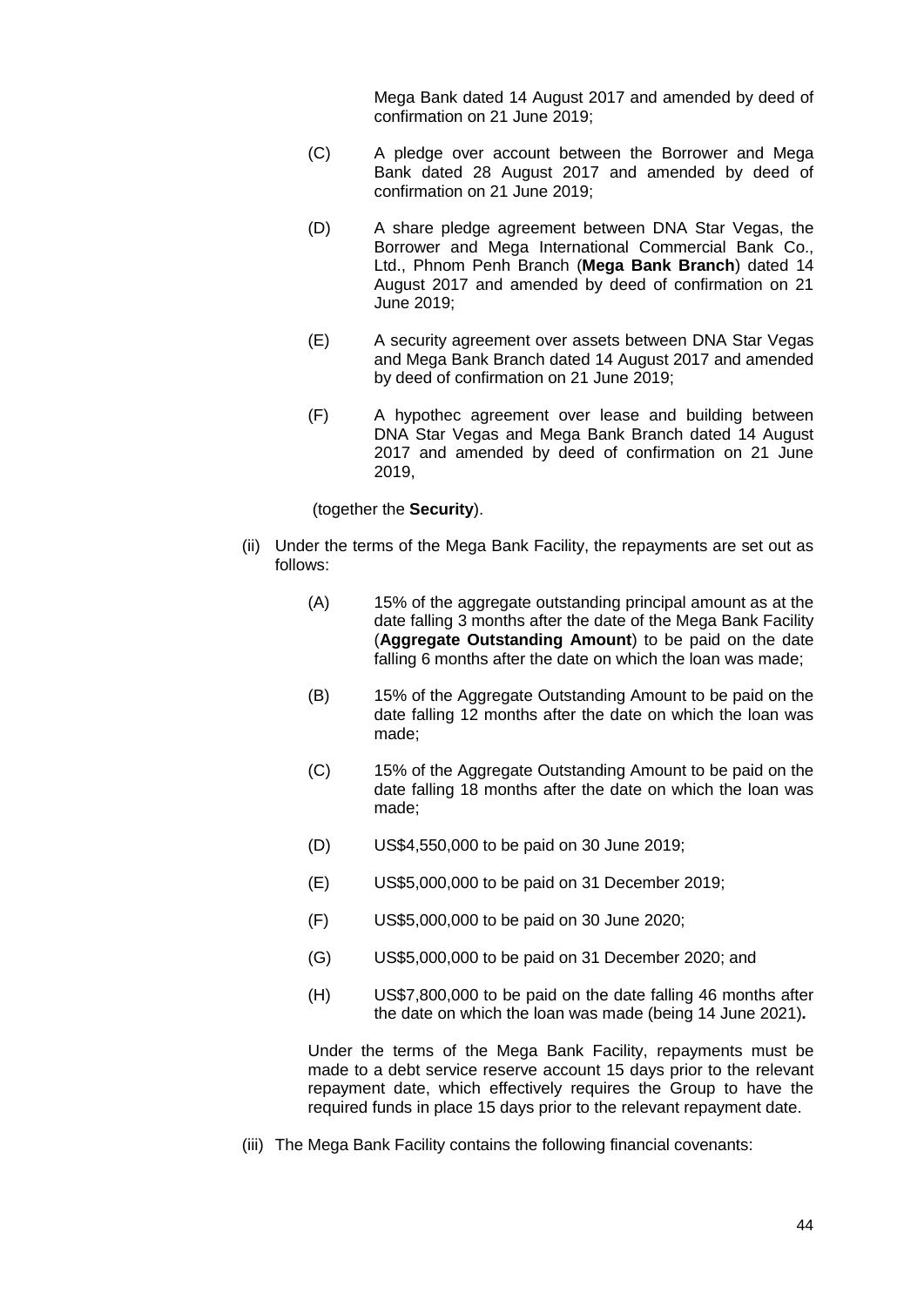Mega Bank dated 14 August 2017 and amended by deed of confirmation on 21 June 2019;

(C) A pledge over account between the Borrower and Mega Bank dated 28 August 2017 and amended by deed of confirmation on 21 June 2019;

(D) A share pledge agreement between DNA Star Vegas, the Borrower and Mega International Commercial Bank Co., Ltd., Phnom Penh Branch (**Mega Bank Branch**) dated 14 August 2017 and amended by deed of confirmation on 21 June 2019;

(E) A security agreement over assets between DNA Star Vegas and Mega Bank Branch dated 14 August 2017 and amended by deed of confirmation on 21 June 2019;

(F) A hypothec agreement over lease and building between DNA Star Vegas and Mega Bank Branch dated 14 August 2017 and amended by deed of confirmation on 21 June 2019,

(together the **Security**).

(ii) Under the terms of the Mega Bank Facility, the repayments are set out as follows:

(A) 15% of the aggregate outstanding principal amount as at the date falling 3 months after the date of the Mega Bank Facility (**Aggregate Outstanding Amount**) to be paid on the date falling 6 months after the date on which the loan was made;

(B) 15% of the Aggregate Outstanding Amount to be paid on the date falling 12 months after the date on which the loan was made;

(C) 15% of the Aggregate Outstanding Amount to be paid on the date falling 18 months after the date on which the loan was made;

(D) US$4,550,000 to be paid on 30 June 2019;

(E) US$5,000,000 to be paid on 31 December 2019;

(F) US$5,000,000 to be paid on 30 June 2020;

(G) US$5,000,000 to be paid on 31 December 2020; and

(H) US$7,800,000 to be paid on the date falling 46 months after the date on which the loan was made (being 14 June 2021).

Under the terms of the Mega Bank Facility, repayments must be made to a debt service reserve account 15 days prior to the relevant repayment date, which effectively requires the Group to have the required funds in place 15 days prior to the relevant repayment date.

(iii) The Mega Bank Facility contains the following financial covenants: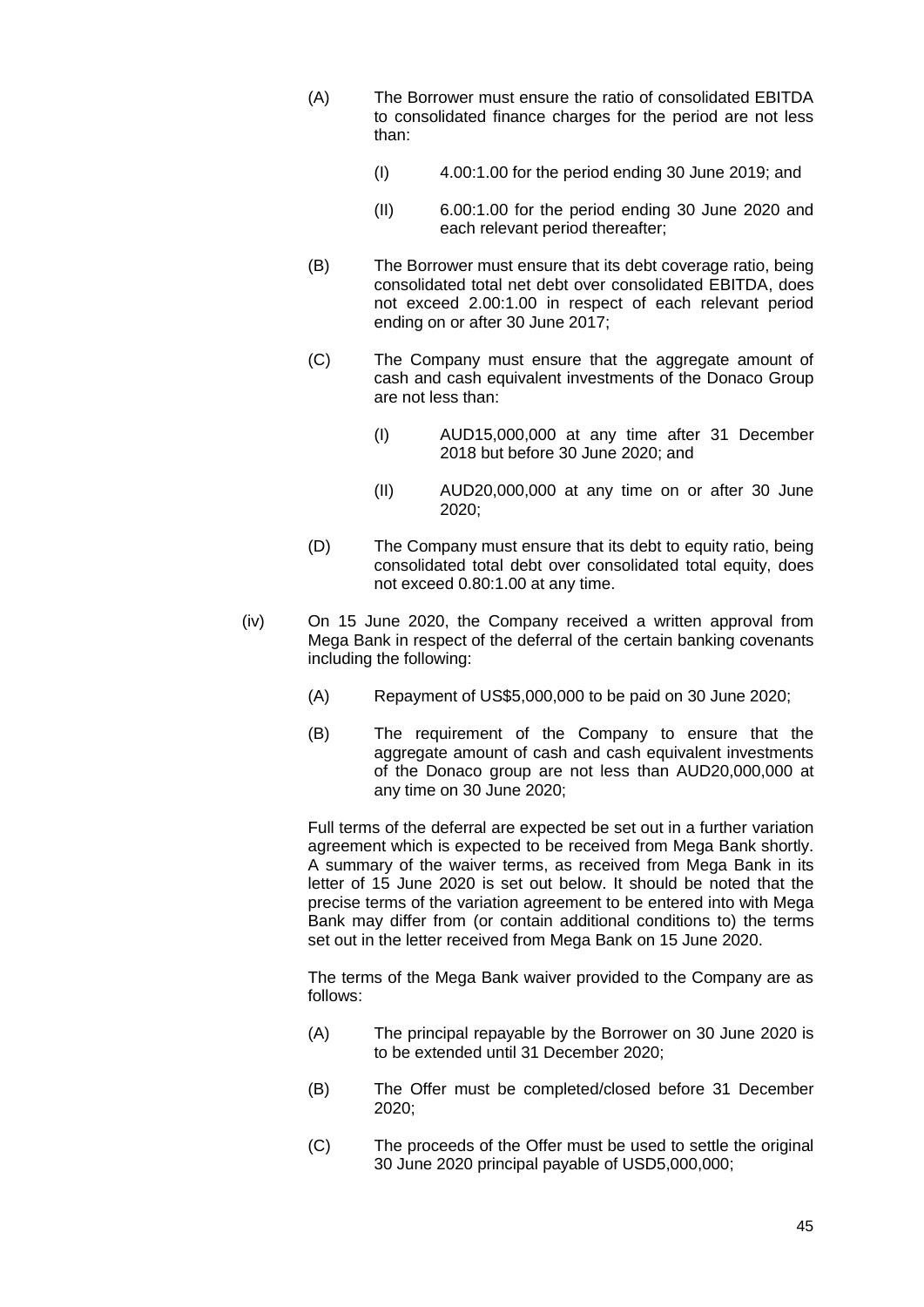(A) The Borrower must ensure the ratio of consolidated EBITDA to consolidated finance charges for the period are not less than:

  (I) 4.00:1.00 for the period ending 30 June 2019; and

  (II) 6.00:1.00 for the period ending 30 June 2020 and each relevant period thereafter;

(B) The Borrower must ensure that its debt coverage ratio, being consolidated total net debt over consolidated EBITDA, does not exceed 2.00:1.00 in respect of each relevant period ending on or after 30 June 2017;

(C) The Company must ensure that the aggregate amount of cash and cash equivalent investments of the Donaco Group are not less than:

  (I) AUD15,000,000 at any time after 31 December 2018 but before 30 June 2020; and

  (II) AUD20,000,000 at any time on or after 30 June 2020;

(D) The Company must ensure that its debt to equity ratio, being consolidated total debt over consolidated total equity, does not exceed 0.80:1.00 at any time.

(iv) On 15 June 2020, the Company received a written approval from Mega Bank in respect of the deferral of the certain banking covenants including the following:

  (A) Repayment of US$5,000,000 to be paid on 30 June 2020;

  (B) The requirement of the Company to ensure that the aggregate amount of cash and cash equivalent investments of the Donaco group are not less than AUD20,000,000 at any time on 30 June 2020;

  Full terms of the deferral are expected be set out in a further variation agreement which is expected to be received from Mega Bank shortly. A summary of the waiver terms, as received from Mega Bank in its letter of 15 June 2020 is set out below. It should be noted that the precise terms of the variation agreement to be entered into with Mega Bank may differ from (or contain additional conditions to) the terms set out in the letter received from Mega Bank on 15 June 2020.

  The terms of the Mega Bank waiver provided to the Company are as follows:

  (A) The principal repayable by the Borrower on 30 June 2020 is to be extended until 31 December 2020;

  (B) The Offer must be completed/closed before 31 December 2020;

  (C) The proceeds of the Offer must be used to settle the original 30 June 2020 principal payable of USD5,000,000;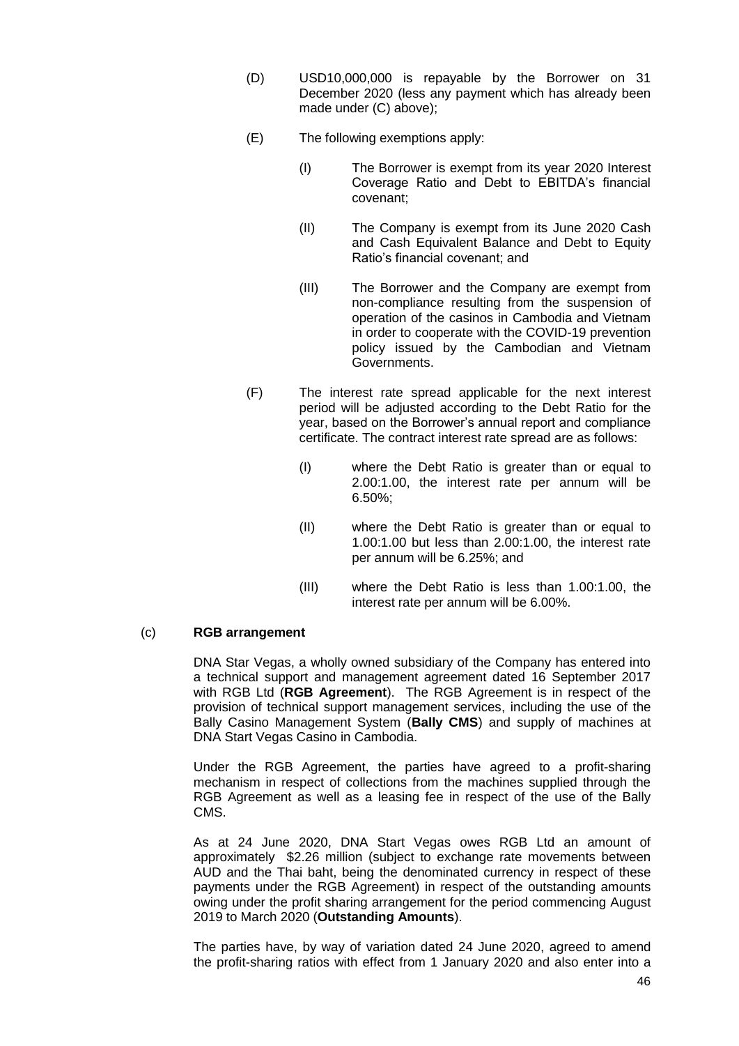(D) USD10,000,000 is repayable by the Borrower on 31 December 2020 (less any payment which has already been made under (C) above);

(E) The following exemptions apply:

(I) The Borrower is exempt from its year 2020 Interest Coverage Ratio and Debt to EBITDA's financial covenant;

(II) The Company is exempt from its June 2020 Cash and Cash Equivalent Balance and Debt to Equity Ratio's financial covenant; and

(III) The Borrower and the Company are exempt from non-compliance resulting from the suspension of operation of the casinos in Cambodia and Vietnam in order to cooperate with the COVID-19 prevention policy issued by the Cambodian and Vietnam Governments.

(F) The interest rate spread applicable for the next interest period will be adjusted according to the Debt Ratio for the year, based on the Borrower's annual report and compliance certificate. The contract interest rate spread are as follows:

(I) where the Debt Ratio is greater than or equal to 2.00:1.00, the interest rate per annum will be 6.50%;

(II) where the Debt Ratio is greater than or equal to 1.00:1.00 but less than 2.00:1.00, the interest rate per annum will be 6.25%; and

(III) where the Debt Ratio is less than 1.00:1.00, the interest rate per annum will be 6.00%.

(c) **RGB arrangement**

DNA Star Vegas, a wholly owned subsidiary of the Company has entered into a technical support and management agreement dated 16 September 2017 with RGB Ltd (**RGB Agreement**). The RGB Agreement is in respect of the provision of technical support management services, including the use of the Bally Casino Management System (**Bally CMS**) and supply of machines at DNA Start Vegas Casino in Cambodia.

Under the RGB Agreement, the parties have agreed to a profit-sharing mechanism in respect of collections from the machines supplied through the RGB Agreement as well as a leasing fee in respect of the use of the Bally CMS.

As at 24 June 2020, DNA Start Vegas owes RGB Ltd an amount of approximately $2.26 million (subject to exchange rate movements between AUD and the Thai baht, being the denominated currency in respect of these payments under the RGB Agreement) in respect of the outstanding amounts owing under the profit sharing arrangement for the period commencing August 2019 to March 2020 (**Outstanding Amounts**).

The parties have, by way of variation dated 24 June 2020, agreed to amend the profit-sharing ratios with effect from 1 January 2020 and also enter into a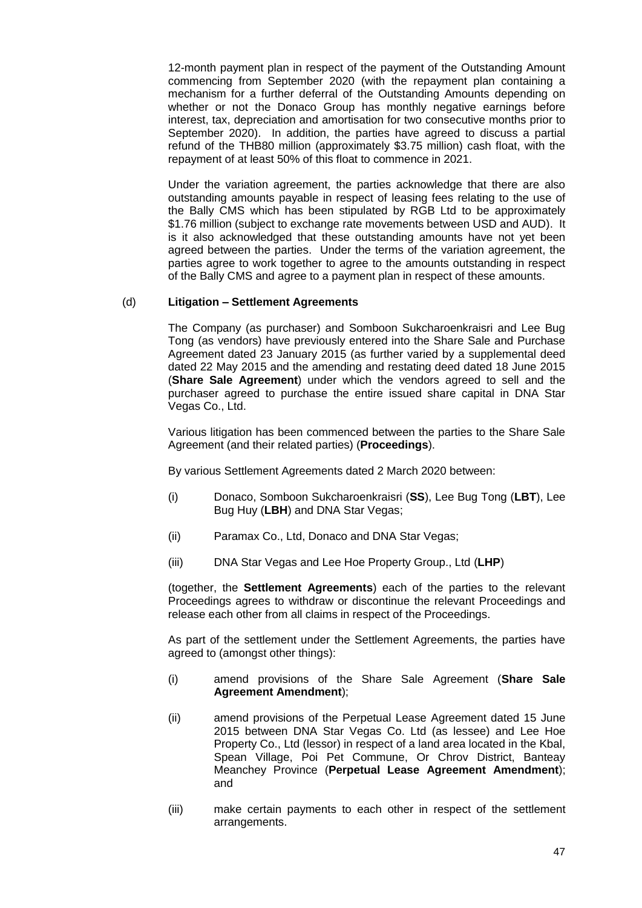12-month payment plan in respect of the payment of the Outstanding Amount commencing from September 2020 (with the repayment plan containing a mechanism for a further deferral of the Outstanding Amounts depending on whether or not the Donaco Group has monthly negative earnings before interest, tax, depreciation and amortisation for two consecutive months prior to September 2020). In addition, the parties have agreed to discuss a partial refund of the THB80 million (approximately $3.75 million) cash float, with the repayment of at least 50% of this float to commence in 2021.

Under the variation agreement, the parties acknowledge that there are also outstanding amounts payable in respect of leasing fees relating to the use of the Bally CMS which has been stipulated by RGB Ltd to be approximately $1.76 million (subject to exchange rate movements between USD and AUD). It is it also acknowledged that these outstanding amounts have not yet been agreed between the parties. Under the terms of the variation agreement, the parties agree to work together to agree to the amounts outstanding in respect of the Bally CMS and agree to a payment plan in respect of these amounts.

(d) **Litigation – Settlement Agreements**

The Company (as purchaser) and Somboon Sukcharoenkraisri and Lee Bug Tong (as vendors) have previously entered into the Share Sale and Purchase Agreement dated 23 January 2015 (as further varied by a supplemental deed dated 22 May 2015 and the amending and restating deed dated 18 June 2015 (**Share Sale Agreement**) under which the vendors agreed to sell and the purchaser agreed to purchase the entire issued share capital in DNA Star Vegas Co., Ltd.

Various litigation has been commenced between the parties to the Share Sale Agreement (and their related parties) (**Proceedings**).

By various Settlement Agreements dated 2 March 2020 between:

(i) Donaco, Somboon Sukcharoenkraisri (**SS**), Lee Bug Tong (**LBT**), Lee Bug Huy (**LBH**) and DNA Star Vegas;

(ii) Paramax Co., Ltd, Donaco and DNA Star Vegas;

(iii) DNA Star Vegas and Lee Hoe Property Group., Ltd (**LHP**)

(together, the **Settlement Agreements**) each of the parties to the relevant Proceedings agrees to withdraw or discontinue the relevant Proceedings and release each other from all claims in respect of the Proceedings.

As part of the settlement under the Settlement Agreements, the parties have agreed to (amongst other things):

(i) amend provisions of the Share Sale Agreement (**Share Sale Agreement Amendment**);

(ii) amend provisions of the Perpetual Lease Agreement dated 15 June 2015 between DNA Star Vegas Co. Ltd (as lessee) and Lee Hoe Property Co., Ltd (lessor) in respect of a land area located in the Kbal, Spean Village, Poi Pet Commune, Or Chrov District, Banteay Meanchey Province (**Perpetual Lease Agreement Amendment**); and

(iii) make certain payments to each other in respect of the settlement arrangements.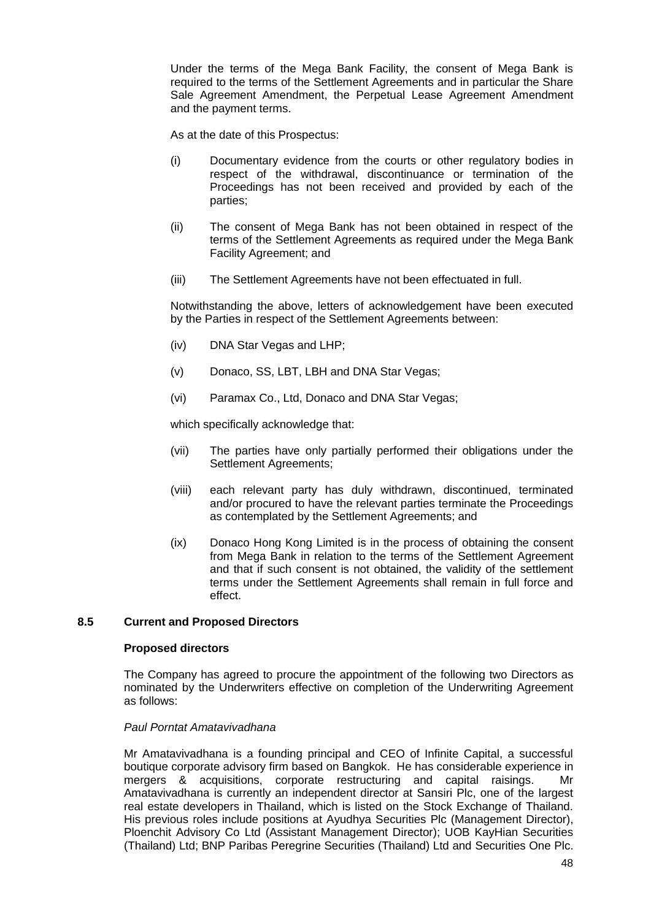Under the terms of the Mega Bank Facility, the consent of Mega Bank is required to the terms of the Settlement Agreements and in particular the Share Sale Agreement Amendment, the Perpetual Lease Agreement Amendment and the payment terms.

As at the date of this Prospectus:

(i) Documentary evidence from the courts or other regulatory bodies in respect of the withdrawal, discontinuance or termination of the Proceedings has not been received and provided by each of the parties;

(ii) The consent of Mega Bank has not been obtained in respect of the terms of the Settlement Agreements as required under the Mega Bank Facility Agreement; and

(iii) The Settlement Agreements have not been effectuated in full.

Notwithstanding the above, letters of acknowledgement have been executed by the Parties in respect of the Settlement Agreements between:

(iv) DNA Star Vegas and LHP;

(v) Donaco, SS, LBT, LBH and DNA Star Vegas;

(vi) Paramax Co., Ltd, Donaco and DNA Star Vegas;

which specifically acknowledge that:

(vii) The parties have only partially performed their obligations under the Settlement Agreements;

(viii) each relevant party has duly withdrawn, discontinued, terminated and/or procured to have the relevant parties terminate the Proceedings as contemplated by the Settlement Agreements; and

(ix) Donaco Hong Kong Limited is in the process of obtaining the consent from Mega Bank in relation to the terms of the Settlement Agreement and that if such consent is not obtained, the validity of the settlement terms under the Settlement Agreements shall remain in full force and effect.

## 8.5 Current and Proposed Directors

### Proposed directors

The Company has agreed to procure the appointment of the following two Directors as nominated by the Underwriters effective on completion of the Underwriting Agreement as follows:

*Paul Porntat Amatavivadhana*

Mr Amatavivadhana is a founding principal and CEO of Infinite Capital, a successful boutique corporate advisory firm based on Bangkok. He has considerable experience in mergers & acquisitions, corporate restructuring and capital raisings. Mr Amatavivadhana is currently an independent director at Sansiri Plc, one of the largest real estate developers in Thailand, which is listed on the Stock Exchange of Thailand. His previous roles include positions at Ayudhya Securities Plc (Management Director), Ploenchit Advisory Co Ltd (Assistant Management Director); UOB KayHian Securities (Thailand) Ltd; BNP Paribas Peregrine Securities (Thailand) Ltd and Securities One Plc.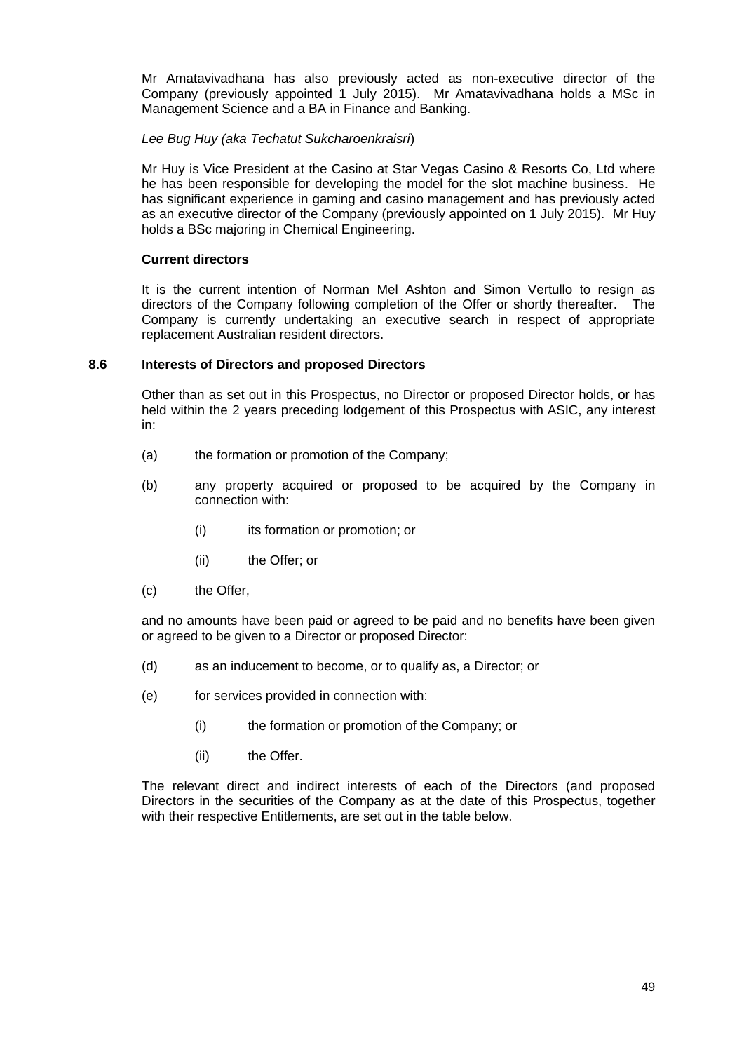Mr Amatavivadhana has also previously acted as non-executive director of the Company (previously appointed 1 July 2015). Mr Amatavivadhana holds a MSc in Management Science and a BA in Finance and Banking.

*Lee Bug Huy (aka Techatut Sukcharoenkraisri*)

Mr Huy is Vice President at the Casino at Star Vegas Casino & Resorts Co, Ltd where he has been responsible for developing the model for the slot machine business. He has significant experience in gaming and casino management and has previously acted as an executive director of the Company (previously appointed on 1 July 2015). Mr Huy holds a BSc majoring in Chemical Engineering.

**Current directors**

It is the current intention of Norman Mel Ashton and Simon Vertullo to resign as directors of the Company following completion of the Offer or shortly thereafter. The Company is currently undertaking an executive search in respect of appropriate replacement Australian resident directors.

## 8.6 Interests of Directors and proposed Directors

Other than as set out in this Prospectus, no Director or proposed Director holds, or has held within the 2 years preceding lodgement of this Prospectus with ASIC, any interest in:

(a) the formation or promotion of the Company;

(b) any property acquired or proposed to be acquired by the Company in connection with:

  (i) its formation or promotion; or

  (ii) the Offer; or

(c) the Offer,

and no amounts have been paid or agreed to be paid and no benefits have been given or agreed to be given to a Director or proposed Director:

(d) as an inducement to become, or to qualify as, a Director; or

(e) for services provided in connection with:

  (i) the formation or promotion of the Company; or

  (ii) the Offer.

The relevant direct and indirect interests of each of the Directors (and proposed Directors in the securities of the Company as at the date of this Prospectus, together with their respective Entitlements, are set out in the table below.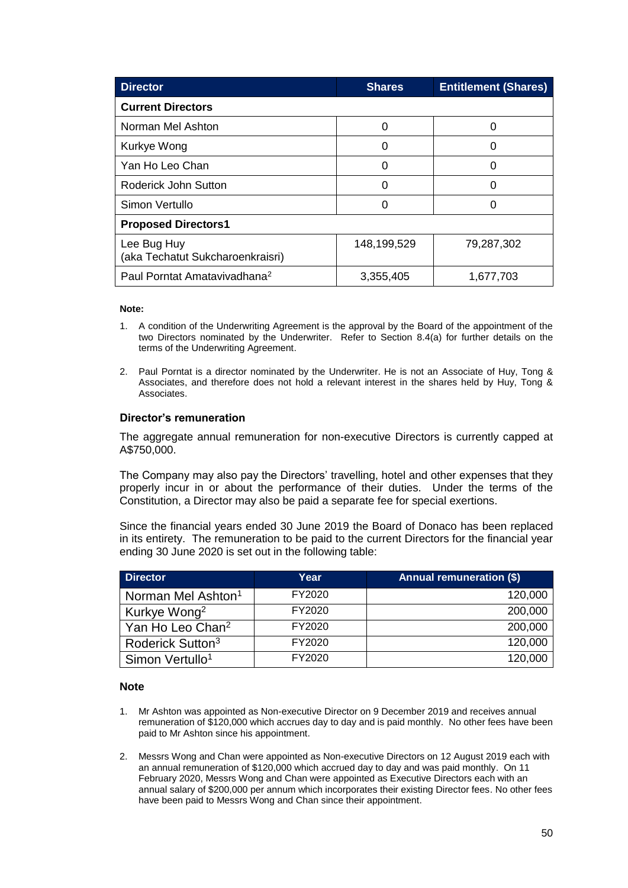| Director | Shares | Entitlement (Shares) |
|---|---|---|
| **Current Directors** | | |
| Norman Mel Ashton | 0 | 0 |
| Kurkye Wong | 0 | 0 |
| Yan Ho Leo Chan | 0 | 0 |
| Roderick John Sutton | 0 | 0 |
| Simon Vertullo | 0 | 0 |
| **Proposed Directors1** | | |
| Lee Bug Huy (aka Techatut Sukcharoenkraisri) | 148,199,529 | 79,287,302 |
| Paul Porntat Amatavivadhana[2] | 3,355,405 | 1,677,703 |

**Note:**

1. A condition of the Underwriting Agreement is the approval by the Board of the appointment of the two Directors nominated by the Underwriter. Refer to Section 8.4(a) for further details on the terms of the Underwriting Agreement.
2. Paul Porntat is a director nominated by the Underwriter. He is not an Associate of Huy, Tong & Associates, and therefore does not hold a relevant interest in the shares held by Huy, Tong & Associates.

### Director's remuneration

The aggregate annual remuneration for non-executive Directors is currently capped at A$750,000.

The Company may also pay the Directors' travelling, hotel and other expenses that they properly incur in or about the performance of their duties. Under the terms of the Constitution, a Director may also be paid a separate fee for special exertions.

Since the financial years ended 30 June 2019 the Board of Donaco has been replaced in its entirety. The remuneration to be paid to the current Directors for the financial year ending 30 June 2020 is set out in the following table:

| Director | Year | Annual remuneration ($) |
|---|---|---|
| Norman Mel Ashton[1] | FY2020 | 120,000 |
| Kurkye Wong[2] | FY2020 | 200,000 |
| Yan Ho Leo Chan[2] | FY2020 | 200,000 |
| Roderick Sutton[3] | FY2020 | 120,000 |
| Simon Vertullo[1] | FY2020 | 120,000 |

**Note**

1. Mr Ashton was appointed as Non-executive Director on 9 December 2019 and receives annual remuneration of $120,000 which accrues day to day and is paid monthly. No other fees have been paid to Mr Ashton since his appointment.
2. Messrs Wong and Chan were appointed as Non-executive Directors on 12 August 2019 each with an annual remuneration of $120,000 which accrued day to day and was paid monthly. On 11 February 2020, Messrs Wong and Chan were appointed as Executive Directors each with an annual salary of $200,000 per annum which incorporates their existing Director fees. No other fees have been paid to Messrs Wong and Chan since their appointment.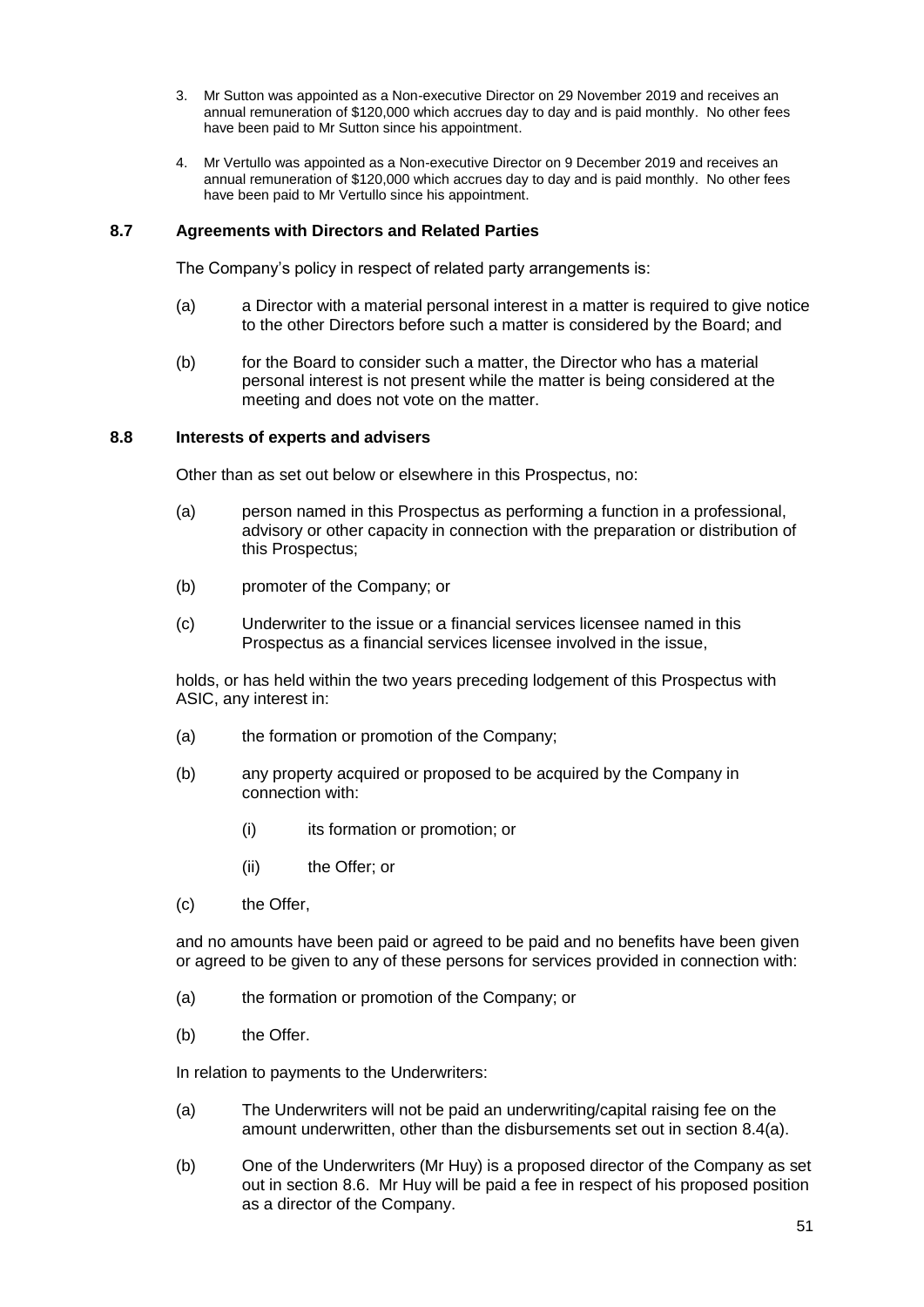3. Mr Sutton was appointed as a Non-executive Director on 29 November 2019 and receives an annual remuneration of $120,000 which accrues day to day and is paid monthly. No other fees have been paid to Mr Sutton since his appointment.

4. Mr Vertullo was appointed as a Non-executive Director on 9 December 2019 and receives an annual remuneration of $120,000 which accrues day to day and is paid monthly. No other fees have been paid to Mr Vertullo since his appointment.

### 8.7 Agreements with Directors and Related Parties

The Company's policy in respect of related party arrangements is:

(a) a Director with a material personal interest in a matter is required to give notice to the other Directors before such a matter is considered by the Board; and

(b) for the Board to consider such a matter, the Director who has a material personal interest is not present while the matter is being considered at the meeting and does not vote on the matter.

### 8.8 Interests of experts and advisers

Other than as set out below or elsewhere in this Prospectus, no:

(a) person named in this Prospectus as performing a function in a professional, advisory or other capacity in connection with the preparation or distribution of this Prospectus;

(b) promoter of the Company; or

(c) Underwriter to the issue or a financial services licensee named in this Prospectus as a financial services licensee involved in the issue,

holds, or has held within the two years preceding lodgement of this Prospectus with ASIC, any interest in:

(a) the formation or promotion of the Company;

(b) any property acquired or proposed to be acquired by the Company in connection with:

  (i) its formation or promotion; or

  (ii) the Offer; or

(c) the Offer,

and no amounts have been paid or agreed to be paid and no benefits have been given or agreed to be given to any of these persons for services provided in connection with:

(a) the formation or promotion of the Company; or

(b) the Offer.

In relation to payments to the Underwriters:

(a) The Underwriters will not be paid an underwriting/capital raising fee on the amount underwritten, other than the disbursements set out in section 8.4(a).

(b) One of the Underwriters (Mr Huy) is a proposed director of the Company as set out in section 8.6. Mr Huy will be paid a fee in respect of his proposed position as a director of the Company.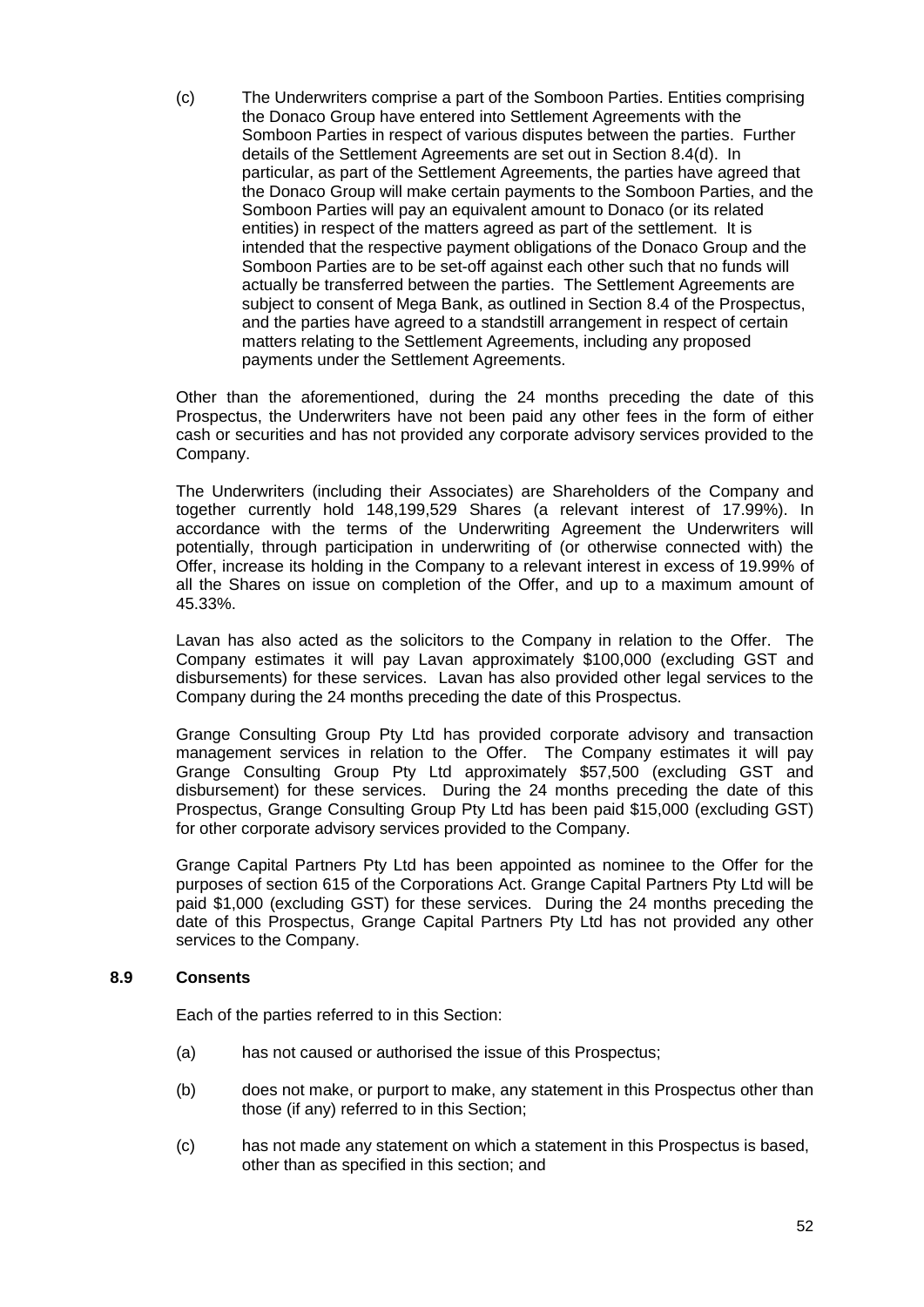(c) The Underwriters comprise a part of the Somboon Parties. Entities comprising the Donaco Group have entered into Settlement Agreements with the Somboon Parties in respect of various disputes between the parties. Further details of the Settlement Agreements are set out in Section 8.4(d). In particular, as part of the Settlement Agreements, the parties have agreed that the Donaco Group will make certain payments to the Somboon Parties, and the Somboon Parties will pay an equivalent amount to Donaco (or its related entities) in respect of the matters agreed as part of the settlement. It is intended that the respective payment obligations of the Donaco Group and the Somboon Parties are to be set-off against each other such that no funds will actually be transferred between the parties. The Settlement Agreements are subject to consent of Mega Bank, as outlined in Section 8.4 of the Prospectus, and the parties have agreed to a standstill arrangement in respect of certain matters relating to the Settlement Agreements, including any proposed payments under the Settlement Agreements.

Other than the aforementioned, during the 24 months preceding the date of this Prospectus, the Underwriters have not been paid any other fees in the form of either cash or securities and has not provided any corporate advisory services provided to the Company.

The Underwriters (including their Associates) are Shareholders of the Company and together currently hold 148,199,529 Shares (a relevant interest of 17.99%). In accordance with the terms of the Underwriting Agreement the Underwriters will potentially, through participation in underwriting of (or otherwise connected with) the Offer, increase its holding in the Company to a relevant interest in excess of 19.99% of all the Shares on issue on completion of the Offer, and up to a maximum amount of 45.33%.

Lavan has also acted as the solicitors to the Company in relation to the Offer. The Company estimates it will pay Lavan approximately $100,000 (excluding GST and disbursements) for these services. Lavan has also provided other legal services to the Company during the 24 months preceding the date of this Prospectus.

Grange Consulting Group Pty Ltd has provided corporate advisory and transaction management services in relation to the Offer. The Company estimates it will pay Grange Consulting Group Pty Ltd approximately $57,500 (excluding GST and disbursement) for these services. During the 24 months preceding the date of this Prospectus, Grange Consulting Group Pty Ltd has been paid $15,000 (excluding GST) for other corporate advisory services provided to the Company.

Grange Capital Partners Pty Ltd has been appointed as nominee to the Offer for the purposes of section 615 of the Corporations Act. Grange Capital Partners Pty Ltd will be paid $1,000 (excluding GST) for these services. During the 24 months preceding the date of this Prospectus, Grange Capital Partners Pty Ltd has not provided any other services to the Company.

## 8.9 Consents

Each of the parties referred to in this Section:

(a) has not caused or authorised the issue of this Prospectus;

(b) does not make, or purport to make, any statement in this Prospectus other than those (if any) referred to in this Section;

(c) has not made any statement on which a statement in this Prospectus is based, other than as specified in this section; and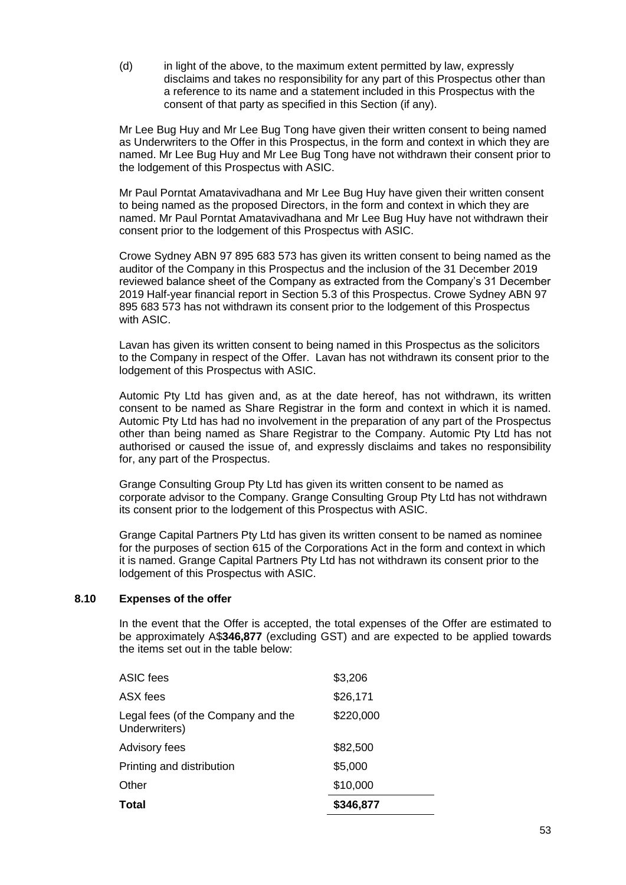(d) in light of the above, to the maximum extent permitted by law, expressly disclaims and takes no responsibility for any part of this Prospectus other than a reference to its name and a statement included in this Prospectus with the consent of that party as specified in this Section (if any).

Mr Lee Bug Huy and Mr Lee Bug Tong have given their written consent to being named as Underwriters to the Offer in this Prospectus, in the form and context in which they are named. Mr Lee Bug Huy and Mr Lee Bug Tong have not withdrawn their consent prior to the lodgement of this Prospectus with ASIC.

Mr Paul Porntat Amatavivadhana and Mr Lee Bug Huy have given their written consent to being named as the proposed Directors, in the form and context in which they are named. Mr Paul Porntat Amatavivadhana and Mr Lee Bug Huy have not withdrawn their consent prior to the lodgement of this Prospectus with ASIC.

Crowe Sydney ABN 97 895 683 573 has given its written consent to being named as the auditor of the Company in this Prospectus and the inclusion of the 31 December 2019 reviewed balance sheet of the Company as extracted from the Company's 31 December 2019 Half-year financial report in Section 5.3 of this Prospectus. Crowe Sydney ABN 97 895 683 573 has not withdrawn its consent prior to the lodgement of this Prospectus with ASIC.

Lavan has given its written consent to being named in this Prospectus as the solicitors to the Company in respect of the Offer. Lavan has not withdrawn its consent prior to the lodgement of this Prospectus with ASIC.

Automic Pty Ltd has given and, as at the date hereof, has not withdrawn, its written consent to be named as Share Registrar in the form and context in which it is named. Automic Pty Ltd has had no involvement in the preparation of any part of the Prospectus other than being named as Share Registrar to the Company. Automic Pty Ltd has not authorised or caused the issue of, and expressly disclaims and takes no responsibility for, any part of the Prospectus.

Grange Consulting Group Pty Ltd has given its written consent to be named as corporate advisor to the Company. Grange Consulting Group Pty Ltd has not withdrawn its consent prior to the lodgement of this Prospectus with ASIC.

Grange Capital Partners Pty Ltd has given its written consent to be named as nominee for the purposes of section 615 of the Corporations Act in the form and context in which it is named. Grange Capital Partners Pty Ltd has not withdrawn its consent prior to the lodgement of this Prospectus with ASIC.

## 8.10 Expenses of the offer

In the event that the Offer is accepted, the total expenses of the Offer are estimated to be approximately A$**346,877** (excluding GST) and are expected to be applied towards the items set out in the table below:

| | |
|---|---|
| ASIC fees | $3,206 |
| ASX fees | $26,171 |
| Legal fees (of the Company and the Underwriters) | $220,000 |
| Advisory fees | $82,500 |
| Printing and distribution | $5,000 |
| Other | $10,000 |
| **Total** | **$346,877** |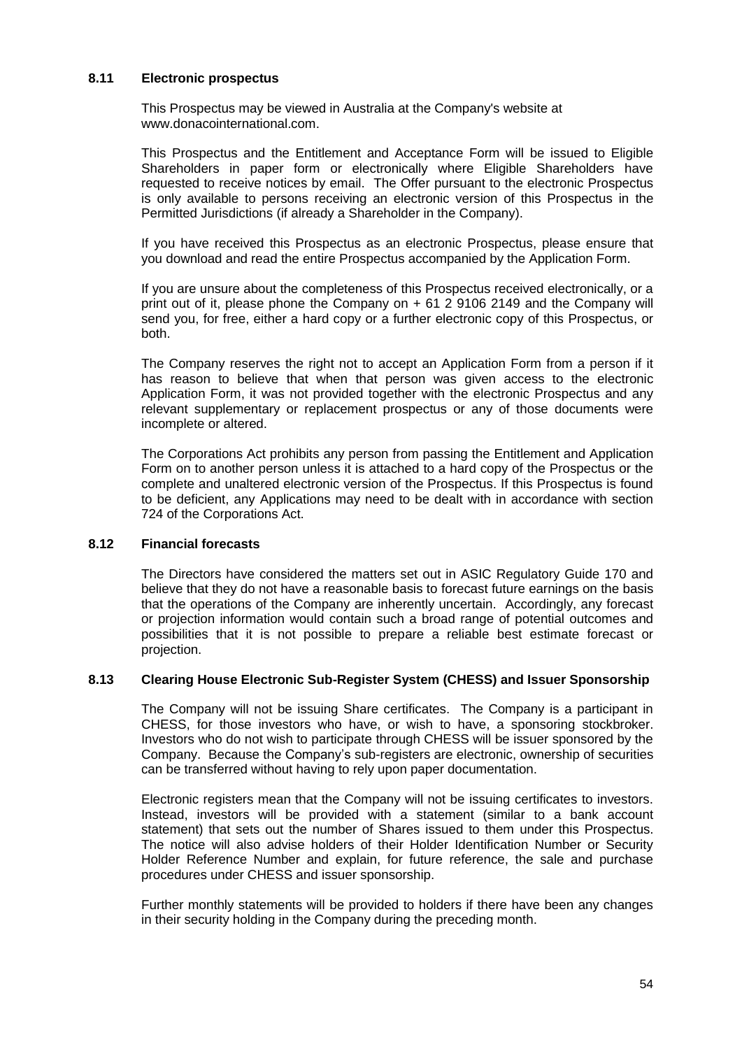### 8.11 Electronic prospectus

This Prospectus may be viewed in Australia at the Company's website at www.donacointernational.com.

This Prospectus and the Entitlement and Acceptance Form will be issued to Eligible Shareholders in paper form or electronically where Eligible Shareholders have requested to receive notices by email. The Offer pursuant to the electronic Prospectus is only available to persons receiving an electronic version of this Prospectus in the Permitted Jurisdictions (if already a Shareholder in the Company).

If you have received this Prospectus as an electronic Prospectus, please ensure that you download and read the entire Prospectus accompanied by the Application Form.

If you are unsure about the completeness of this Prospectus received electronically, or a print out of it, please phone the Company on + 61 2 9106 2149 and the Company will send you, for free, either a hard copy or a further electronic copy of this Prospectus, or both.

The Company reserves the right not to accept an Application Form from a person if it has reason to believe that when that person was given access to the electronic Application Form, it was not provided together with the electronic Prospectus and any relevant supplementary or replacement prospectus or any of those documents were incomplete or altered.

The Corporations Act prohibits any person from passing the Entitlement and Application Form on to another person unless it is attached to a hard copy of the Prospectus or the complete and unaltered electronic version of the Prospectus. If this Prospectus is found to be deficient, any Applications may need to be dealt with in accordance with section 724 of the Corporations Act.

### 8.12 Financial forecasts

The Directors have considered the matters set out in ASIC Regulatory Guide 170 and believe that they do not have a reasonable basis to forecast future earnings on the basis that the operations of the Company are inherently uncertain. Accordingly, any forecast or projection information would contain such a broad range of potential outcomes and possibilities that it is not possible to prepare a reliable best estimate forecast or projection.

### 8.13 Clearing House Electronic Sub-Register System (CHESS) and Issuer Sponsorship

The Company will not be issuing Share certificates. The Company is a participant in CHESS, for those investors who have, or wish to have, a sponsoring stockbroker. Investors who do not wish to participate through CHESS will be issuer sponsored by the Company. Because the Company's sub-registers are electronic, ownership of securities can be transferred without having to rely upon paper documentation.

Electronic registers mean that the Company will not be issuing certificates to investors. Instead, investors will be provided with a statement (similar to a bank account statement) that sets out the number of Shares issued to them under this Prospectus. The notice will also advise holders of their Holder Identification Number or Security Holder Reference Number and explain, for future reference, the sale and purchase procedures under CHESS and issuer sponsorship.

Further monthly statements will be provided to holders if there have been any changes in their security holding in the Company during the preceding month.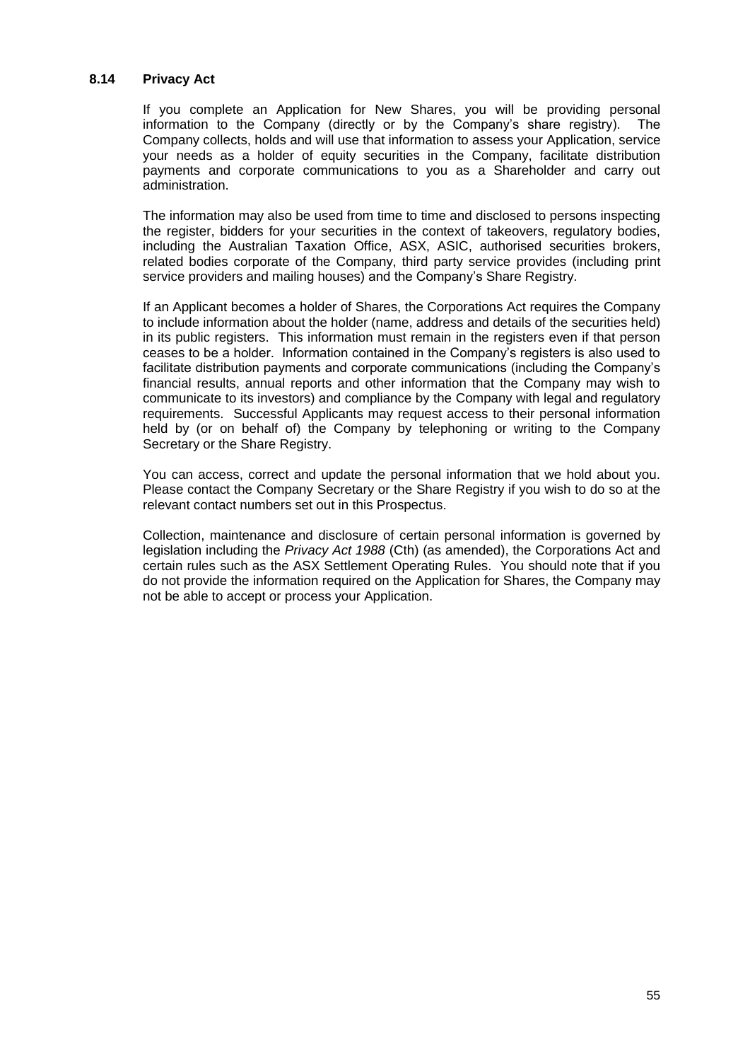### 8.14 Privacy Act

If you complete an Application for New Shares, you will be providing personal information to the Company (directly or by the Company's share registry). The Company collects, holds and will use that information to assess your Application, service your needs as a holder of equity securities in the Company, facilitate distribution payments and corporate communications to you as a Shareholder and carry out administration.

The information may also be used from time to time and disclosed to persons inspecting the register, bidders for your securities in the context of takeovers, regulatory bodies, including the Australian Taxation Office, ASX, ASIC, authorised securities brokers, related bodies corporate of the Company, third party service provides (including print service providers and mailing houses) and the Company's Share Registry.

If an Applicant becomes a holder of Shares, the Corporations Act requires the Company to include information about the holder (name, address and details of the securities held) in its public registers. This information must remain in the registers even if that person ceases to be a holder. Information contained in the Company's registers is also used to facilitate distribution payments and corporate communications (including the Company's financial results, annual reports and other information that the Company may wish to communicate to its investors) and compliance by the Company with legal and regulatory requirements. Successful Applicants may request access to their personal information held by (or on behalf of) the Company by telephoning or writing to the Company Secretary or the Share Registry.

You can access, correct and update the personal information that we hold about you. Please contact the Company Secretary or the Share Registry if you wish to do so at the relevant contact numbers set out in this Prospectus.

Collection, maintenance and disclosure of certain personal information is governed by legislation including the *Privacy Act 1988* (Cth) (as amended), the Corporations Act and certain rules such as the ASX Settlement Operating Rules. You should note that if you do not provide the information required on the Application for Shares, the Company may not be able to accept or process your Application.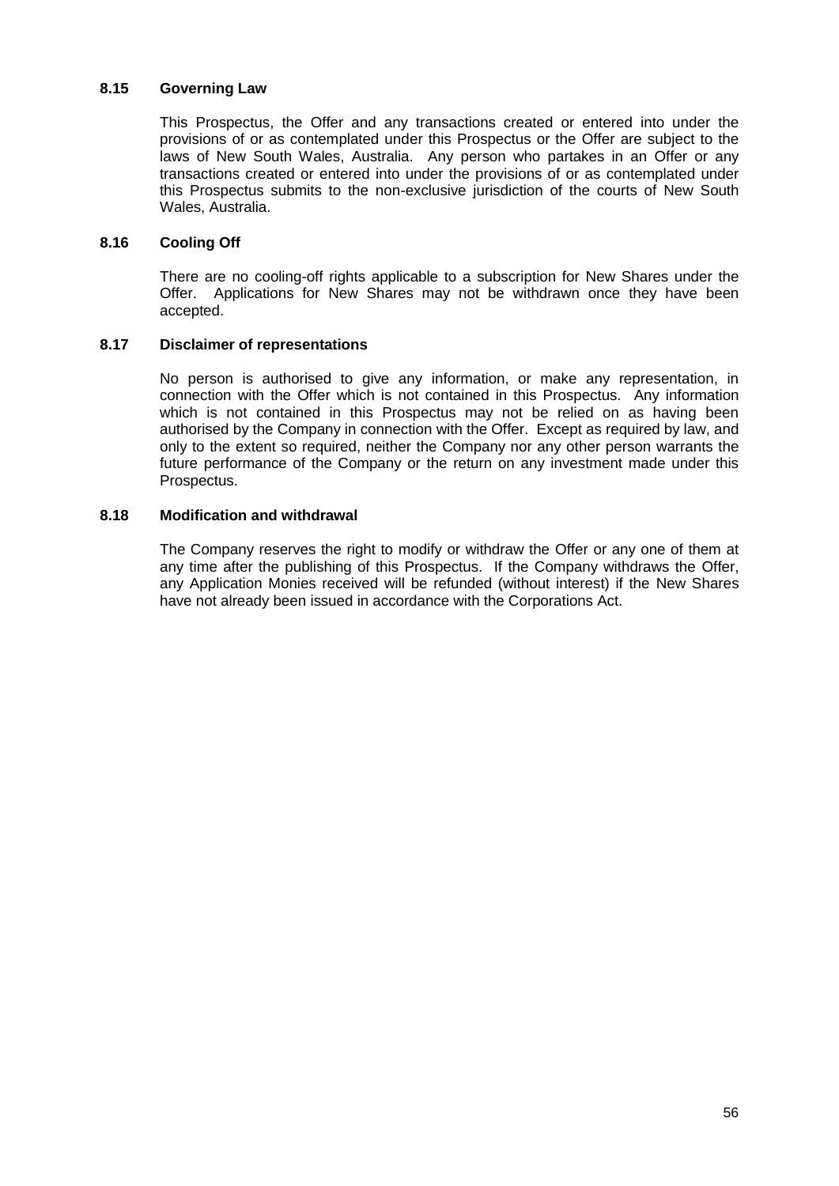### 8.15 Governing Law

This Prospectus, the Offer and any transactions created or entered into under the provisions of or as contemplated under this Prospectus or the Offer are subject to the laws of New South Wales, Australia. Any person who partakes in an Offer or any transactions created or entered into under the provisions of or as contemplated under this Prospectus submits to the non-exclusive jurisdiction of the courts of New South Wales, Australia.

### 8.16 Cooling Off

There are no cooling-off rights applicable to a subscription for New Shares under the Offer. Applications for New Shares may not be withdrawn once they have been accepted.

### 8.17 Disclaimer of representations

No person is authorised to give any information, or make any representation, in connection with the Offer which is not contained in this Prospectus. Any information which is not contained in this Prospectus may not be relied on as having been authorised by the Company in connection with the Offer. Except as required by law, and only to the extent so required, neither the Company nor any other person warrants the future performance of the Company or the return on any investment made under this Prospectus.

### 8.18 Modification and withdrawal

The Company reserves the right to modify or withdraw the Offer or any one of them at any time after the publishing of this Prospectus. If the Company withdraws the Offer, any Application Monies received will be refunded (without interest) if the New Shares have not already been issued in accordance with the Corporations Act.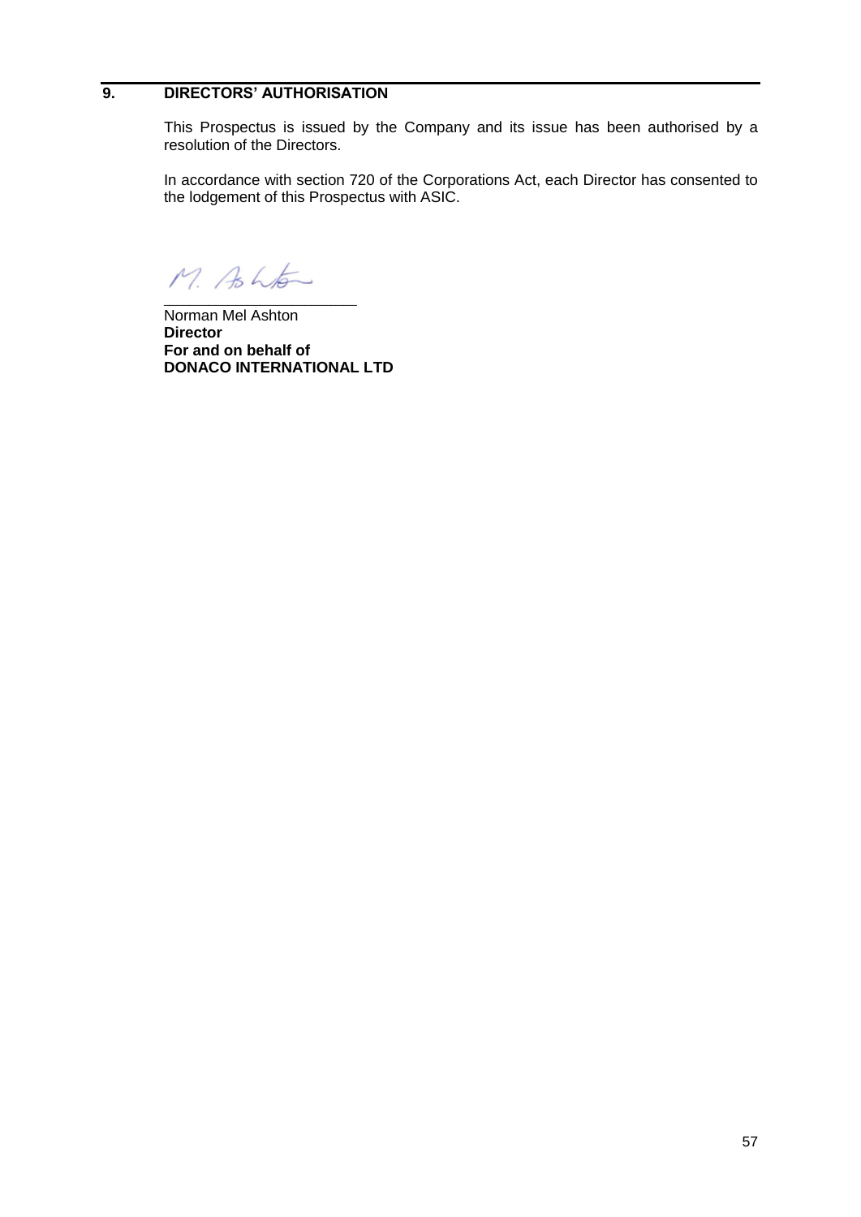## 9. DIRECTORS' AUTHORISATION

This Prospectus is issued by the Company and its issue has been authorised by a resolution of the Directors.

In accordance with section 720 of the Corporations Act, each Director has consented to the lodgement of this Prospectus with ASIC.

M. Ashton

\_\_\_\_\_\_\_\_\_\_\_\_\_\_\_\_\_\_\_\_\_\_\_\_\_

Norman Mel Ashton
**Director**
**For and on behalf of**
**DONACO INTERNATIONAL LTD**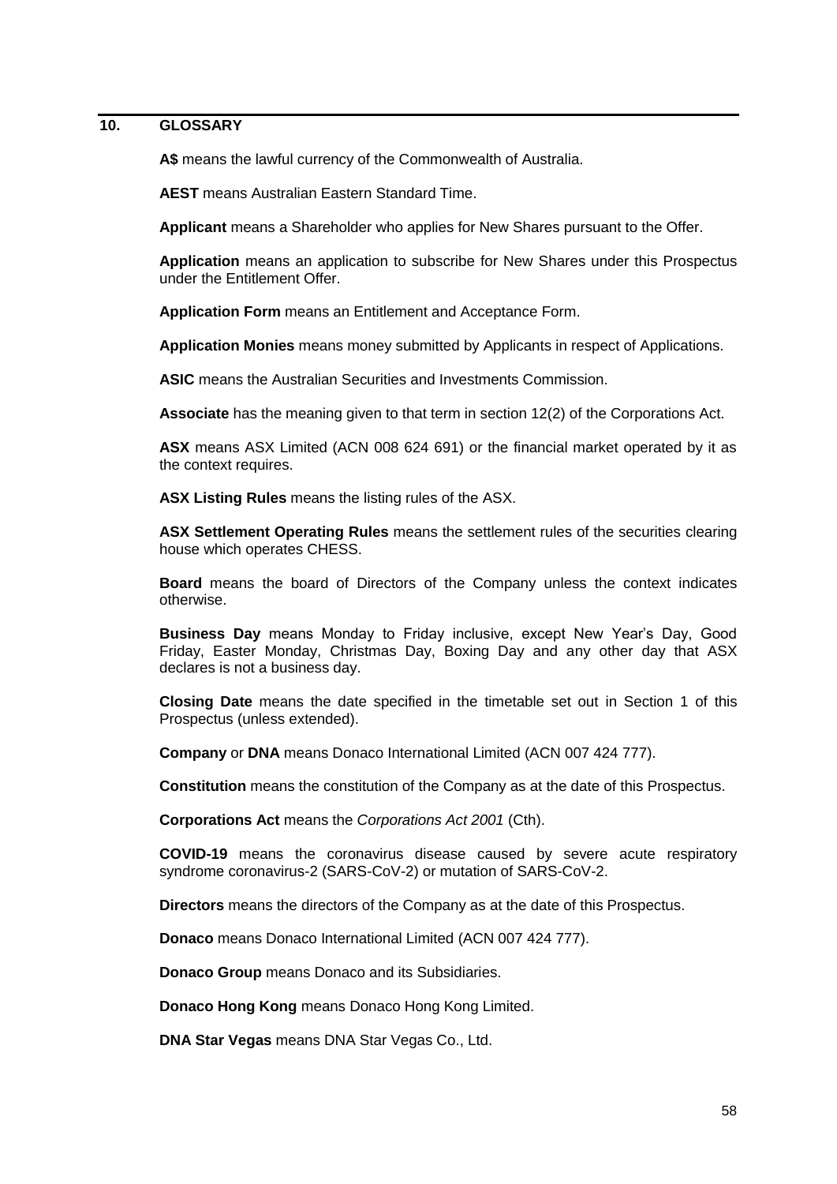## 10. GLOSSARY

**A$** means the lawful currency of the Commonwealth of Australia.

**AEST** means Australian Eastern Standard Time.

**Applicant** means a Shareholder who applies for New Shares pursuant to the Offer.

**Application** means an application to subscribe for New Shares under this Prospectus under the Entitlement Offer.

**Application Form** means an Entitlement and Acceptance Form.

**Application Monies** means money submitted by Applicants in respect of Applications.

**ASIC** means the Australian Securities and Investments Commission.

**Associate** has the meaning given to that term in section 12(2) of the Corporations Act.

**ASX** means ASX Limited (ACN 008 624 691) or the financial market operated by it as the context requires.

**ASX Listing Rules** means the listing rules of the ASX.

**ASX Settlement Operating Rules** means the settlement rules of the securities clearing house which operates CHESS.

**Board** means the board of Directors of the Company unless the context indicates otherwise.

**Business Day** means Monday to Friday inclusive, except New Year's Day, Good Friday, Easter Monday, Christmas Day, Boxing Day and any other day that ASX declares is not a business day.

**Closing Date** means the date specified in the timetable set out in Section 1 of this Prospectus (unless extended).

**Company** or **DNA** means Donaco International Limited (ACN 007 424 777).

**Constitution** means the constitution of the Company as at the date of this Prospectus.

**Corporations Act** means the *Corporations Act 2001* (Cth).

**COVID-19** means the coronavirus disease caused by severe acute respiratory syndrome coronavirus-2 (SARS-CoV-2) or mutation of SARS-CoV-2.

**Directors** means the directors of the Company as at the date of this Prospectus.

**Donaco** means Donaco International Limited (ACN 007 424 777).

**Donaco Group** means Donaco and its Subsidiaries.

**Donaco Hong Kong** means Donaco Hong Kong Limited.

**DNA Star Vegas** means DNA Star Vegas Co., Ltd.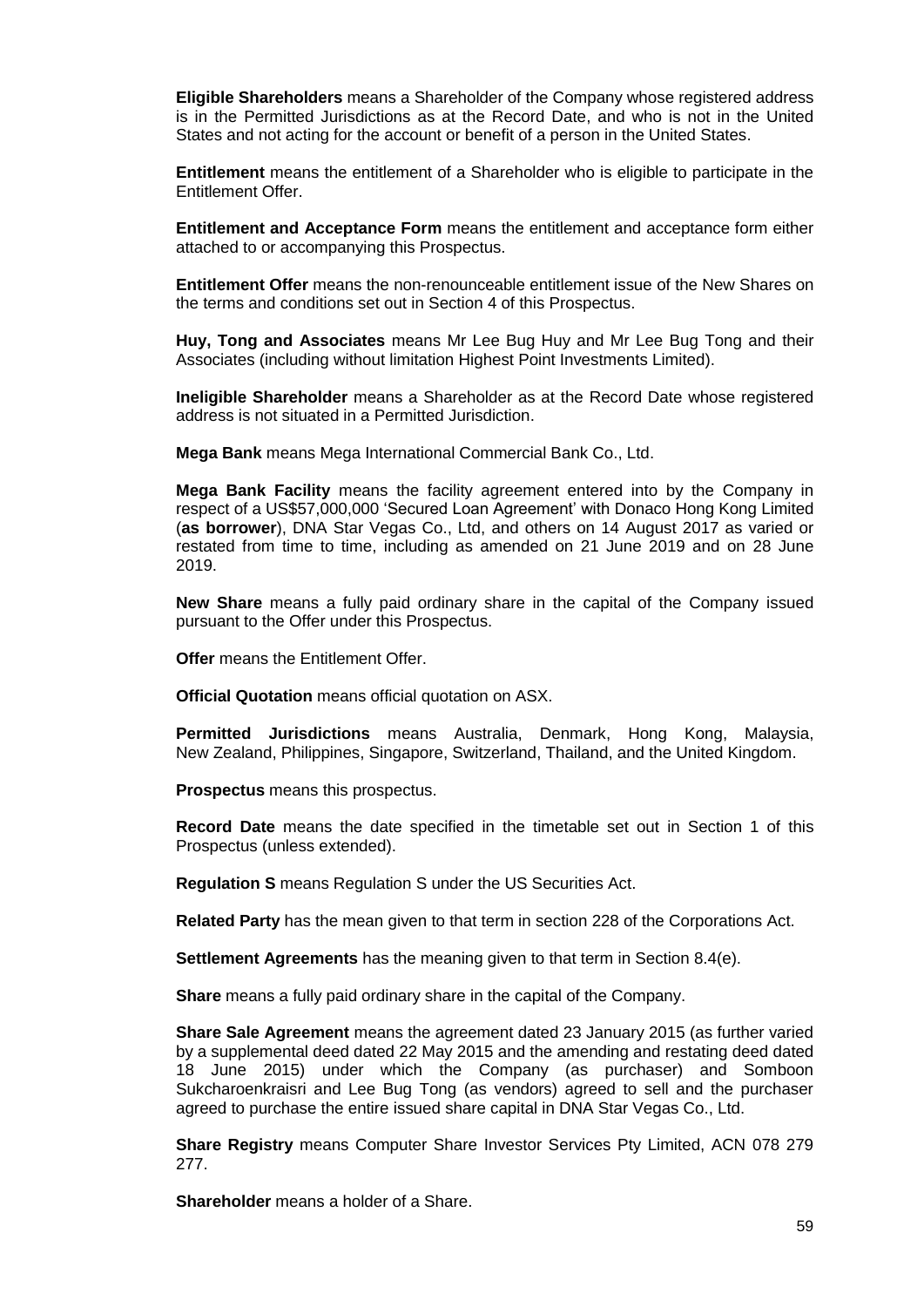**Eligible Shareholders** means a Shareholder of the Company whose registered address is in the Permitted Jurisdictions as at the Record Date, and who is not in the United States and not acting for the account or benefit of a person in the United States.

**Entitlement** means the entitlement of a Shareholder who is eligible to participate in the Entitlement Offer.

**Entitlement and Acceptance Form** means the entitlement and acceptance form either attached to or accompanying this Prospectus.

**Entitlement Offer** means the non-renounceable entitlement issue of the New Shares on the terms and conditions set out in Section 4 of this Prospectus.

**Huy, Tong and Associates** means Mr Lee Bug Huy and Mr Lee Bug Tong and their Associates (including without limitation Highest Point Investments Limited).

**Ineligible Shareholder** means a Shareholder as at the Record Date whose registered address is not situated in a Permitted Jurisdiction.

**Mega Bank** means Mega International Commercial Bank Co., Ltd.

**Mega Bank Facility** means the facility agreement entered into by the Company in respect of a US$57,000,000 'Secured Loan Agreement' with Donaco Hong Kong Limited (**as borrower**), DNA Star Vegas Co., Ltd, and others on 14 August 2017 as varied or restated from time to time, including as amended on 21 June 2019 and on 28 June 2019.

**New Share** means a fully paid ordinary share in the capital of the Company issued pursuant to the Offer under this Prospectus.

**Offer** means the Entitlement Offer.

**Official Quotation** means official quotation on ASX.

**Permitted Jurisdictions** means Australia, Denmark, Hong Kong, Malaysia, New Zealand, Philippines, Singapore, Switzerland, Thailand, and the United Kingdom.

**Prospectus** means this prospectus.

**Record Date** means the date specified in the timetable set out in Section 1 of this Prospectus (unless extended).

**Regulation S** means Regulation S under the US Securities Act.

**Related Party** has the mean given to that term in section 228 of the Corporations Act.

**Settlement Agreements** has the meaning given to that term in Section 8.4(e).

**Share** means a fully paid ordinary share in the capital of the Company.

**Share Sale Agreement** means the agreement dated 23 January 2015 (as further varied by a supplemental deed dated 22 May 2015 and the amending and restating deed dated 18 June 2015) under which the Company (as purchaser) and Somboon Sukcharoenkraisri and Lee Bug Tong (as vendors) agreed to sell and the purchaser agreed to purchase the entire issued share capital in DNA Star Vegas Co., Ltd.

**Share Registry** means Computer Share Investor Services Pty Limited, ACN 078 279 277.

**Shareholder** means a holder of a Share.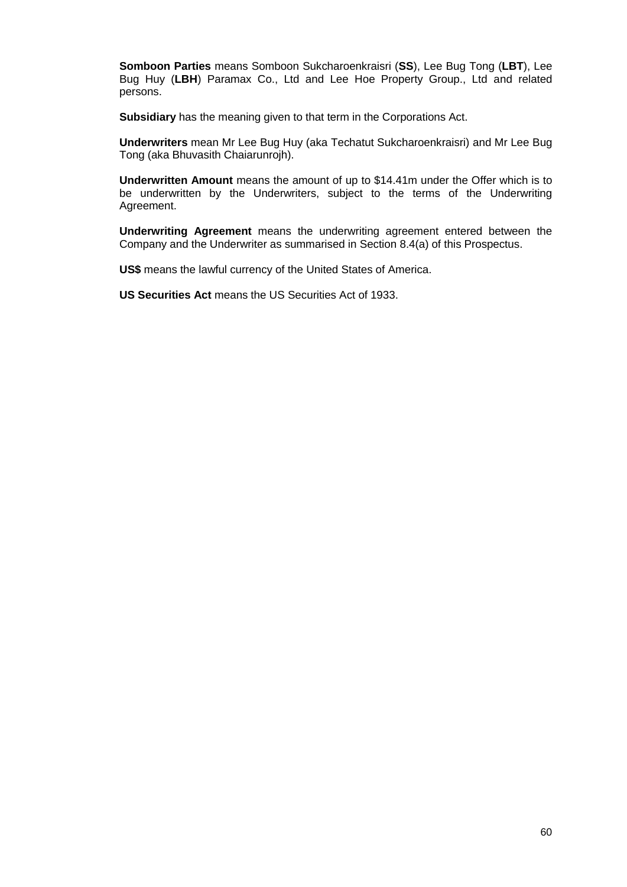**Somboon Parties** means Somboon Sukcharoenkraisri (**SS**), Lee Bug Tong (**LBT**), Lee Bug Huy (**LBH**) Paramax Co., Ltd and Lee Hoe Property Group., Ltd and related persons.

**Subsidiary** has the meaning given to that term in the Corporations Act.

**Underwriters** mean Mr Lee Bug Huy (aka Techatut Sukcharoenkraisri) and Mr Lee Bug Tong (aka Bhuvasith Chaiarunrojh).

**Underwritten Amount** means the amount of up to $14.41m under the Offer which is to be underwritten by the Underwriters, subject to the terms of the Underwriting Agreement.

**Underwriting Agreement** means the underwriting agreement entered between the Company and the Underwriter as summarised in Section 8.4(a) of this Prospectus.

**US$** means the lawful currency of the United States of America.

**US Securities Act** means the US Securities Act of 1933.